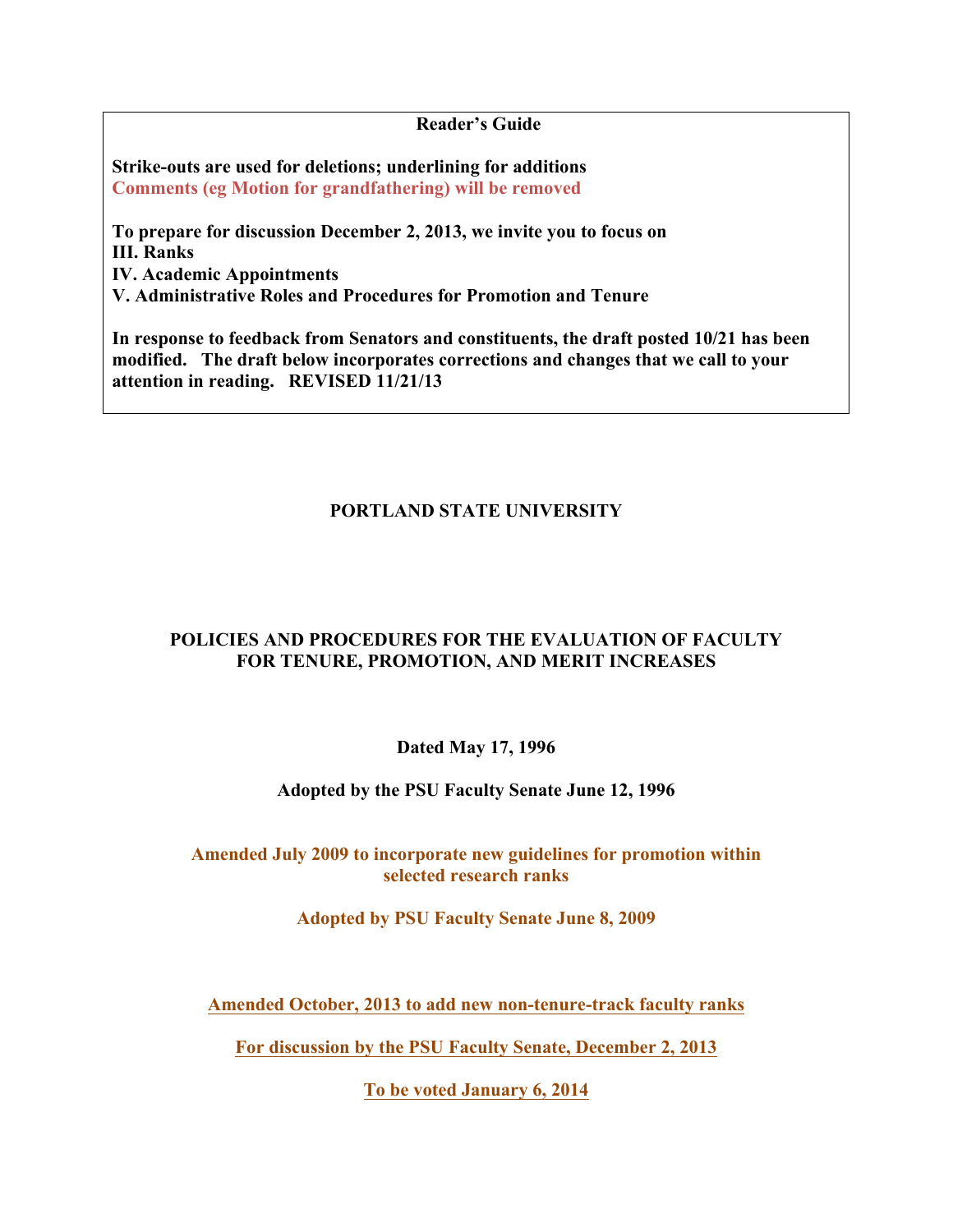**Reader's Guide**

**Strike-outs are used for deletions; underlining for additions**
**Comments (eg Motion for grandfathering) will be removed**

**To prepare for discussion December 2, 2013, we invite you to focus on**
**III. Ranks**
**IV. Academic Appointments**
**V. Administrative Roles and Procedures for Promotion and Tenure**

**In response to feedback from Senators and constituents, the draft posted 10/21 has been modified. The draft below incorporates corrections and changes that we call to your attention in reading. REVISED 11/21/13**

# PORTLAND STATE UNIVERSITY

# POLICIES AND PROCEDURES FOR THE EVALUATION OF FACULTY FOR TENURE, PROMOTION, AND MERIT INCREASES

**Dated May 17, 1996**

**Adopted by the PSU Faculty Senate June 12, 1996**

**Amended July 2009 to incorporate new guidelines for promotion within selected research ranks**

**Adopted by PSU Faculty Senate June 8, 2009**

<u>**Amended October, 2013 to add new non-tenure-track faculty ranks**</u>

<u>**For discussion by the PSU Faculty Senate, December 2, 2013**</u>

<u>**To be voted January 6, 2014**</u>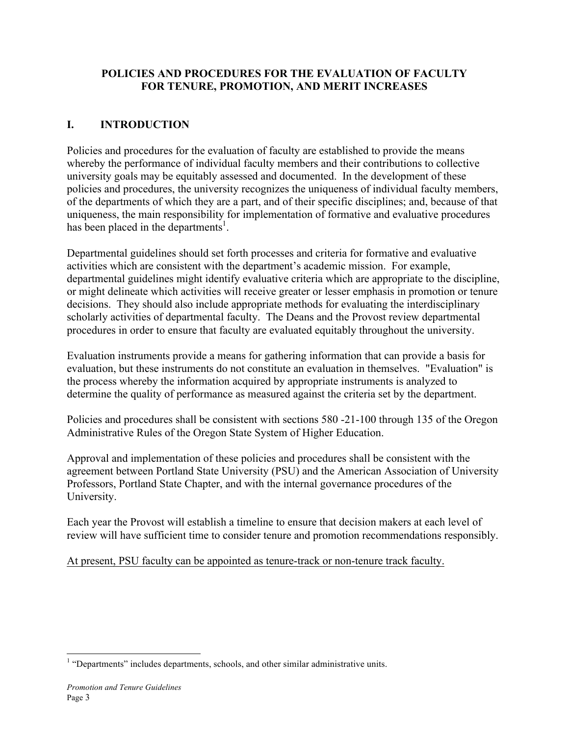# POLICIES AND PROCEDURES FOR THE EVALUATION OF FACULTY FOR TENURE, PROMOTION, AND MERIT INCREASES

## I. INTRODUCTION

Policies and procedures for the evaluation of faculty are established to provide the means whereby the performance of individual faculty members and their contributions to collective university goals may be equitably assessed and documented. In the development of these policies and procedures, the university recognizes the uniqueness of individual faculty members, of the departments of which they are a part, and of their specific disciplines; and, because of that uniqueness, the main responsibility for implementation of formative and evaluative procedures has been placed in the departments[1].

Departmental guidelines should set forth processes and criteria for formative and evaluative activities which are consistent with the department's academic mission. For example, departmental guidelines might identify evaluative criteria which are appropriate to the discipline, or might delineate which activities will receive greater or lesser emphasis in promotion or tenure decisions. They should also include appropriate methods for evaluating the interdisciplinary scholarly activities of departmental faculty. The Deans and the Provost review departmental procedures in order to ensure that faculty are evaluated equitably throughout the university.

Evaluation instruments provide a means for gathering information that can provide a basis for evaluation, but these instruments do not constitute an evaluation in themselves. "Evaluation" is the process whereby the information acquired by appropriate instruments is analyzed to determine the quality of performance as measured against the criteria set by the department.

Policies and procedures shall be consistent with sections 580 -21-100 through 135 of the Oregon Administrative Rules of the Oregon State System of Higher Education.

Approval and implementation of these policies and procedures shall be consistent with the agreement between Portland State University (PSU) and the American Association of University Professors, Portland State Chapter, and with the internal governance procedures of the University.

Each year the Provost will establish a timeline to ensure that decision makers at each level of review will have sufficient time to consider tenure and promotion recommendations responsibly.

<u>At present, PSU faculty can be appointed as tenure-track or non-tenure track faculty.</u>

---

[1] "Departments" includes departments, schools, and other similar administrative units.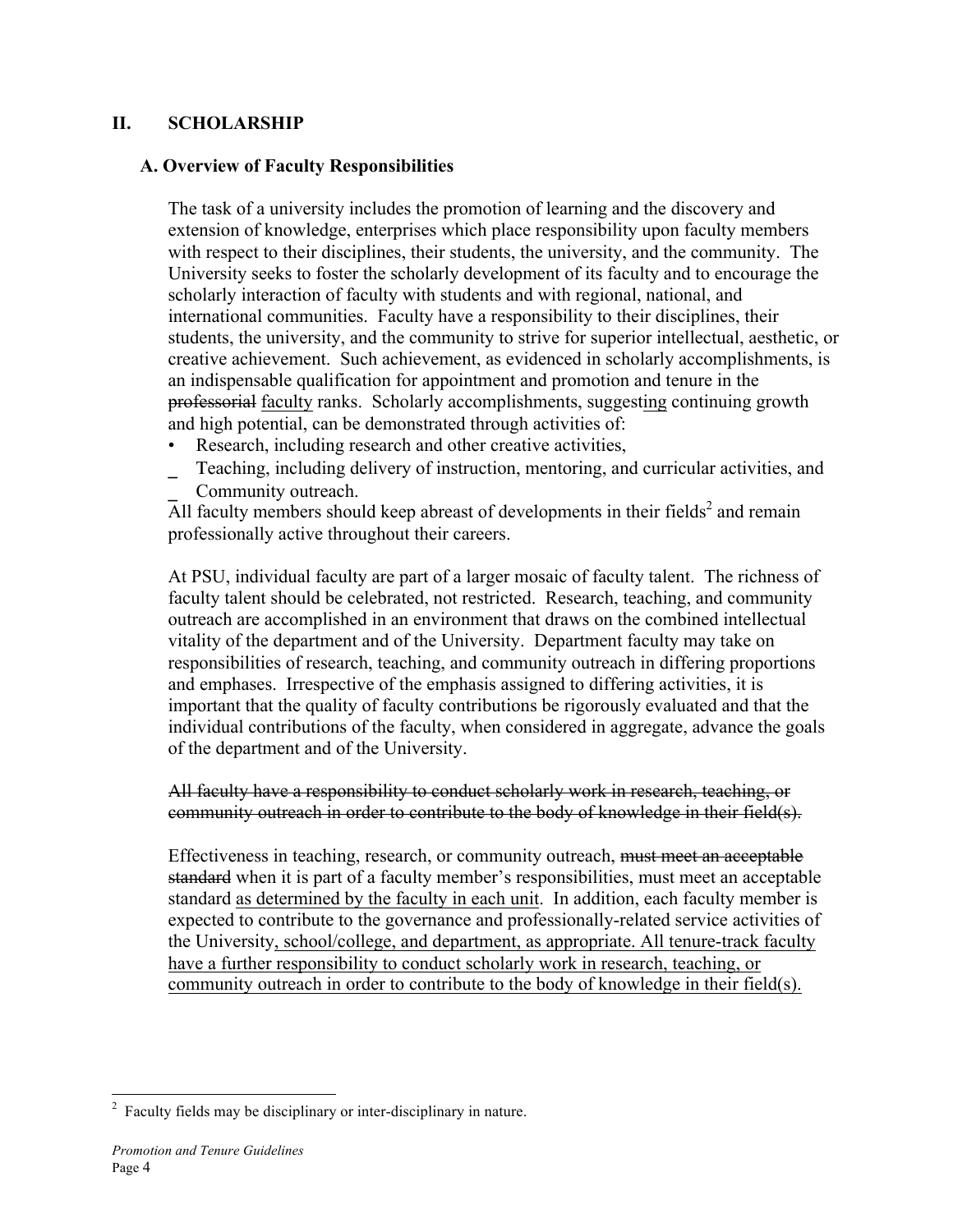## II. SCHOLARSHIP

### A. Overview of Faculty Responsibilities

The task of a university includes the promotion of learning and the discovery and extension of knowledge, enterprises which place responsibility upon faculty members with respect to their disciplines, their students, the university, and the community. The University seeks to foster the scholarly development of its faculty and to encourage the scholarly interaction of faculty with students and with regional, national, and international communities. Faculty have a responsibility to their disciplines, their students, the university, and the community to strive for superior intellectual, aesthetic, or creative achievement. Such achievement, as evidenced in scholarly accomplishments, is an indispensable qualification for appointment and promotion and tenure in the ~~professorial~~ <u>faculty</u> ranks. Scholarly accomplishments, suggest<u>ing</u> continuing growth and high potential, can be demonstrated through activities of:

- Research, including research and other creative activities,
- Teaching, including delivery of instruction, mentoring, and curricular activities, and
- Community outreach.

All faculty members should keep abreast of developments in their fields[2] and remain professionally active throughout their careers.

At PSU, individual faculty are part of a larger mosaic of faculty talent. The richness of faculty talent should be celebrated, not restricted. Research, teaching, and community outreach are accomplished in an environment that draws on the combined intellectual vitality of the department and of the University. Department faculty may take on responsibilities of research, teaching, and community outreach in differing proportions and emphases. Irrespective of the emphasis assigned to differing activities, it is important that the quality of faculty contributions be rigorously evaluated and that the individual contributions of the faculty, when considered in aggregate, advance the goals of the department and of the University.

~~All faculty have a responsibility to conduct scholarly work in research, teaching, or community outreach in order to contribute to the body of knowledge in their field(s).~~

Effectiveness in teaching, research, or community outreach, ~~must meet an acceptable standard~~ when it is part of a faculty member's responsibilities, must meet an acceptable standard <u>as determined by the faculty in each unit</u>. In addition, each faculty member is expected to contribute to the governance and professionally-related service activities of the University<u>, school/college, and department, as appropriate. All tenure-track faculty have a further responsibility to conduct scholarly work in research, teaching, or community outreach in order to contribute to the body of knowledge in their field(s).</u>

---

[2] Faculty fields may be disciplinary or inter-disciplinary in nature.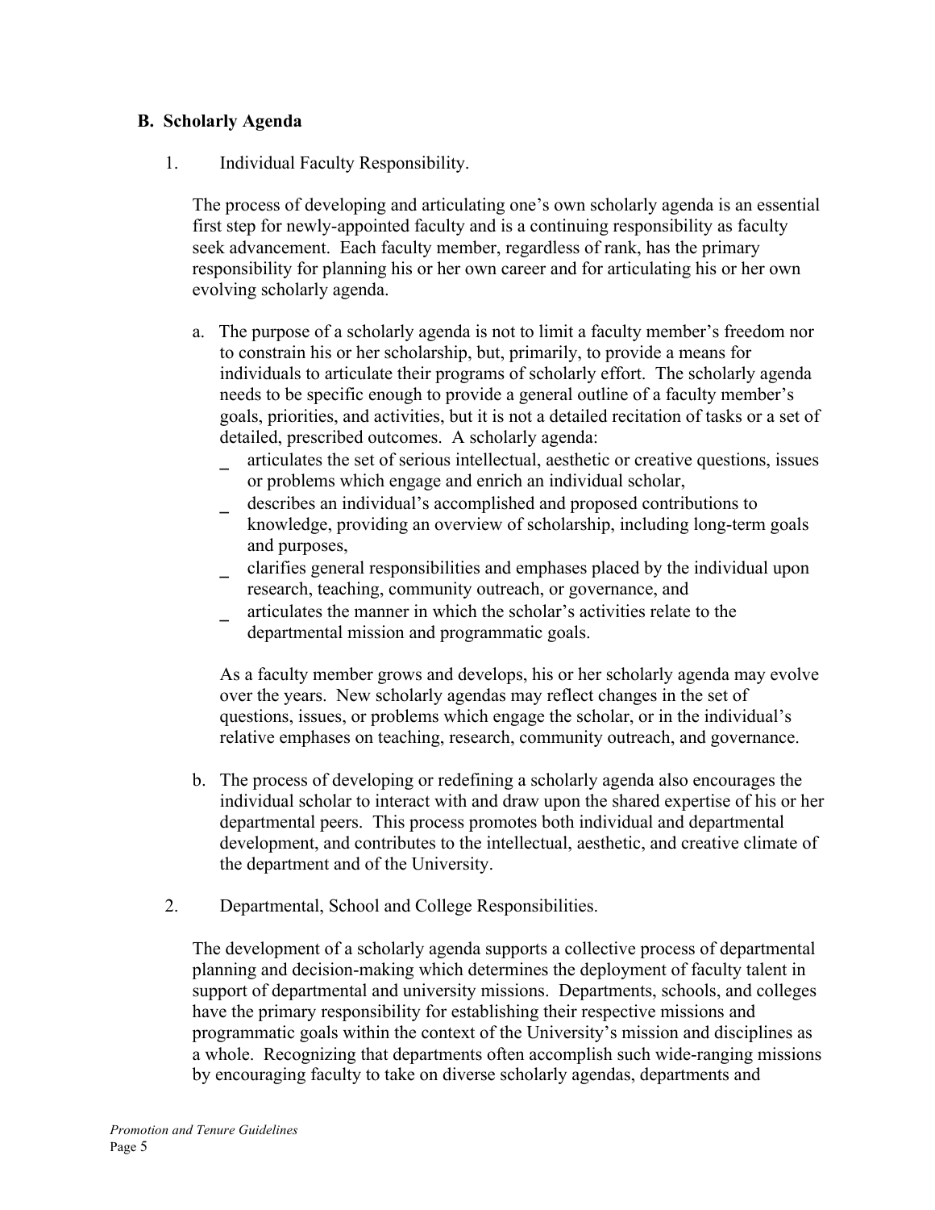## B. Scholarly Agenda

1. Individual Faculty Responsibility.

The process of developing and articulating one's own scholarly agenda is an essential first step for newly-appointed faculty and is a continuing responsibility as faculty seek advancement. Each faculty member, regardless of rank, has the primary responsibility for planning his or her own career and for articulating his or her own evolving scholarly agenda.

a. The purpose of a scholarly agenda is not to limit a faculty member's freedom nor to constrain his or her scholarship, but, primarily, to provide a means for individuals to articulate their programs of scholarly effort. The scholarly agenda needs to be specific enough to provide a general outline of a faculty member's goals, priorities, and activities, but it is not a detailed recitation of tasks or a set of detailed, prescribed outcomes. A scholarly agenda:
   - articulates the set of serious intellectual, aesthetic or creative questions, issues or problems which engage and enrich an individual scholar,
   - describes an individual's accomplished and proposed contributions to knowledge, providing an overview of scholarship, including long-term goals and purposes,
   - clarifies general responsibilities and emphases placed by the individual upon research, teaching, community outreach, or governance, and
   - articulates the manner in which the scholar's activities relate to the departmental mission and programmatic goals.

   As a faculty member grows and develops, his or her scholarly agenda may evolve over the years. New scholarly agendas may reflect changes in the set of questions, issues, or problems which engage the scholar, or in the individual's relative emphases on teaching, research, community outreach, and governance.

b. The process of developing or redefining a scholarly agenda also encourages the individual scholar to interact with and draw upon the shared expertise of his or her departmental peers. This process promotes both individual and departmental development, and contributes to the intellectual, aesthetic, and creative climate of the department and of the University.

2. Departmental, School and College Responsibilities.

The development of a scholarly agenda supports a collective process of departmental planning and decision-making which determines the deployment of faculty talent in support of departmental and university missions. Departments, schools, and colleges have the primary responsibility for establishing their respective missions and programmatic goals within the context of the University's mission and disciplines as a whole. Recognizing that departments often accomplish such wide-ranging missions by encouraging faculty to take on diverse scholarly agendas, departments and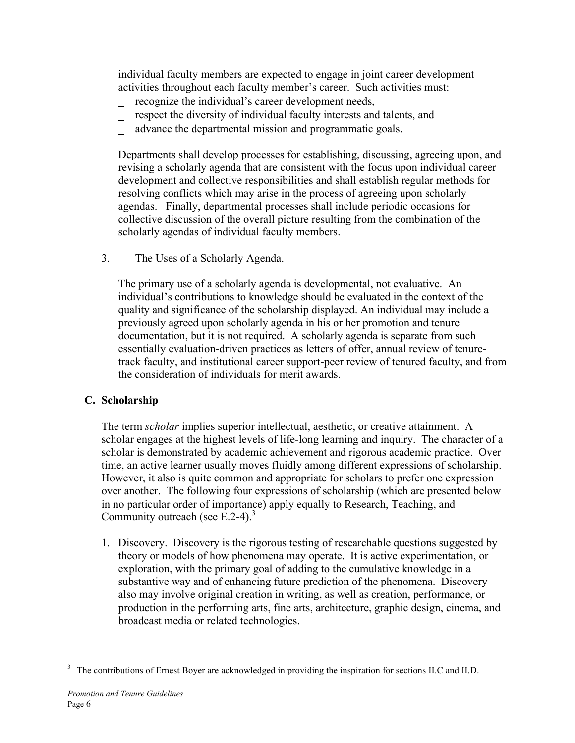individual faculty members are expected to engage in joint career development activities throughout each faculty member's career. Such activities must:

- recognize the individual's career development needs,
- respect the diversity of individual faculty interests and talents, and
- advance the departmental mission and programmatic goals.

Departments shall develop processes for establishing, discussing, agreeing upon, and revising a scholarly agenda that are consistent with the focus upon individual career development and collective responsibilities and shall establish regular methods for resolving conflicts which may arise in the process of agreeing upon scholarly agendas. Finally, departmental processes shall include periodic occasions for collective discussion of the overall picture resulting from the combination of the scholarly agendas of individual faculty members.

3. The Uses of a Scholarly Agenda.

The primary use of a scholarly agenda is developmental, not evaluative. An individual's contributions to knowledge should be evaluated in the context of the quality and significance of the scholarship displayed. An individual may include a previously agreed upon scholarly agenda in his or her promotion and tenure documentation, but it is not required. A scholarly agenda is separate from such essentially evaluation-driven practices as letters of offer, annual review of tenure-track faculty, and institutional career support-peer review of tenured faculty, and from the consideration of individuals for merit awards.

### C. Scholarship

The term *scholar* implies superior intellectual, aesthetic, or creative attainment. A scholar engages at the highest levels of life-long learning and inquiry. The character of a scholar is demonstrated by academic achievement and rigorous academic practice. Over time, an active learner usually moves fluidly among different expressions of scholarship. However, it also is quite common and appropriate for scholars to prefer one expression over another. The following four expressions of scholarship (which are presented below in no particular order of importance) apply equally to Research, Teaching, and Community outreach (see E.2-4).[3]

1. Discovery. Discovery is the rigorous testing of researchable questions suggested by theory or models of how phenomena may operate. It is active experimentation, or exploration, with the primary goal of adding to the cumulative knowledge in a substantive way and of enhancing future prediction of the phenomena. Discovery also may involve original creation in writing, as well as creation, performance, or production in the performing arts, fine arts, architecture, graphic design, cinema, and broadcast media or related technologies.

---

[3] The contributions of Ernest Boyer are acknowledged in providing the inspiration for sections II.C and II.D.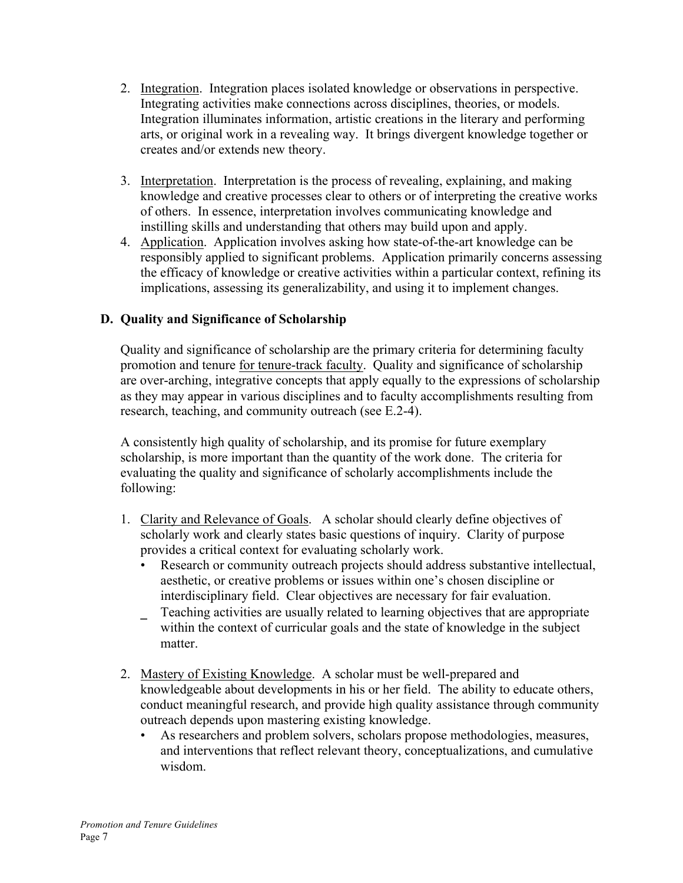2. Integration. Integration places isolated knowledge or observations in perspective. Integrating activities make connections across disciplines, theories, or models. Integration illuminates information, artistic creations in the literary and performing arts, or original work in a revealing way. It brings divergent knowledge together or creates and/or extends new theory.

3. Interpretation. Interpretation is the process of revealing, explaining, and making knowledge and creative processes clear to others or of interpreting the creative works of others. In essence, interpretation involves communicating knowledge and instilling skills and understanding that others may build upon and apply.

4. Application. Application involves asking how state-of-the-art knowledge can be responsibly applied to significant problems. Application primarily concerns assessing the efficacy of knowledge or creative activities within a particular context, refining its implications, assessing its generalizability, and using it to implement changes.

## D. Quality and Significance of Scholarship

Quality and significance of scholarship are the primary criteria for determining faculty promotion and tenure for tenure-track faculty. Quality and significance of scholarship are over-arching, integrative concepts that apply equally to the expressions of scholarship as they may appear in various disciplines and to faculty accomplishments resulting from research, teaching, and community outreach (see E.2-4).

A consistently high quality of scholarship, and its promise for future exemplary scholarship, is more important than the quantity of the work done. The criteria for evaluating the quality and significance of scholarly accomplishments include the following:

1. Clarity and Relevance of Goals. A scholar should clearly define objectives of scholarly work and clearly states basic questions of inquiry. Clarity of purpose provides a critical context for evaluating scholarly work.
   - Research or community outreach projects should address substantive intellectual, aesthetic, or creative problems or issues within one's chosen discipline or interdisciplinary field. Clear objectives are necessary for fair evaluation.
   - Teaching activities are usually related to learning objectives that are appropriate within the context of curricular goals and the state of knowledge in the subject matter.

2. Mastery of Existing Knowledge. A scholar must be well-prepared and knowledgeable about developments in his or her field. The ability to educate others, conduct meaningful research, and provide high quality assistance through community outreach depends upon mastering existing knowledge.
   - As researchers and problem solvers, scholars propose methodologies, measures, and interventions that reflect relevant theory, conceptualizations, and cumulative wisdom.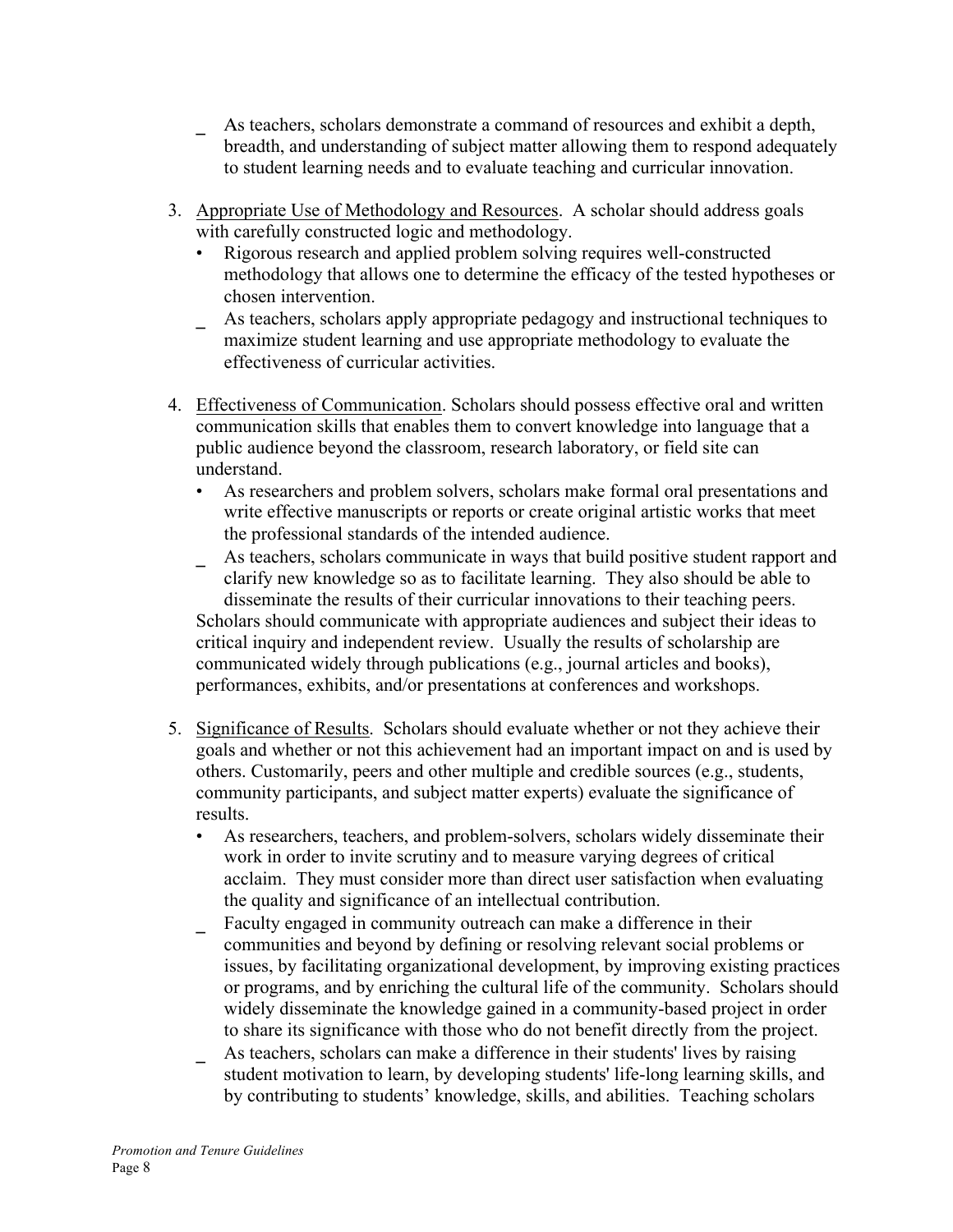- As teachers, scholars demonstrate a command of resources and exhibit a depth, breadth, and understanding of subject matter allowing them to respond adequately to student learning needs and to evaluate teaching and curricular innovation.

3. <u>Appropriate Use of Methodology and Resources</u>. A scholar should address goals with carefully constructed logic and methodology.
   - Rigorous research and applied problem solving requires well-constructed methodology that allows one to determine the efficacy of the tested hypotheses or chosen intervention.
   - As teachers, scholars apply appropriate pedagogy and instructional techniques to maximize student learning and use appropriate methodology to evaluate the effectiveness of curricular activities.

4. <u>Effectiveness of Communication</u>. Scholars should possess effective oral and written communication skills that enables them to convert knowledge into language that a public audience beyond the classroom, research laboratory, or field site can understand.
   - As researchers and problem solvers, scholars make formal oral presentations and write effective manuscripts or reports or create original artistic works that meet the professional standards of the intended audience.
   - As teachers, scholars communicate in ways that build positive student rapport and clarify new knowledge so as to facilitate learning. They also should be able to disseminate the results of their curricular innovations to their teaching peers.

   Scholars should communicate with appropriate audiences and subject their ideas to critical inquiry and independent review. Usually the results of scholarship are communicated widely through publications (e.g., journal articles and books), performances, exhibits, and/or presentations at conferences and workshops.

5. <u>Significance of Results</u>. Scholars should evaluate whether or not they achieve their goals and whether or not this achievement had an important impact on and is used by others. Customarily, peers and other multiple and credible sources (e.g., students, community participants, and subject matter experts) evaluate the significance of results.
   - As researchers, teachers, and problem-solvers, scholars widely disseminate their work in order to invite scrutiny and to measure varying degrees of critical acclaim. They must consider more than direct user satisfaction when evaluating the quality and significance of an intellectual contribution.
   - Faculty engaged in community outreach can make a difference in their communities and beyond by defining or resolving relevant social problems or issues, by facilitating organizational development, by improving existing practices or programs, and by enriching the cultural life of the community. Scholars should widely disseminate the knowledge gained in a community-based project in order to share its significance with those who do not benefit directly from the project.
   - As teachers, scholars can make a difference in their students' lives by raising student motivation to learn, by developing students' life-long learning skills, and by contributing to students' knowledge, skills, and abilities. Teaching scholars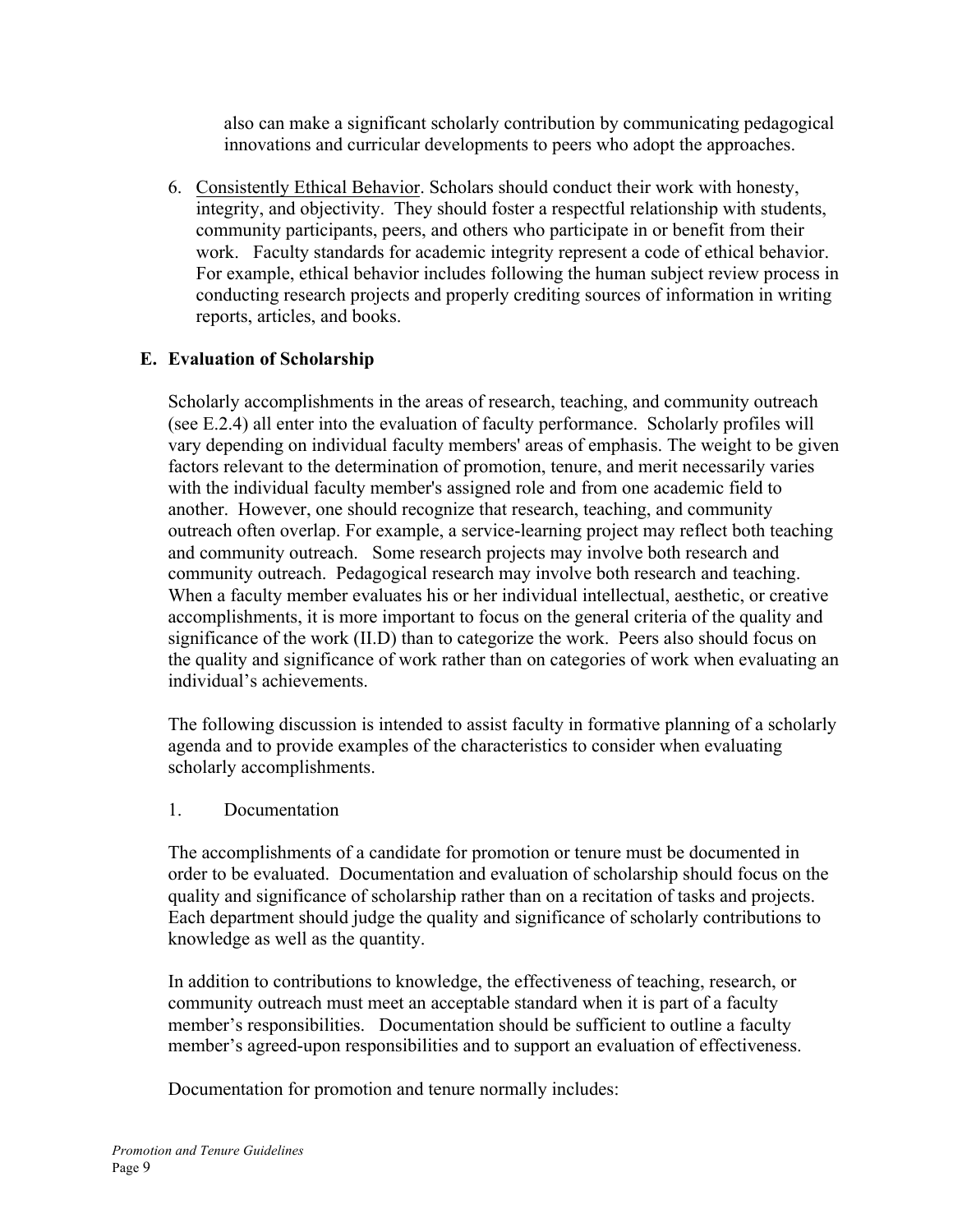also can make a significant scholarly contribution by communicating pedagogical innovations and curricular developments to peers who adopt the approaches.

6. Consistently Ethical Behavior. Scholars should conduct their work with honesty, integrity, and objectivity. They should foster a respectful relationship with students, community participants, peers, and others who participate in or benefit from their work. Faculty standards for academic integrity represent a code of ethical behavior. For example, ethical behavior includes following the human subject review process in conducting research projects and properly crediting sources of information in writing reports, articles, and books.

## E. Evaluation of Scholarship

Scholarly accomplishments in the areas of research, teaching, and community outreach (see E.2.4) all enter into the evaluation of faculty performance. Scholarly profiles will vary depending on individual faculty members' areas of emphasis. The weight to be given factors relevant to the determination of promotion, tenure, and merit necessarily varies with the individual faculty member's assigned role and from one academic field to another. However, one should recognize that research, teaching, and community outreach often overlap. For example, a service-learning project may reflect both teaching and community outreach. Some research projects may involve both research and community outreach. Pedagogical research may involve both research and teaching. When a faculty member evaluates his or her individual intellectual, aesthetic, or creative accomplishments, it is more important to focus on the general criteria of the quality and significance of the work (II.D) than to categorize the work. Peers also should focus on the quality and significance of work rather than on categories of work when evaluating an individual's achievements.

The following discussion is intended to assist faculty in formative planning of a scholarly agenda and to provide examples of the characteristics to consider when evaluating scholarly accomplishments.

1. Documentation

The accomplishments of a candidate for promotion or tenure must be documented in order to be evaluated. Documentation and evaluation of scholarship should focus on the quality and significance of scholarship rather than on a recitation of tasks and projects. Each department should judge the quality and significance of scholarly contributions to knowledge as well as the quantity.

In addition to contributions to knowledge, the effectiveness of teaching, research, or community outreach must meet an acceptable standard when it is part of a faculty member's responsibilities. Documentation should be sufficient to outline a faculty member's agreed-upon responsibilities and to support an evaluation of effectiveness.

Documentation for promotion and tenure normally includes: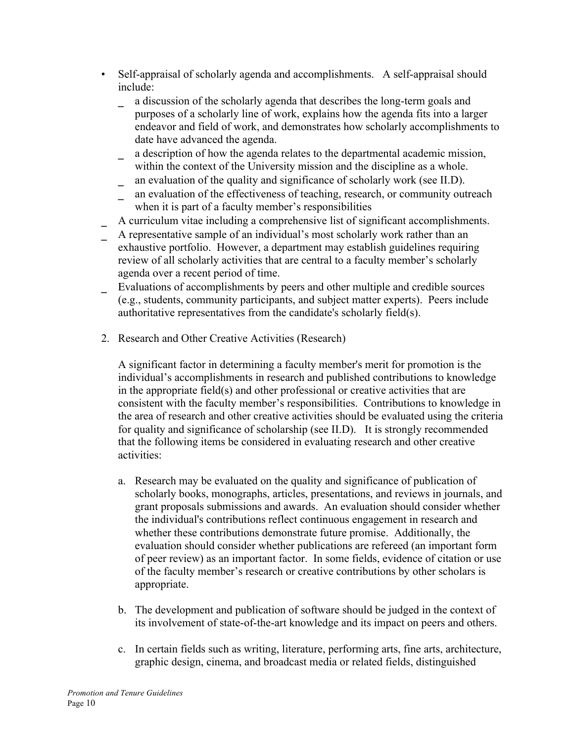- Self-appraisal of scholarly agenda and accomplishments. A self-appraisal should include:
  - a discussion of the scholarly agenda that describes the long-term goals and purposes of a scholarly line of work, explains how the agenda fits into a larger endeavor and field of work, and demonstrates how scholarly accomplishments to date have advanced the agenda.
  - a description of how the agenda relates to the departmental academic mission, within the context of the University mission and the discipline as a whole.
  - an evaluation of the quality and significance of scholarly work (see II.D).
  - an evaluation of the effectiveness of teaching, research, or community outreach when it is part of a faculty member's responsibilities
- A curriculum vitae including a comprehensive list of significant accomplishments.
- A representative sample of an individual's most scholarly work rather than an exhaustive portfolio. However, a department may establish guidelines requiring review of all scholarly activities that are central to a faculty member's scholarly agenda over a recent period of time.
- Evaluations of accomplishments by peers and other multiple and credible sources (e.g., students, community participants, and subject matter experts). Peers include authoritative representatives from the candidate's scholarly field(s).

2. Research and Other Creative Activities (Research)

   A significant factor in determining a faculty member's merit for promotion is the individual's accomplishments in research and published contributions to knowledge in the appropriate field(s) and other professional or creative activities that are consistent with the faculty member's responsibilities. Contributions to knowledge in the area of research and other creative activities should be evaluated using the criteria for quality and significance of scholarship (see II.D). It is strongly recommended that the following items be considered in evaluating research and other creative activities:

   a. Research may be evaluated on the quality and significance of publication of scholarly books, monographs, articles, presentations, and reviews in journals, and grant proposals submissions and awards. An evaluation should consider whether the individual's contributions reflect continuous engagement in research and whether these contributions demonstrate future promise. Additionally, the evaluation should consider whether publications are refereed (an important form of peer review) as an important factor. In some fields, evidence of citation or use of the faculty member's research or creative contributions by other scholars is appropriate.

   b. The development and publication of software should be judged in the context of its involvement of state-of-the-art knowledge and its impact on peers and others.

   c. In certain fields such as writing, literature, performing arts, fine arts, architecture, graphic design, cinema, and broadcast media or related fields, distinguished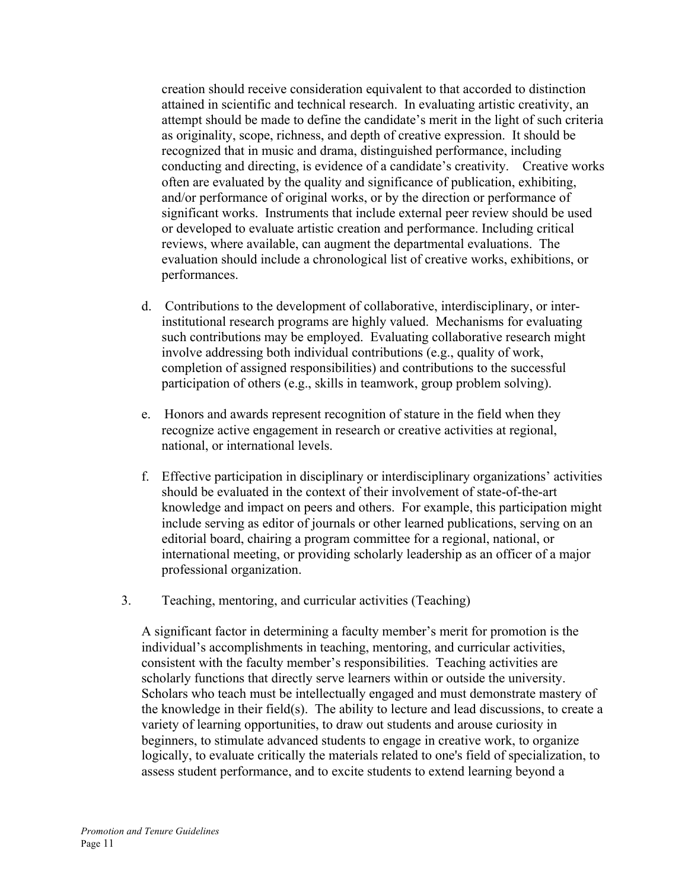creation should receive consideration equivalent to that accorded to distinction attained in scientific and technical research. In evaluating artistic creativity, an attempt should be made to define the candidate's merit in the light of such criteria as originality, scope, richness, and depth of creative expression. It should be recognized that in music and drama, distinguished performance, including conducting and directing, is evidence of a candidate's creativity. Creative works often are evaluated by the quality and significance of publication, exhibiting, and/or performance of original works, or by the direction or performance of significant works. Instruments that include external peer review should be used or developed to evaluate artistic creation and performance. Including critical reviews, where available, can augment the departmental evaluations. The evaluation should include a chronological list of creative works, exhibitions, or performances.

d. Contributions to the development of collaborative, interdisciplinary, or inter-institutional research programs are highly valued. Mechanisms for evaluating such contributions may be employed. Evaluating collaborative research might involve addressing both individual contributions (e.g., quality of work, completion of assigned responsibilities) and contributions to the successful participation of others (e.g., skills in teamwork, group problem solving).

e. Honors and awards represent recognition of stature in the field when they recognize active engagement in research or creative activities at regional, national, or international levels.

f. Effective participation in disciplinary or interdisciplinary organizations' activities should be evaluated in the context of their involvement of state-of-the-art knowledge and impact on peers and others. For example, this participation might include serving as editor of journals or other learned publications, serving on an editorial board, chairing a program committee for a regional, national, or international meeting, or providing scholarly leadership as an officer of a major professional organization.

3. Teaching, mentoring, and curricular activities (Teaching)

A significant factor in determining a faculty member's merit for promotion is the individual's accomplishments in teaching, mentoring, and curricular activities, consistent with the faculty member's responsibilities. Teaching activities are scholarly functions that directly serve learners within or outside the university. Scholars who teach must be intellectually engaged and must demonstrate mastery of the knowledge in their field(s). The ability to lecture and lead discussions, to create a variety of learning opportunities, to draw out students and arouse curiosity in beginners, to stimulate advanced students to engage in creative work, to organize logically, to evaluate critically the materials related to one's field of specialization, to assess student performance, and to excite students to extend learning beyond a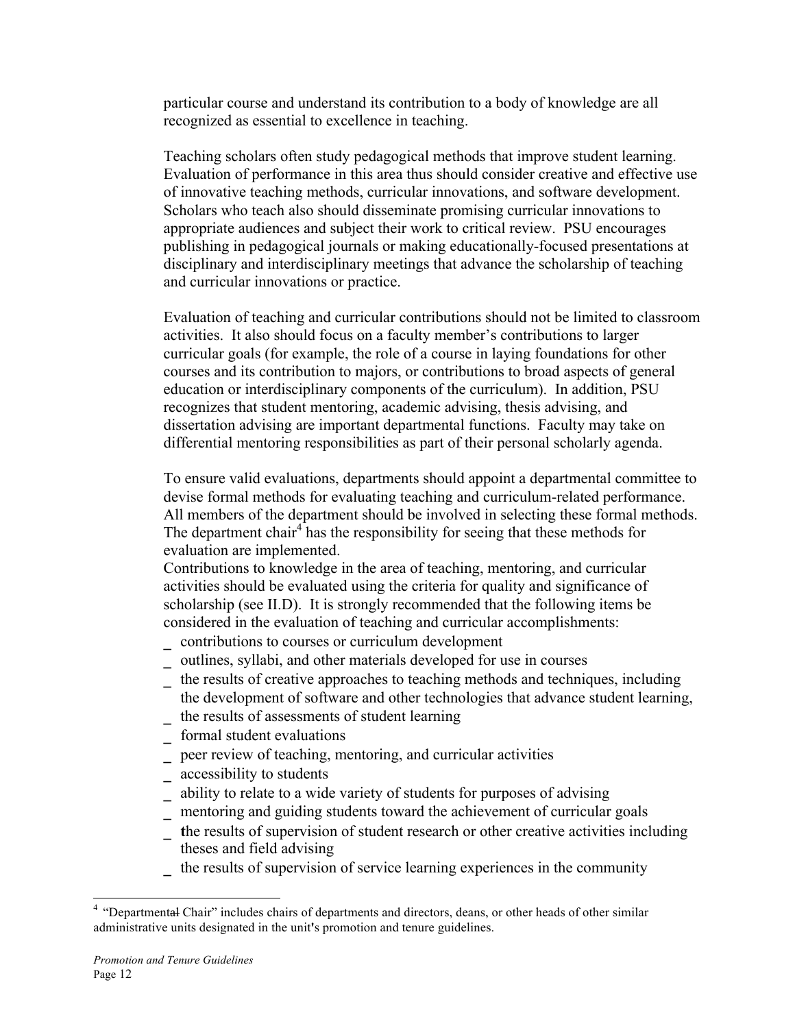particular course and understand its contribution to a body of knowledge are all recognized as essential to excellence in teaching.

Teaching scholars often study pedagogical methods that improve student learning. Evaluation of performance in this area thus should consider creative and effective use of innovative teaching methods, curricular innovations, and software development. Scholars who teach also should disseminate promising curricular innovations to appropriate audiences and subject their work to critical review. PSU encourages publishing in pedagogical journals or making educationally-focused presentations at disciplinary and interdisciplinary meetings that advance the scholarship of teaching and curricular innovations or practice.

Evaluation of teaching and curricular contributions should not be limited to classroom activities. It also should focus on a faculty member's contributions to larger curricular goals (for example, the role of a course in laying foundations for other courses and its contribution to majors, or contributions to broad aspects of general education or interdisciplinary components of the curriculum). In addition, PSU recognizes that student mentoring, academic advising, thesis advising, and dissertation advising are important departmental functions. Faculty may take on differential mentoring responsibilities as part of their personal scholarly agenda.

To ensure valid evaluations, departments should appoint a departmental committee to devise formal methods for evaluating teaching and curriculum-related performance. All members of the department should be involved in selecting these formal methods. The department chair[4] has the responsibility for seeing that these methods for evaluation are implemented.
Contributions to knowledge in the area of teaching, mentoring, and curricular activities should be evaluated using the criteria for quality and significance of scholarship (see II.D). It is strongly recommended that the following items be considered in the evaluation of teaching and curricular accomplishments:

- contributions to courses or curriculum development
- outlines, syllabi, and other materials developed for use in courses
- the results of creative approaches to teaching methods and techniques, including the development of software and other technologies that advance student learning,
- the results of assessments of student learning
- formal student evaluations
- peer review of teaching, mentoring, and curricular activities
- accessibility to students
- ability to relate to a wide variety of students for purposes of advising
- mentoring and guiding students toward the achievement of curricular goals
- the results of supervision of student research or other creative activities including theses and field advising
- the results of supervision of service learning experiences in the community

[4] "Departmental Chair" includes chairs of departments and directors, deans, or other heads of other similar administrative units designated in the unit's promotion and tenure guidelines.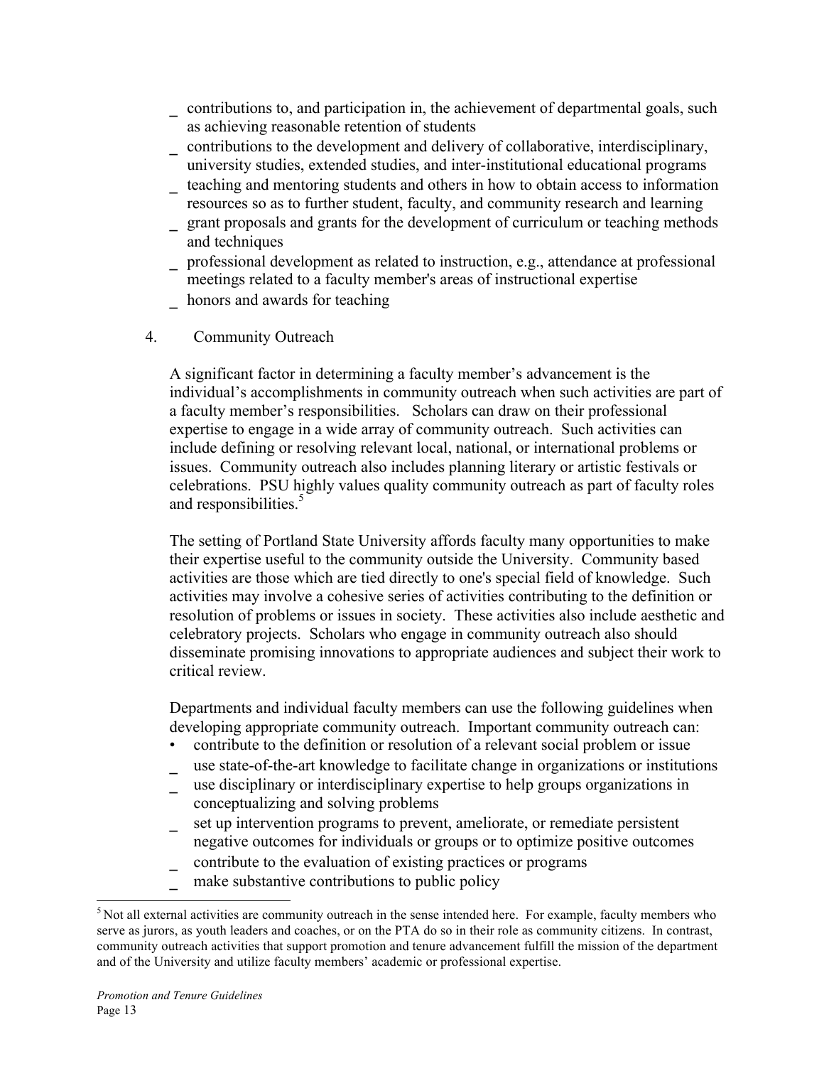- contributions to, and participation in, the achievement of departmental goals, such as achieving reasonable retention of students
- contributions to the development and delivery of collaborative, interdisciplinary, university studies, extended studies, and inter-institutional educational programs
- teaching and mentoring students and others in how to obtain access to information resources so as to further student, faculty, and community research and learning
- grant proposals and grants for the development of curriculum or teaching methods and techniques
- professional development as related to instruction, e.g., attendance at professional meetings related to a faculty member's areas of instructional expertise
- honors and awards for teaching

4. Community Outreach

A significant factor in determining a faculty member's advancement is the individual's accomplishments in community outreach when such activities are part of a faculty member's responsibilities. Scholars can draw on their professional expertise to engage in a wide array of community outreach. Such activities can include defining or resolving relevant local, national, or international problems or issues. Community outreach also includes planning literary or artistic festivals or celebrations. PSU highly values quality community outreach as part of faculty roles and responsibilities.[5]

The setting of Portland State University affords faculty many opportunities to make their expertise useful to the community outside the University. Community based activities are those which are tied directly to one's special field of knowledge. Such activities may involve a cohesive series of activities contributing to the definition or resolution of problems or issues in society. These activities also include aesthetic and celebratory projects. Scholars who engage in community outreach also should disseminate promising innovations to appropriate audiences and subject their work to critical review.

Departments and individual faculty members can use the following guidelines when developing appropriate community outreach. Important community outreach can:

- contribute to the definition or resolution of a relevant social problem or issue
- use state-of-the-art knowledge to facilitate change in organizations or institutions
- use disciplinary or interdisciplinary expertise to help groups organizations in conceptualizing and solving problems
- set up intervention programs to prevent, ameliorate, or remediate persistent negative outcomes for individuals or groups or to optimize positive outcomes
- contribute to the evaluation of existing practices or programs
- make substantive contributions to public policy

[5] Not all external activities are community outreach in the sense intended here. For example, faculty members who serve as jurors, as youth leaders and coaches, or on the PTA do so in their role as community citizens. In contrast, community outreach activities that support promotion and tenure advancement fulfill the mission of the department and of the University and utilize faculty members' academic or professional expertise.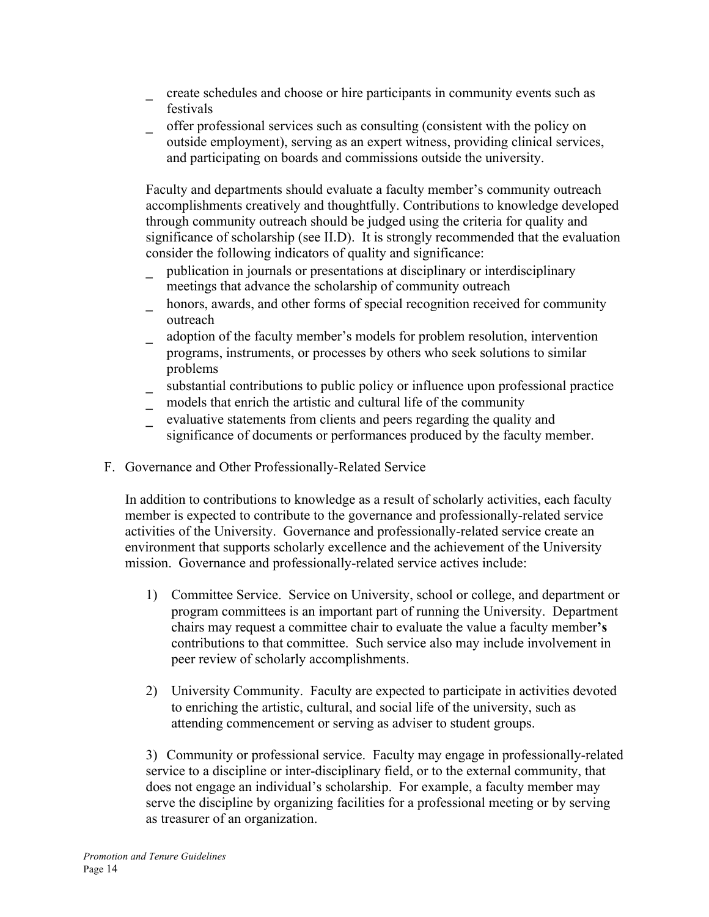- create schedules and choose or hire participants in community events such as festivals
- offer professional services such as consulting (consistent with the policy on outside employment), serving as an expert witness, providing clinical services, and participating on boards and commissions outside the university.

Faculty and departments should evaluate a faculty member's community outreach accomplishments creatively and thoughtfully. Contributions to knowledge developed through community outreach should be judged using the criteria for quality and significance of scholarship (see II.D). It is strongly recommended that the evaluation consider the following indicators of quality and significance:

- publication in journals or presentations at disciplinary or interdisciplinary meetings that advance the scholarship of community outreach
- honors, awards, and other forms of special recognition received for community outreach
- adoption of the faculty member's models for problem resolution, intervention programs, instruments, or processes by others who seek solutions to similar problems
- substantial contributions to public policy or influence upon professional practice
- models that enrich the artistic and cultural life of the community
- evaluative statements from clients and peers regarding the quality and significance of documents or performances produced by the faculty member.

F. Governance and Other Professionally-Related Service

In addition to contributions to knowledge as a result of scholarly activities, each faculty member is expected to contribute to the governance and professionally-related service activities of the University. Governance and professionally-related service create an environment that supports scholarly excellence and the achievement of the University mission. Governance and professionally-related service actives include:

1) Committee Service. Service on University, school or college, and department or program committees is an important part of running the University. Department chairs may request a committee chair to evaluate the value a faculty member**'s** contributions to that committee. Such service also may include involvement in peer review of scholarly accomplishments.

2) University Community. Faculty are expected to participate in activities devoted to enriching the artistic, cultural, and social life of the university, such as attending commencement or serving as adviser to student groups.

3) Community or professional service. Faculty may engage in professionally-related service to a discipline or inter-disciplinary field, or to the external community, that does not engage an individual's scholarship. For example, a faculty member may serve the discipline by organizing facilities for a professional meeting or by serving as treasurer of an organization.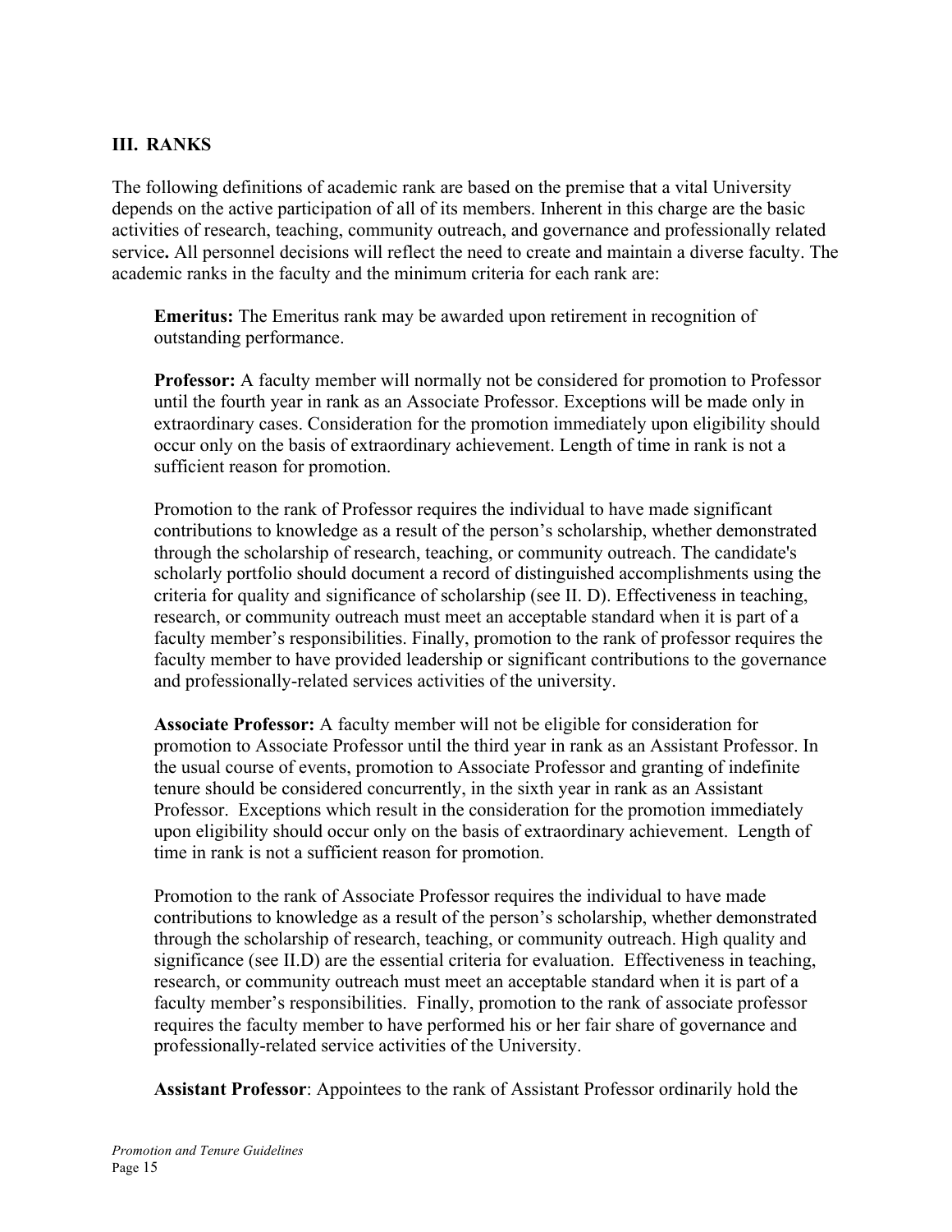## III. RANKS

The following definitions of academic rank are based on the premise that a vital University depends on the active participation of all of its members. Inherent in this charge are the basic activities of research, teaching, community outreach, and governance and professionally related service**.** All personnel decisions will reflect the need to create and maintain a diverse faculty. The academic ranks in the faculty and the minimum criteria for each rank are:

**Emeritus:** The Emeritus rank may be awarded upon retirement in recognition of outstanding performance.

**Professor:** A faculty member will normally not be considered for promotion to Professor until the fourth year in rank as an Associate Professor. Exceptions will be made only in extraordinary cases. Consideration for the promotion immediately upon eligibility should occur only on the basis of extraordinary achievement. Length of time in rank is not a sufficient reason for promotion.

Promotion to the rank of Professor requires the individual to have made significant contributions to knowledge as a result of the person's scholarship, whether demonstrated through the scholarship of research, teaching, or community outreach. The candidate's scholarly portfolio should document a record of distinguished accomplishments using the criteria for quality and significance of scholarship (see II. D). Effectiveness in teaching, research, or community outreach must meet an acceptable standard when it is part of a faculty member's responsibilities. Finally, promotion to the rank of professor requires the faculty member to have provided leadership or significant contributions to the governance and professionally-related services activities of the university.

**Associate Professor:** A faculty member will not be eligible for consideration for promotion to Associate Professor until the third year in rank as an Assistant Professor. In the usual course of events, promotion to Associate Professor and granting of indefinite tenure should be considered concurrently, in the sixth year in rank as an Assistant Professor. Exceptions which result in the consideration for the promotion immediately upon eligibility should occur only on the basis of extraordinary achievement. Length of time in rank is not a sufficient reason for promotion.

Promotion to the rank of Associate Professor requires the individual to have made contributions to knowledge as a result of the person's scholarship, whether demonstrated through the scholarship of research, teaching, or community outreach. High quality and significance (see II.D) are the essential criteria for evaluation. Effectiveness in teaching, research, or community outreach must meet an acceptable standard when it is part of a faculty member's responsibilities. Finally, promotion to the rank of associate professor requires the faculty member to have performed his or her fair share of governance and professionally-related service activities of the University.

**Assistant Professor**: Appointees to the rank of Assistant Professor ordinarily hold the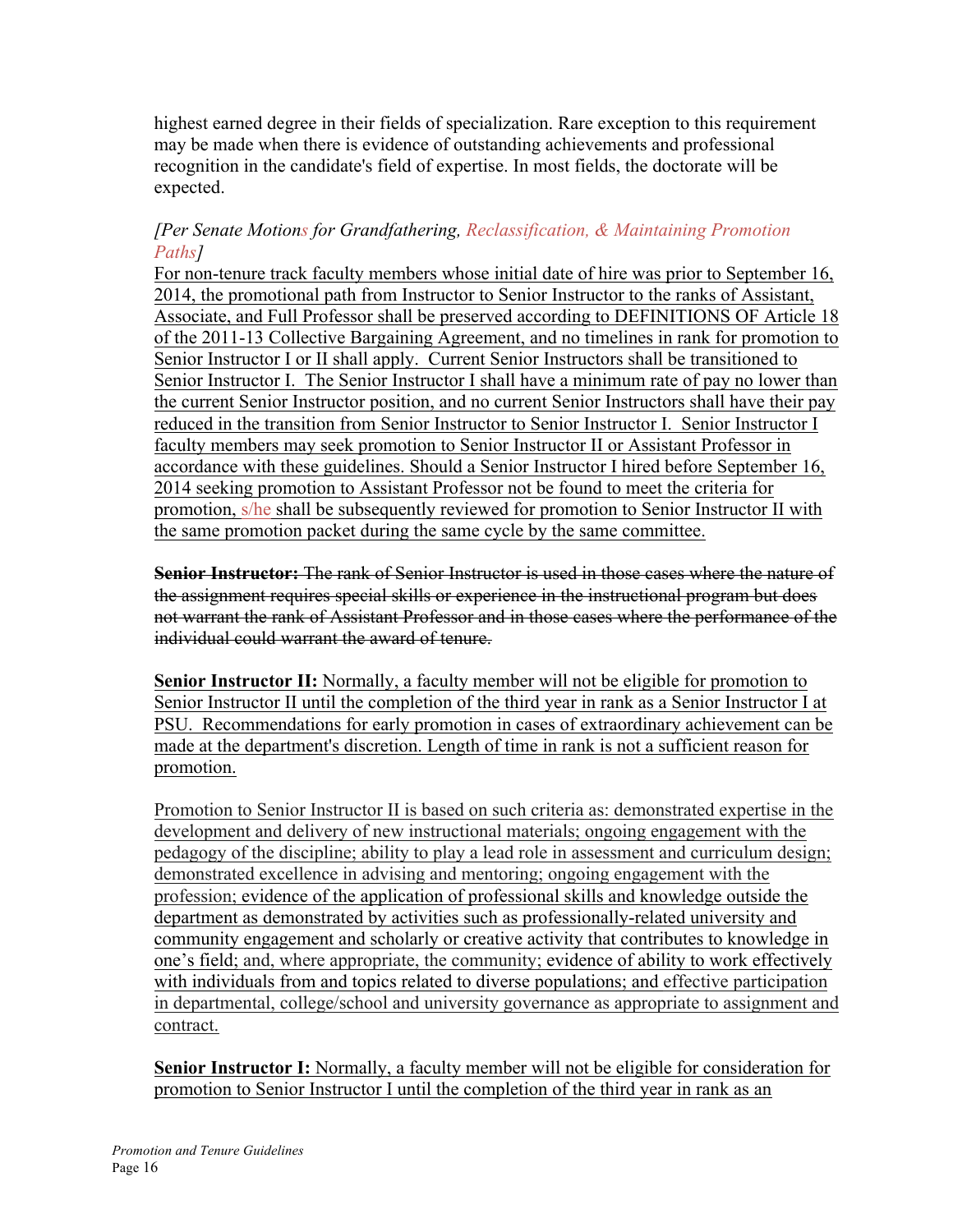highest earned degree in their fields of specialization. Rare exception to this requirement may be made when there is evidence of outstanding achievements and professional recognition in the candidate's field of expertise. In most fields, the doctorate will be expected.

*[Per Senate Motions for Grandfathering, Reclassification, & Maintaining Promotion Paths]*

For non-tenure track faculty members whose initial date of hire was prior to September 16, 2014, the promotional path from Instructor to Senior Instructor to the ranks of Assistant, Associate, and Full Professor shall be preserved according to DEFINITIONS OF Article 18 of the 2011-13 Collective Bargaining Agreement, and no timelines in rank for promotion to Senior Instructor I or II shall apply. Current Senior Instructors shall be transitioned to Senior Instructor I. The Senior Instructor I shall have a minimum rate of pay no lower than the current Senior Instructor position, and no current Senior Instructors shall have their pay reduced in the transition from Senior Instructor to Senior Instructor I. Senior Instructor I faculty members may seek promotion to Senior Instructor II or Assistant Professor in accordance with these guidelines. Should a Senior Instructor I hired before September 16, 2014 seeking promotion to Assistant Professor not be found to meet the criteria for promotion, s/he shall be subsequently reviewed for promotion to Senior Instructor II with the same promotion packet during the same cycle by the same committee.

~~**Senior Instructor:** The rank of Senior Instructor is used in those cases where the nature of the assignment requires special skills or experience in the instructional program but does not warrant the rank of Assistant Professor and in those cases where the performance of the individual could warrant the award of tenure.~~

**Senior Instructor II:** Normally, a faculty member will not be eligible for promotion to Senior Instructor II until the completion of the third year in rank as a Senior Instructor I at PSU. Recommendations for early promotion in cases of extraordinary achievement can be made at the department's discretion. Length of time in rank is not a sufficient reason for promotion.

Promotion to Senior Instructor II is based on such criteria as: demonstrated expertise in the development and delivery of new instructional materials; ongoing engagement with the pedagogy of the discipline; ability to play a lead role in assessment and curriculum design; demonstrated excellence in advising and mentoring; ongoing engagement with the profession; evidence of the application of professional skills and knowledge outside the department as demonstrated by activities such as professionally-related university and community engagement and scholarly or creative activity that contributes to knowledge in one's field; and, where appropriate, the community; evidence of ability to work effectively with individuals from and topics related to diverse populations; and effective participation in departmental, college/school and university governance as appropriate to assignment and contract.

**Senior Instructor I:** Normally, a faculty member will not be eligible for consideration for promotion to Senior Instructor I until the completion of the third year in rank as an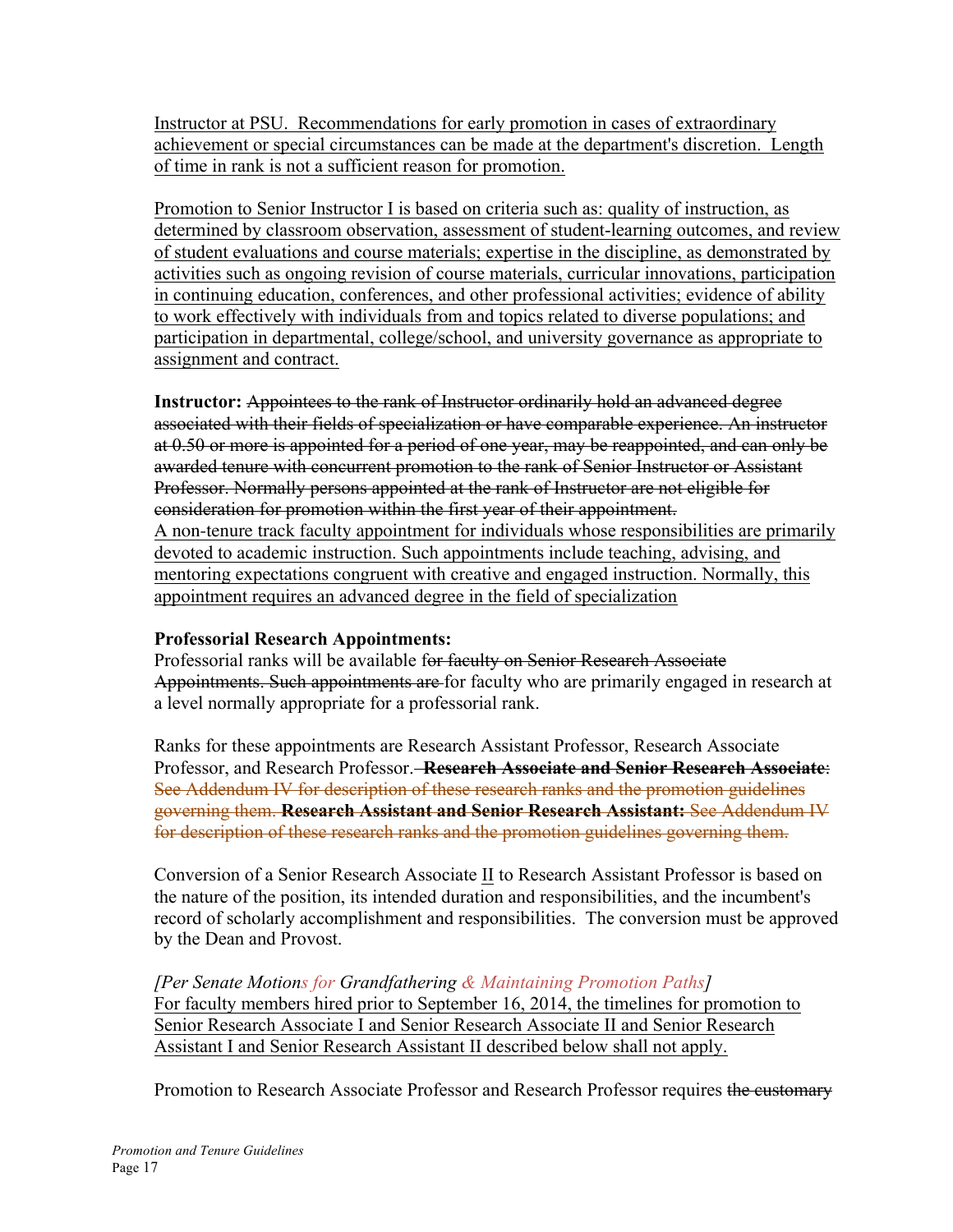Instructor at PSU. Recommendations for early promotion in cases of extraordinary achievement or special circumstances can be made at the department's discretion. Length of time in rank is not a sufficient reason for promotion.

Promotion to Senior Instructor I is based on criteria such as: quality of instruction, as determined by classroom observation, assessment of student-learning outcomes, and review of student evaluations and course materials; expertise in the discipline, as demonstrated by activities such as ongoing revision of course materials, curricular innovations, participation in continuing education, conferences, and other professional activities; evidence of ability to work effectively with individuals from and topics related to diverse populations; and participation in departmental, college/school, and university governance as appropriate to assignment and contract.

**Instructor:** ~~Appointees to the rank of Instructor ordinarily hold an advanced degree associated with their fields of specialization or have comparable experience. An instructor at 0.50 or more is appointed for a period of one year, may be reappointed, and can only be awarded tenure with concurrent promotion to the rank of Senior Instructor or Assistant Professor. Normally persons appointed at the rank of Instructor are not eligible for consideration for promotion within the first year of their appointment.~~
A non-tenure track faculty appointment for individuals whose responsibilities are primarily devoted to academic instruction. Such appointments include teaching, advising, and mentoring expectations congruent with creative and engaged instruction. Normally, this appointment requires an advanced degree in the field of specialization

**Professorial Research Appointments:**
Professorial ranks will be available f~~or faculty on Senior Research Associate Appointments. Such appointments are~~ for faculty who are primarily engaged in research at a level normally appropriate for a professorial rank.

Ranks for these appointments are Research Assistant Professor, Research Associate Professor, and Research Professor. ~~**Research Associate and Senior Research Associate**: See Addendum IV for description of these research ranks and the promotion guidelines governing them. **Research Assistant and Senior Research Assistant:** See Addendum IV for description of these research ranks and the promotion guidelines governing them.~~

Conversion of a Senior Research Associate II to Research Assistant Professor is based on the nature of the position, its intended duration and responsibilities, and the incumbent's record of scholarly accomplishment and responsibilities. The conversion must be approved by the Dean and Provost.

*[Per Senate Motions for Grandfathering & Maintaining Promotion Paths]*
For faculty members hired prior to September 16, 2014, the timelines for promotion to Senior Research Associate I and Senior Research Associate II and Senior Research Assistant I and Senior Research Assistant II described below shall not apply.

Promotion to Research Associate Professor and Research Professor requires ~~the customary~~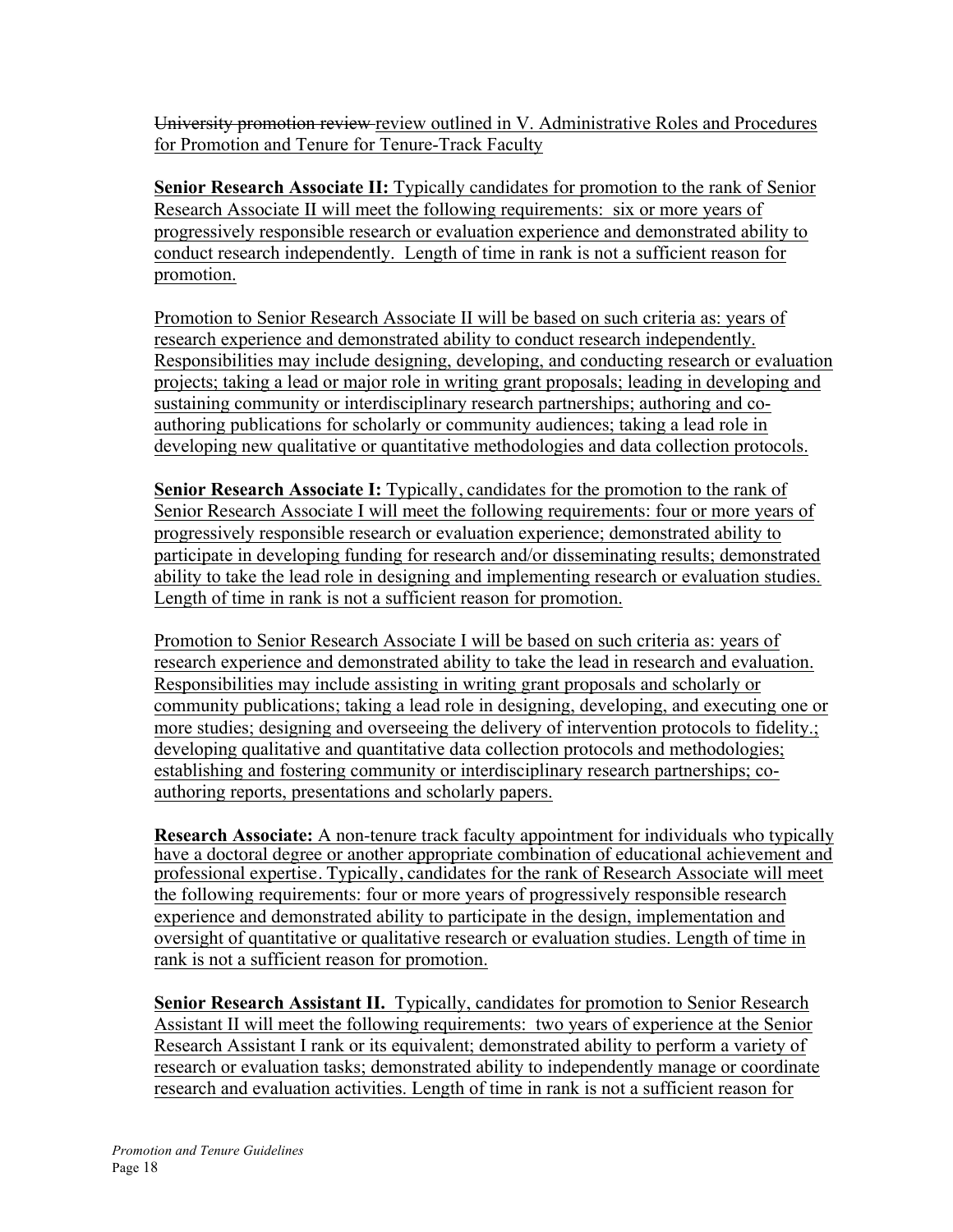~~University promotion review~~ review outlined in V. Administrative Roles and Procedures for Promotion and Tenure for Tenure-Track Faculty

**Senior Research Associate II:** Typically candidates for promotion to the rank of Senior Research Associate II will meet the following requirements: six or more years of progressively responsible research or evaluation experience and demonstrated ability to conduct research independently. Length of time in rank is not a sufficient reason for promotion.

Promotion to Senior Research Associate II will be based on such criteria as: years of research experience and demonstrated ability to conduct research independently. Responsibilities may include designing, developing, and conducting research or evaluation projects; taking a lead or major role in writing grant proposals; leading in developing and sustaining community or interdisciplinary research partnerships; authoring and co-authoring publications for scholarly or community audiences; taking a lead role in developing new qualitative or quantitative methodologies and data collection protocols.

**Senior Research Associate I:** Typically, candidates for the promotion to the rank of Senior Research Associate I will meet the following requirements: four or more years of progressively responsible research or evaluation experience; demonstrated ability to participate in developing funding for research and/or disseminating results; demonstrated ability to take the lead role in designing and implementing research or evaluation studies. Length of time in rank is not a sufficient reason for promotion.

Promotion to Senior Research Associate I will be based on such criteria as: years of research experience and demonstrated ability to take the lead in research and evaluation. Responsibilities may include assisting in writing grant proposals and scholarly or community publications; taking a lead role in designing, developing, and executing one or more studies; designing and overseeing the delivery of intervention protocols to fidelity.; developing qualitative and quantitative data collection protocols and methodologies; establishing and fostering community or interdisciplinary research partnerships; co-authoring reports, presentations and scholarly papers.

**Research Associate:** A non-tenure track faculty appointment for individuals who typically have a doctoral degree or another appropriate combination of educational achievement and professional expertise. Typically, candidates for the rank of Research Associate will meet the following requirements: four or more years of progressively responsible research experience and demonstrated ability to participate in the design, implementation and oversight of quantitative or qualitative research or evaluation studies. Length of time in rank is not a sufficient reason for promotion.

**Senior Research Assistant II.** Typically, candidates for promotion to Senior Research Assistant II will meet the following requirements: two years of experience at the Senior Research Assistant I rank or its equivalent; demonstrated ability to perform a variety of research or evaluation tasks; demonstrated ability to independently manage or coordinate research and evaluation activities. Length of time in rank is not a sufficient reason for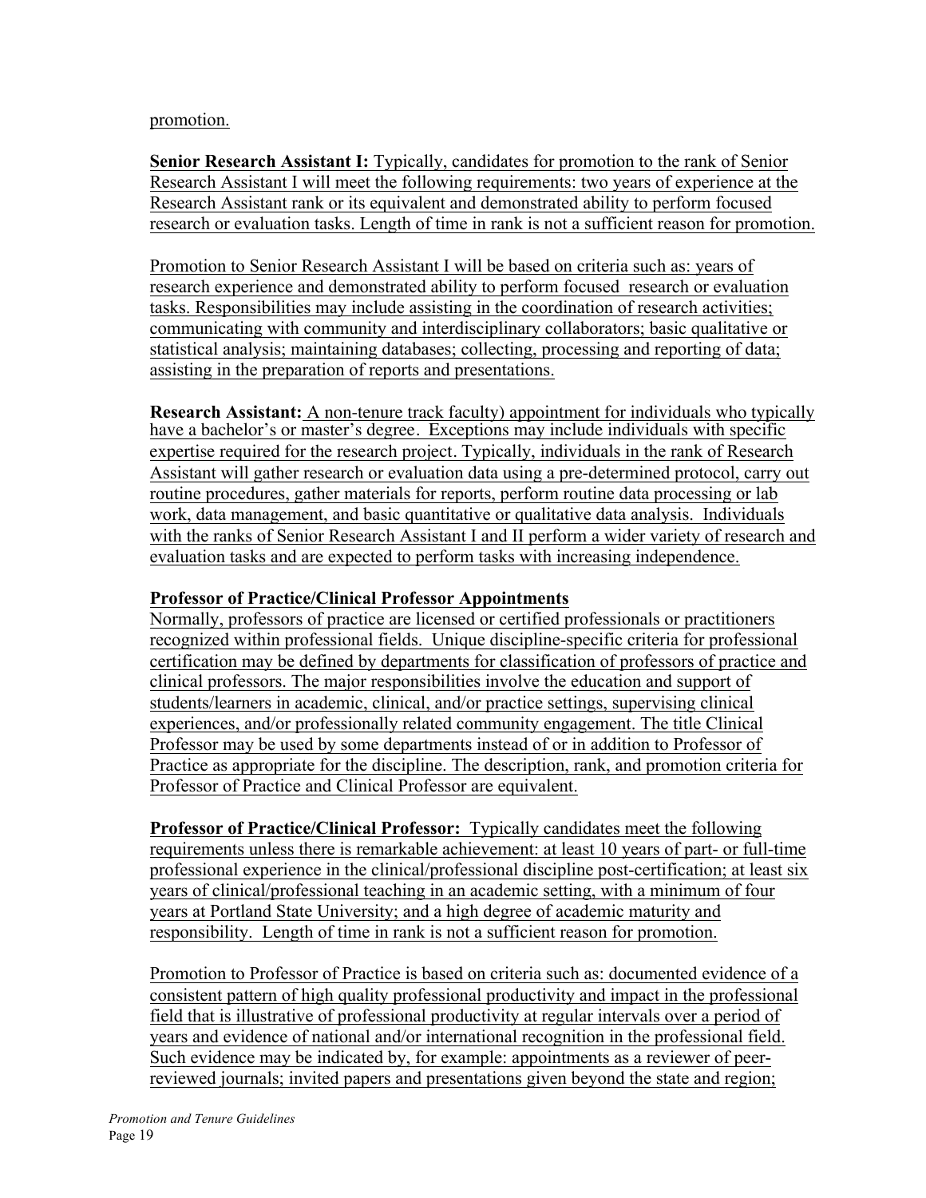promotion.

**Senior Research Assistant I:** Typically, candidates for promotion to the rank of Senior Research Assistant I will meet the following requirements: two years of experience at the Research Assistant rank or its equivalent and demonstrated ability to perform focused research or evaluation tasks. Length of time in rank is not a sufficient reason for promotion.

Promotion to Senior Research Assistant I will be based on criteria such as: years of research experience and demonstrated ability to perform focused research or evaluation tasks. Responsibilities may include assisting in the coordination of research activities; communicating with community and interdisciplinary collaborators; basic qualitative or statistical analysis; maintaining databases; collecting, processing and reporting of data; assisting in the preparation of reports and presentations.

**Research Assistant:** A non-tenure track faculty) appointment for individuals who typically have a bachelor's or master's degree. Exceptions may include individuals with specific expertise required for the research project. Typically, individuals in the rank of Research Assistant will gather research or evaluation data using a pre-determined protocol, carry out routine procedures, gather materials for reports, perform routine data processing or lab work, data management, and basic quantitative or qualitative data analysis. Individuals with the ranks of Senior Research Assistant I and II perform a wider variety of research and evaluation tasks and are expected to perform tasks with increasing independence.

**Professor of Practice/Clinical Professor Appointments**

Normally, professors of practice are licensed or certified professionals or practitioners recognized within professional fields. Unique discipline-specific criteria for professional certification may be defined by departments for classification of professors of practice and clinical professors. The major responsibilities involve the education and support of students/learners in academic, clinical, and/or practice settings, supervising clinical experiences, and/or professionally related community engagement. The title Clinical Professor may be used by some departments instead of or in addition to Professor of Practice as appropriate for the discipline. The description, rank, and promotion criteria for Professor of Practice and Clinical Professor are equivalent.

**Professor of Practice/Clinical Professor:** Typically candidates meet the following requirements unless there is remarkable achievement: at least 10 years of part- or full-time professional experience in the clinical/professional discipline post-certification; at least six years of clinical/professional teaching in an academic setting, with a minimum of four years at Portland State University; and a high degree of academic maturity and responsibility. Length of time in rank is not a sufficient reason for promotion.

Promotion to Professor of Practice is based on criteria such as: documented evidence of a consistent pattern of high quality professional productivity and impact in the professional field that is illustrative of professional productivity at regular intervals over a period of years and evidence of national and/or international recognition in the professional field. Such evidence may be indicated by, for example: appointments as a reviewer of peer-reviewed journals; invited papers and presentations given beyond the state and region;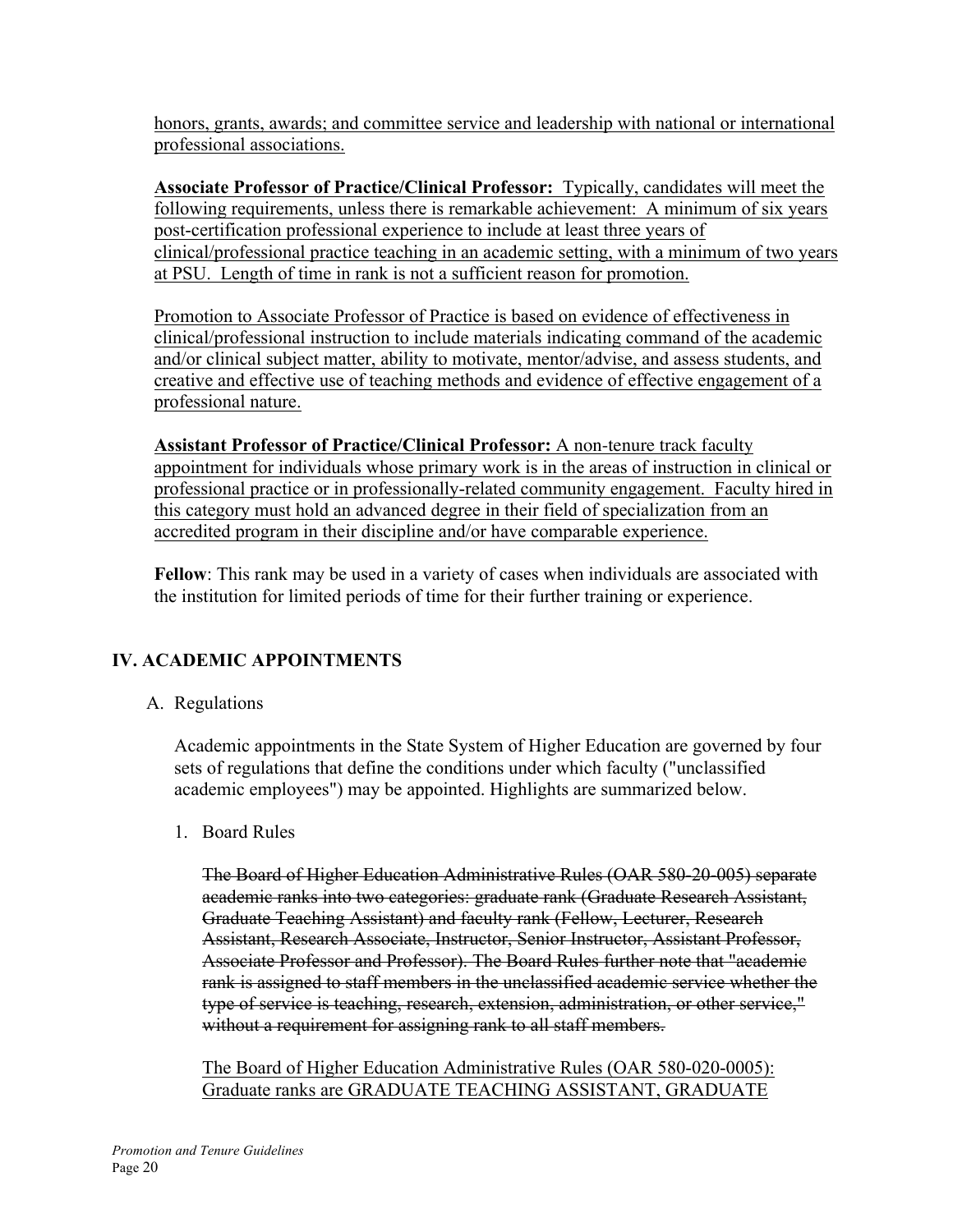<u>honors, grants, awards; and committee service and leadership with national or international professional associations.</u>

**<u>Associate Professor of Practice/Clinical Professor:</u>** <u>Typically, candidates will meet the following requirements, unless there is remarkable achievement: A minimum of six years post-certification professional experience to include at least three years of clinical/professional practice teaching in an academic setting, with a minimum of two years at PSU. Length of time in rank is not a sufficient reason for promotion.</u>

<u>Promotion to Associate Professor of Practice is based on evidence of effectiveness in clinical/professional instruction to include materials indicating command of the academic and/or clinical subject matter, ability to motivate, mentor/advise, and assess students, and creative and effective use of teaching methods and evidence of effective engagement of a professional nature.</u>

**<u>Assistant Professor of Practice/Clinical Professor:</u>** <u>A non-tenure track faculty appointment for individuals whose primary work is in the areas of instruction in clinical or professional practice or in professionally-related community engagement. Faculty hired in this category must hold an advanced degree in their field of specialization from an accredited program in their discipline and/or have comparable experience.</u>

**Fellow**: This rank may be used in a variety of cases when individuals are associated with the institution for limited periods of time for their further training or experience.

## IV. ACADEMIC APPOINTMENTS

A. Regulations

Academic appointments in the State System of Higher Education are governed by four sets of regulations that define the conditions under which faculty ("unclassified academic employees") may be appointed. Highlights are summarized below.

1. Board Rules

~~The Board of Higher Education Administrative Rules (OAR 580-20-005) separate academic ranks into two categories: graduate rank (Graduate Research Assistant, Graduate Teaching Assistant) and faculty rank (Fellow, Lecturer, Research Assistant, Research Associate, Instructor, Senior Instructor, Assistant Professor, Associate Professor and Professor). The Board Rules further note that "academic rank is assigned to staff members in the unclassified academic service whether the type of service is teaching, research, extension, administration, or other service," without a requirement for assigning rank to all staff members.~~

<u>The Board of Higher Education Administrative Rules (OAR 580-020-0005): Graduate ranks are GRADUATE TEACHING ASSISTANT, GRADUATE</u>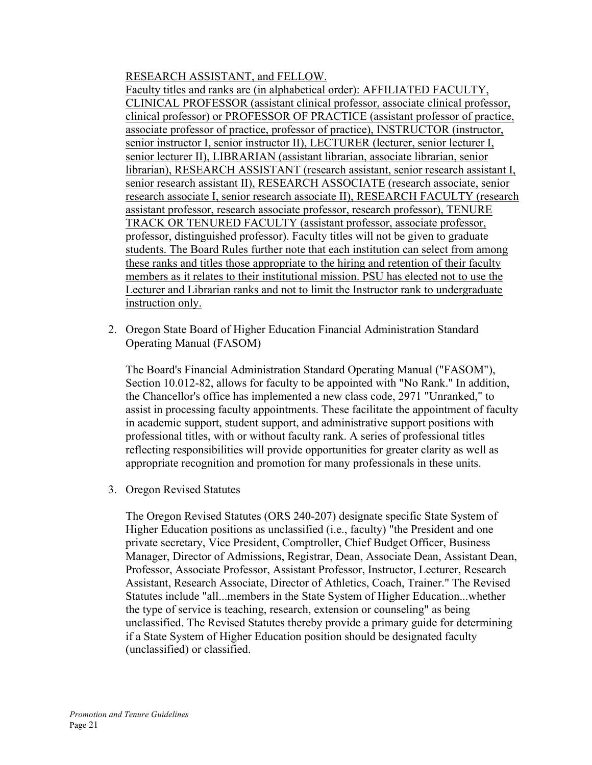RESEARCH ASSISTANT, and FELLOW.

Faculty titles and ranks are (in alphabetical order): AFFILIATED FACULTY, CLINICAL PROFESSOR (assistant clinical professor, associate clinical professor, clinical professor) or PROFESSOR OF PRACTICE (assistant professor of practice, associate professor of practice, professor of practice), INSTRUCTOR (instructor, senior instructor I, senior instructor II), LECTURER (lecturer, senior lecturer I, senior lecturer II), LIBRARIAN (assistant librarian, associate librarian, senior librarian), RESEARCH ASSISTANT (research assistant, senior research assistant I, senior research assistant II), RESEARCH ASSOCIATE (research associate, senior research associate I, senior research associate II), RESEARCH FACULTY (research assistant professor, research associate professor, research professor), TENURE TRACK OR TENURED FACULTY (assistant professor, associate professor, professor, distinguished professor). Faculty titles will not be given to graduate students. The Board Rules further note that each institution can select from among these ranks and titles those appropriate to the hiring and retention of their faculty members as it relates to their institutional mission. PSU has elected not to use the Lecturer and Librarian ranks and not to limit the Instructor rank to undergraduate instruction only.

2. Oregon State Board of Higher Education Financial Administration Standard Operating Manual (FASOM)

   The Board's Financial Administration Standard Operating Manual ("FASOM"), Section 10.012-82, allows for faculty to be appointed with "No Rank." In addition, the Chancellor's office has implemented a new class code, 2971 "Unranked," to assist in processing faculty appointments. These facilitate the appointment of faculty in academic support, student support, and administrative support positions with professional titles, with or without faculty rank. A series of professional titles reflecting responsibilities will provide opportunities for greater clarity as well as appropriate recognition and promotion for many professionals in these units.

3. Oregon Revised Statutes

   The Oregon Revised Statutes (ORS 240-207) designate specific State System of Higher Education positions as unclassified (i.e., faculty) "the President and one private secretary, Vice President, Comptroller, Chief Budget Officer, Business Manager, Director of Admissions, Registrar, Dean, Associate Dean, Assistant Dean, Professor, Associate Professor, Assistant Professor, Instructor, Lecturer, Research Assistant, Research Associate, Director of Athletics, Coach, Trainer." The Revised Statutes include "all...members in the State System of Higher Education...whether the type of service is teaching, research, extension or counseling" as being unclassified. The Revised Statutes thereby provide a primary guide for determining if a State System of Higher Education position should be designated faculty (unclassified) or classified.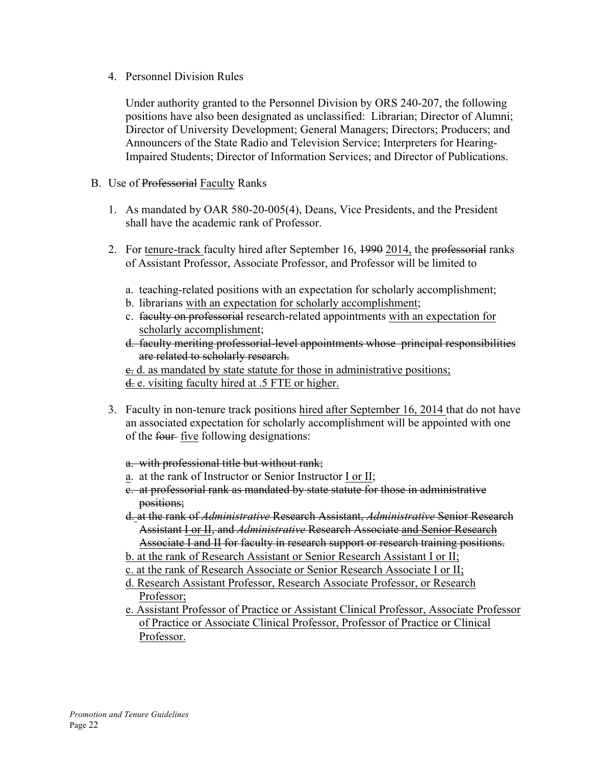4. Personnel Division Rules

   Under authority granted to the Personnel Division by ORS 240-207, the following positions have also been designated as unclassified: Librarian; Director of Alumni; Director of University Development; General Managers; Directors; Producers; and Announcers of the State Radio and Television Service; Interpreters for Hearing-Impaired Students; Director of Information Services; and Director of Publications.

B. Use of ~~Professorial~~ Faculty Ranks

1. As mandated by OAR 580-20-005(4), Deans, Vice Presidents, and the President shall have the academic rank of Professor.

2. For tenure-track faculty hired after September 16, ~~1990~~ 2014, the ~~professorial~~ ranks of Assistant Professor, Associate Professor, and Professor will be limited to

   a. teaching-related positions with an expectation for scholarly accomplishment;
   b. librarians with an expectation for scholarly accomplishment;
   c. ~~faculty on professorial~~ research-related appointments with an expectation for scholarly accomplishment;
   ~~d. faculty meriting professorial-level appointments whose principal responsibilities are related to scholarly research.~~
   ~~e.~~ d. as mandated by state statute for those in administrative positions;
   ~~d.~~ e. visiting faculty hired at .5 FTE or higher.

3. Faculty in non-tenure track positions hired after September 16, 2014 that do not have an associated expectation for scholarly accomplishment will be appointed with one of the ~~four~~ five following designations:

   ~~a. with professional title but without rank;~~
   a. at the rank of Instructor or Senior Instructor I or II;
   ~~c. at professorial rank as mandated by state statute for those in administrative positions;~~
   ~~d. at the rank of *Administrative* Research Assistant, *Administrative* Senior Research Assistant I or II, and *Administrative* Research Associate and Senior Research Associate I and II for faculty in research support or research training positions.~~
   b. at the rank of Research Assistant or Senior Research Assistant I or II;
   c. at the rank of Research Associate or Senior Research Associate I or II;
   d. Research Assistant Professor, Research Associate Professor, or Research Professor;
   e. Assistant Professor of Practice or Assistant Clinical Professor, Associate Professor of Practice or Associate Clinical Professor, Professor of Practice or Clinical Professor.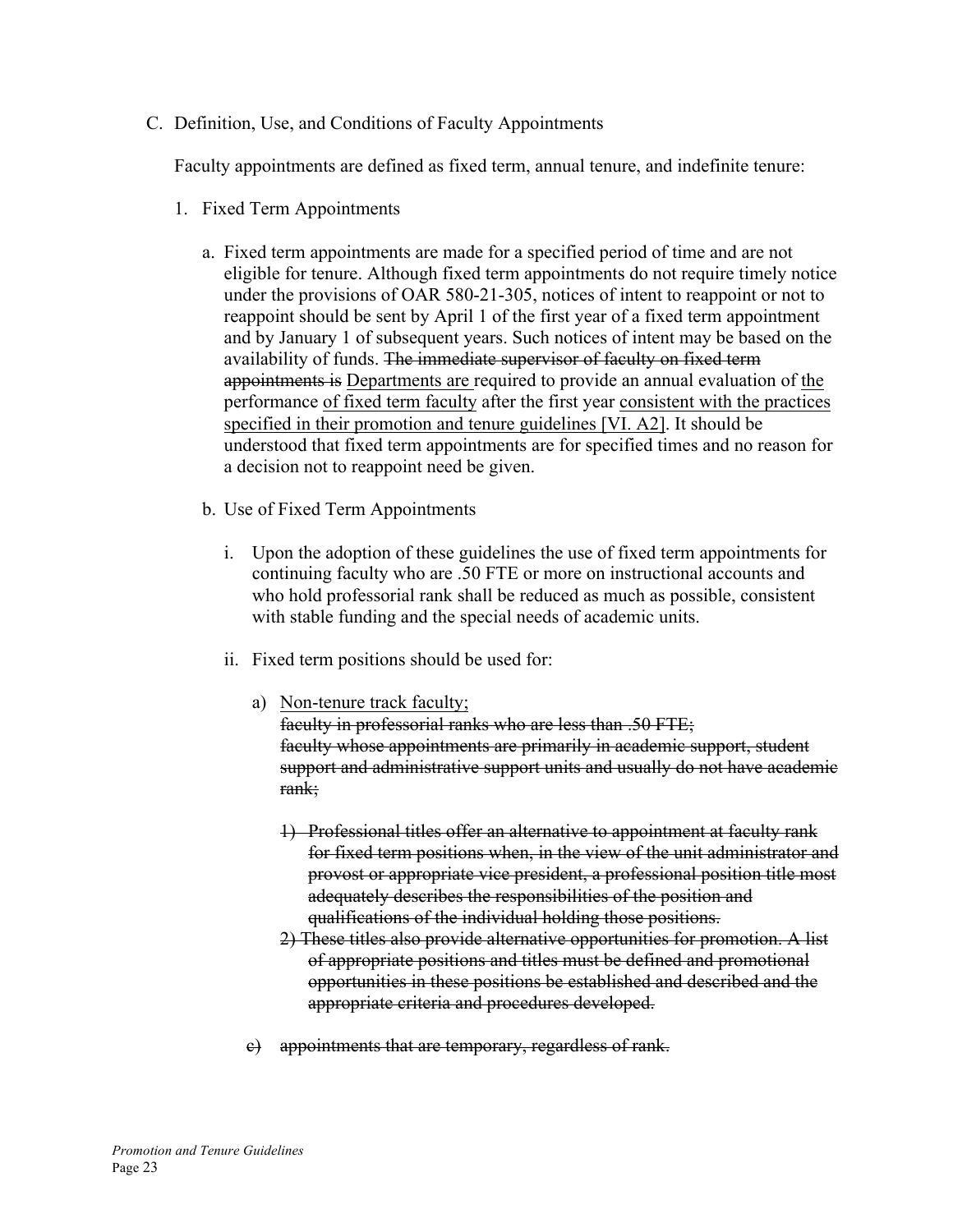C. Definition, Use, and Conditions of Faculty Appointments

Faculty appointments are defined as fixed term, annual tenure, and indefinite tenure:

1. Fixed Term Appointments

   a. Fixed term appointments are made for a specified period of time and are not eligible for tenure. Although fixed term appointments do not require timely notice under the provisions of OAR 580-21-305, notices of intent to reappoint or not to reappoint should be sent by April 1 of the first year of a fixed term appointment and by January 1 of subsequent years. Such notices of intent may be based on the availability of funds. ~~The immediate supervisor of faculty on fixed term appointments is~~ <u>Departments are</u> required to provide an annual evaluation of <u>the</u> performance <u>of fixed term faculty</u> after the first year <u>consistent with the practices specified in their promotion and tenure guidelines [VI. A2]</u>. It should be understood that fixed term appointments are for specified times and no reason for a decision not to reappoint need be given.

   b. Use of Fixed Term Appointments

      i. Upon the adoption of these guidelines the use of fixed term appointments for continuing faculty who are .50 FTE or more on instructional accounts and who hold professorial rank shall be reduced as much as possible, consistent with stable funding and the special needs of academic units.

      ii. Fixed term positions should be used for:

         a) <u>Non-tenure track faculty;</u>
         ~~faculty in professorial ranks who are less than .50 FTE;~~
         ~~faculty whose appointments are primarily in academic support, student support and administrative support units and usually do not have academic rank;~~

            ~~1) Professional titles offer an alternative to appointment at faculty rank for fixed term positions when, in the view of the unit administrator and provost or appropriate vice president, a professional position title most adequately describes the responsibilities of the position and qualifications of the individual holding those positions.~~
            ~~2) These titles also provide alternative opportunities for promotion. A list of appropriate positions and titles must be defined and promotional opportunities in these positions be established and described and the appropriate criteria and procedures developed.~~

         ~~c) appointments that are temporary, regardless of rank.~~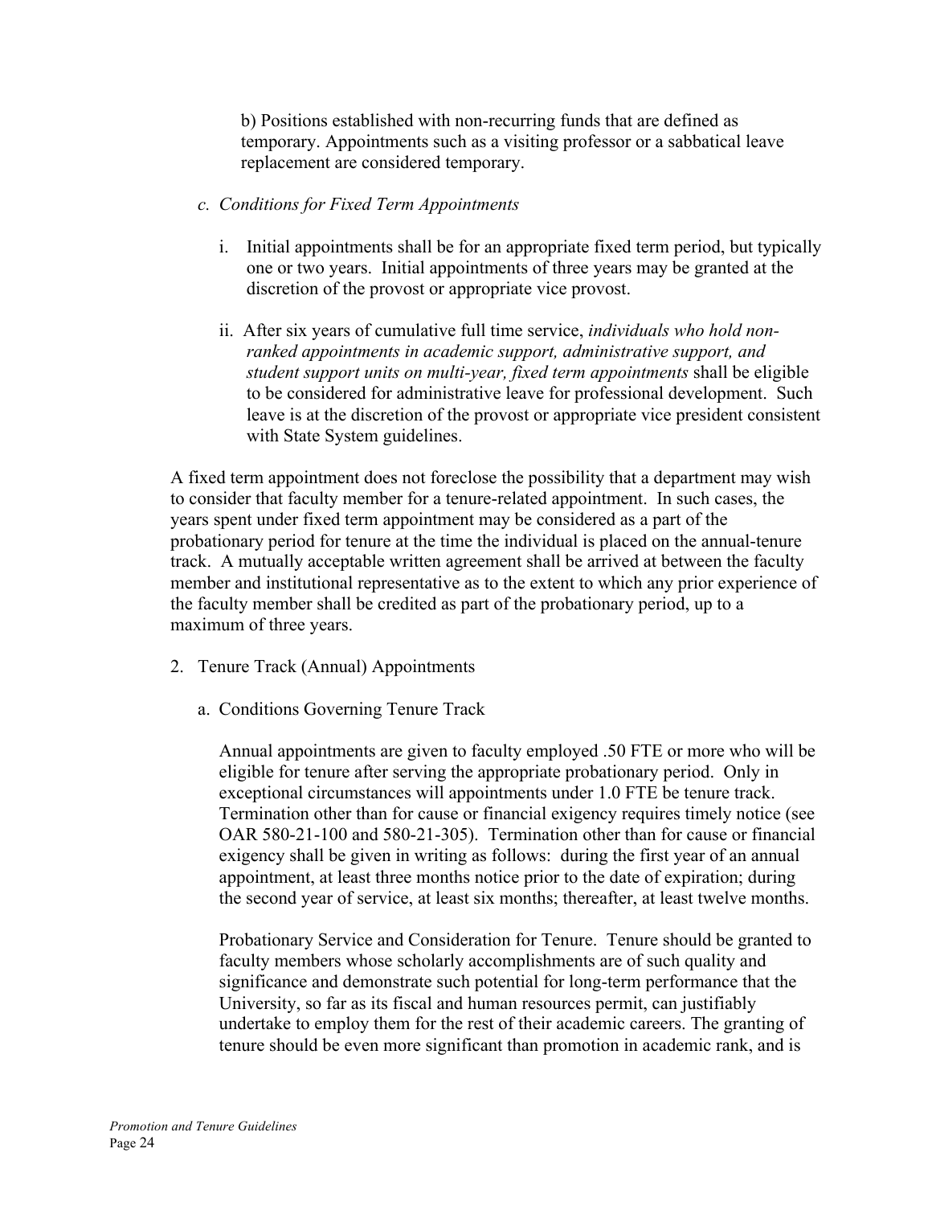b) Positions established with non-recurring funds that are defined as temporary. Appointments such as a visiting professor or a sabbatical leave replacement are considered temporary.

*c. Conditions for Fixed Term Appointments*

i. Initial appointments shall be for an appropriate fixed term period, but typically one or two years. Initial appointments of three years may be granted at the discretion of the provost or appropriate vice provost.

ii. After six years of cumulative full time service, *individuals who hold non-ranked appointments in academic support, administrative support, and student support units on multi-year, fixed term appointments* shall be eligible to be considered for administrative leave for professional development. Such leave is at the discretion of the provost or appropriate vice president consistent with State System guidelines.

A fixed term appointment does not foreclose the possibility that a department may wish to consider that faculty member for a tenure-related appointment. In such cases, the years spent under fixed term appointment may be considered as a part of the probationary period for tenure at the time the individual is placed on the annual-tenure track. A mutually acceptable written agreement shall be arrived at between the faculty member and institutional representative as to the extent to which any prior experience of the faculty member shall be credited as part of the probationary period, up to a maximum of three years.

2. Tenure Track (Annual) Appointments

a. Conditions Governing Tenure Track

Annual appointments are given to faculty employed .50 FTE or more who will be eligible for tenure after serving the appropriate probationary period. Only in exceptional circumstances will appointments under 1.0 FTE be tenure track. Termination other than for cause or financial exigency requires timely notice (see OAR 580-21-100 and 580-21-305). Termination other than for cause or financial exigency shall be given in writing as follows: during the first year of an annual appointment, at least three months notice prior to the date of expiration; during the second year of service, at least six months; thereafter, at least twelve months.

Probationary Service and Consideration for Tenure. Tenure should be granted to faculty members whose scholarly accomplishments are of such quality and significance and demonstrate such potential for long-term performance that the University, so far as its fiscal and human resources permit, can justifiably undertake to employ them for the rest of their academic careers. The granting of tenure should be even more significant than promotion in academic rank, and is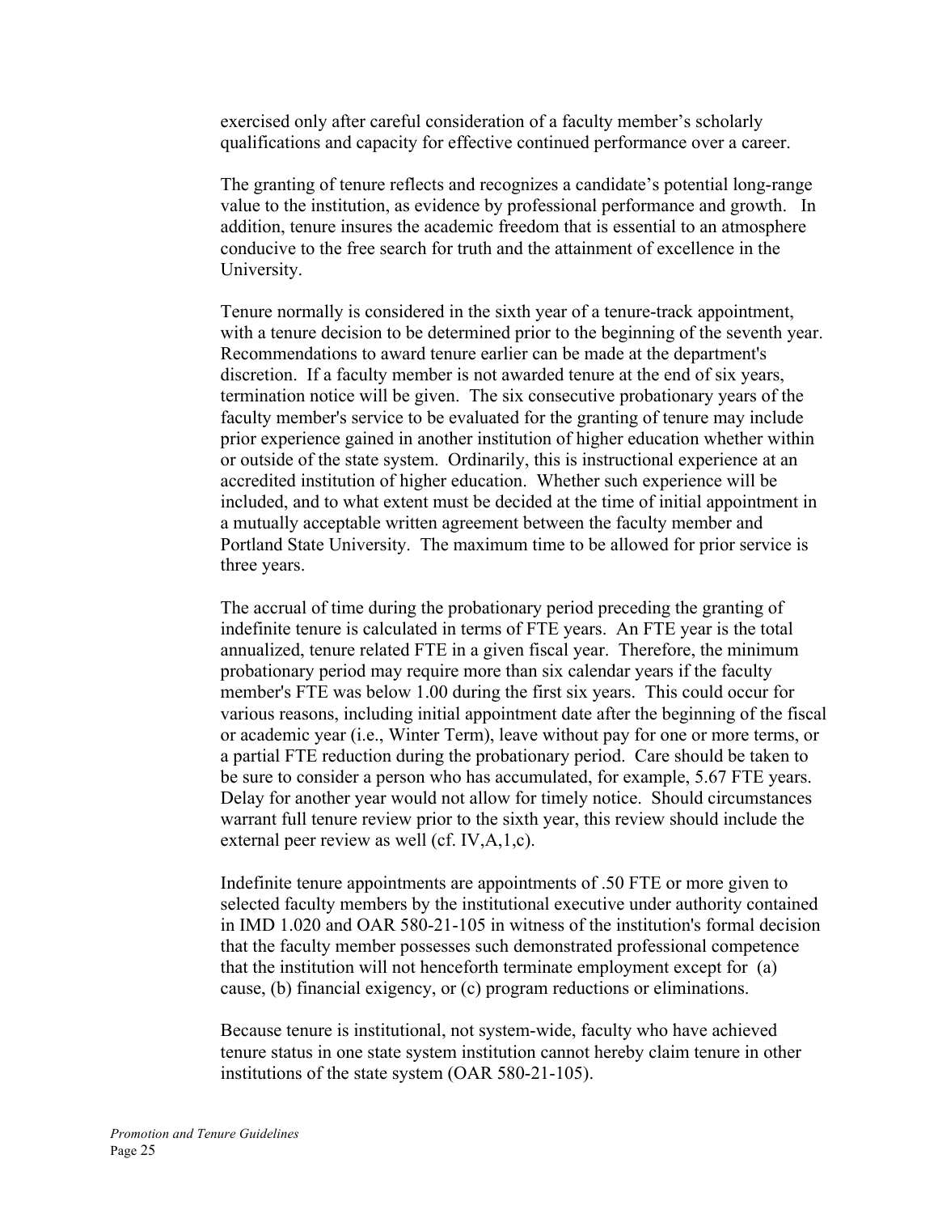exercised only after careful consideration of a faculty member's scholarly qualifications and capacity for effective continued performance over a career.

The granting of tenure reflects and recognizes a candidate's potential long-range value to the institution, as evidence by professional performance and growth. In addition, tenure insures the academic freedom that is essential to an atmosphere conducive to the free search for truth and the attainment of excellence in the University.

Tenure normally is considered in the sixth year of a tenure-track appointment, with a tenure decision to be determined prior to the beginning of the seventh year. Recommendations to award tenure earlier can be made at the department's discretion. If a faculty member is not awarded tenure at the end of six years, termination notice will be given. The six consecutive probationary years of the faculty member's service to be evaluated for the granting of tenure may include prior experience gained in another institution of higher education whether within or outside of the state system. Ordinarily, this is instructional experience at an accredited institution of higher education. Whether such experience will be included, and to what extent must be decided at the time of initial appointment in a mutually acceptable written agreement between the faculty member and Portland State University. The maximum time to be allowed for prior service is three years.

The accrual of time during the probationary period preceding the granting of indefinite tenure is calculated in terms of FTE years. An FTE year is the total annualized, tenure related FTE in a given fiscal year. Therefore, the minimum probationary period may require more than six calendar years if the faculty member's FTE was below 1.00 during the first six years. This could occur for various reasons, including initial appointment date after the beginning of the fiscal or academic year (i.e., Winter Term), leave without pay for one or more terms, or a partial FTE reduction during the probationary period. Care should be taken to be sure to consider a person who has accumulated, for example, 5.67 FTE years. Delay for another year would not allow for timely notice. Should circumstances warrant full tenure review prior to the sixth year, this review should include the external peer review as well (cf. IV,A,1,c).

Indefinite tenure appointments are appointments of .50 FTE or more given to selected faculty members by the institutional executive under authority contained in IMD 1.020 and OAR 580-21-105 in witness of the institution's formal decision that the faculty member possesses such demonstrated professional competence that the institution will not henceforth terminate employment except for (a) cause, (b) financial exigency, or (c) program reductions or eliminations.

Because tenure is institutional, not system-wide, faculty who have achieved tenure status in one state system institution cannot hereby claim tenure in other institutions of the state system (OAR 580-21-105).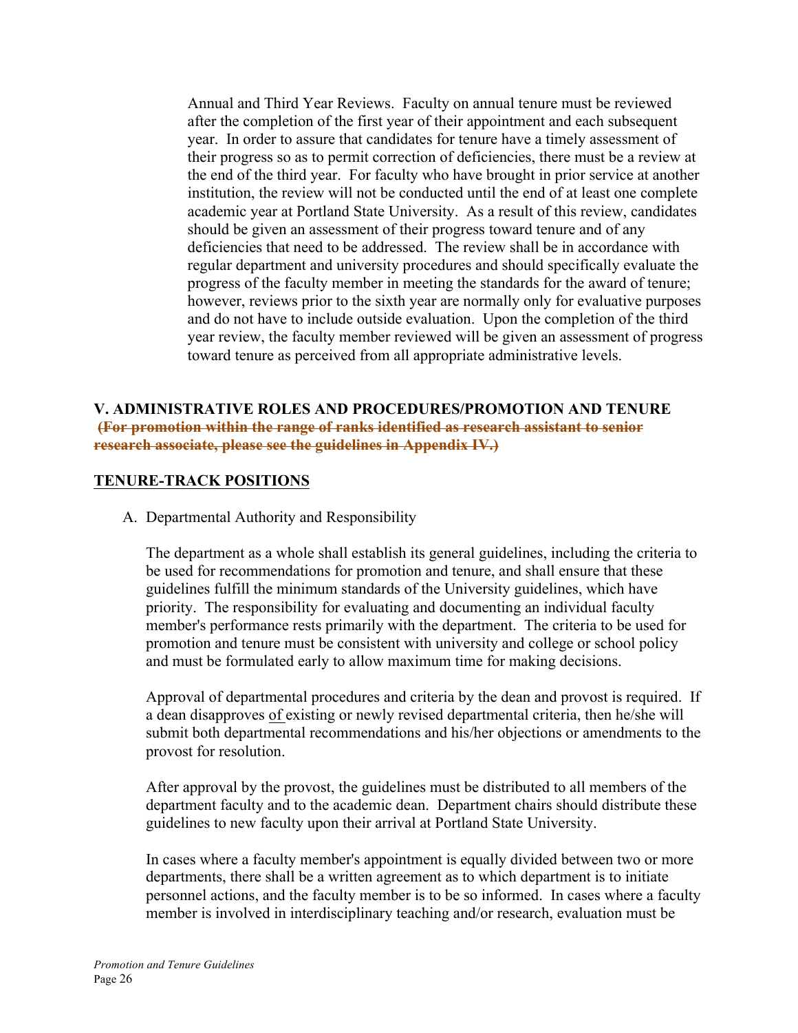Annual and Third Year Reviews. Faculty on annual tenure must be reviewed after the completion of the first year of their appointment and each subsequent year. In order to assure that candidates for tenure have a timely assessment of their progress so as to permit correction of deficiencies, there must be a review at the end of the third year. For faculty who have brought in prior service at another institution, the review will not be conducted until the end of at least one complete academic year at Portland State University. As a result of this review, candidates should be given an assessment of their progress toward tenure and of any deficiencies that need to be addressed. The review shall be in accordance with regular department and university procedures and should specifically evaluate the progress of the faculty member in meeting the standards for the award of tenure; however, reviews prior to the sixth year are normally only for evaluative purposes and do not have to include outside evaluation. Upon the completion of the third year review, the faculty member reviewed will be given an assessment of progress toward tenure as perceived from all appropriate administrative levels.

## V. ADMINISTRATIVE ROLES AND PROCEDURES/PROMOTION AND TENURE

~~**(For promotion within the range of ranks identified as research assistant to senior research associate, please see the guidelines in Appendix IV.)**~~

### TENURE-TRACK POSITIONS

A. Departmental Authority and Responsibility

The department as a whole shall establish its general guidelines, including the criteria to be used for recommendations for promotion and tenure, and shall ensure that these guidelines fulfill the minimum standards of the University guidelines, which have priority. The responsibility for evaluating and documenting an individual faculty member's performance rests primarily with the department. The criteria to be used for promotion and tenure must be consistent with university and college or school policy and must be formulated early to allow maximum time for making decisions.

Approval of departmental procedures and criteria by the dean and provost is required. If a dean disapproves of existing or newly revised departmental criteria, then he/she will submit both departmental recommendations and his/her objections or amendments to the provost for resolution.

After approval by the provost, the guidelines must be distributed to all members of the department faculty and to the academic dean. Department chairs should distribute these guidelines to new faculty upon their arrival at Portland State University.

In cases where a faculty member's appointment is equally divided between two or more departments, there shall be a written agreement as to which department is to initiate personnel actions, and the faculty member is to be so informed. In cases where a faculty member is involved in interdisciplinary teaching and/or research, evaluation must be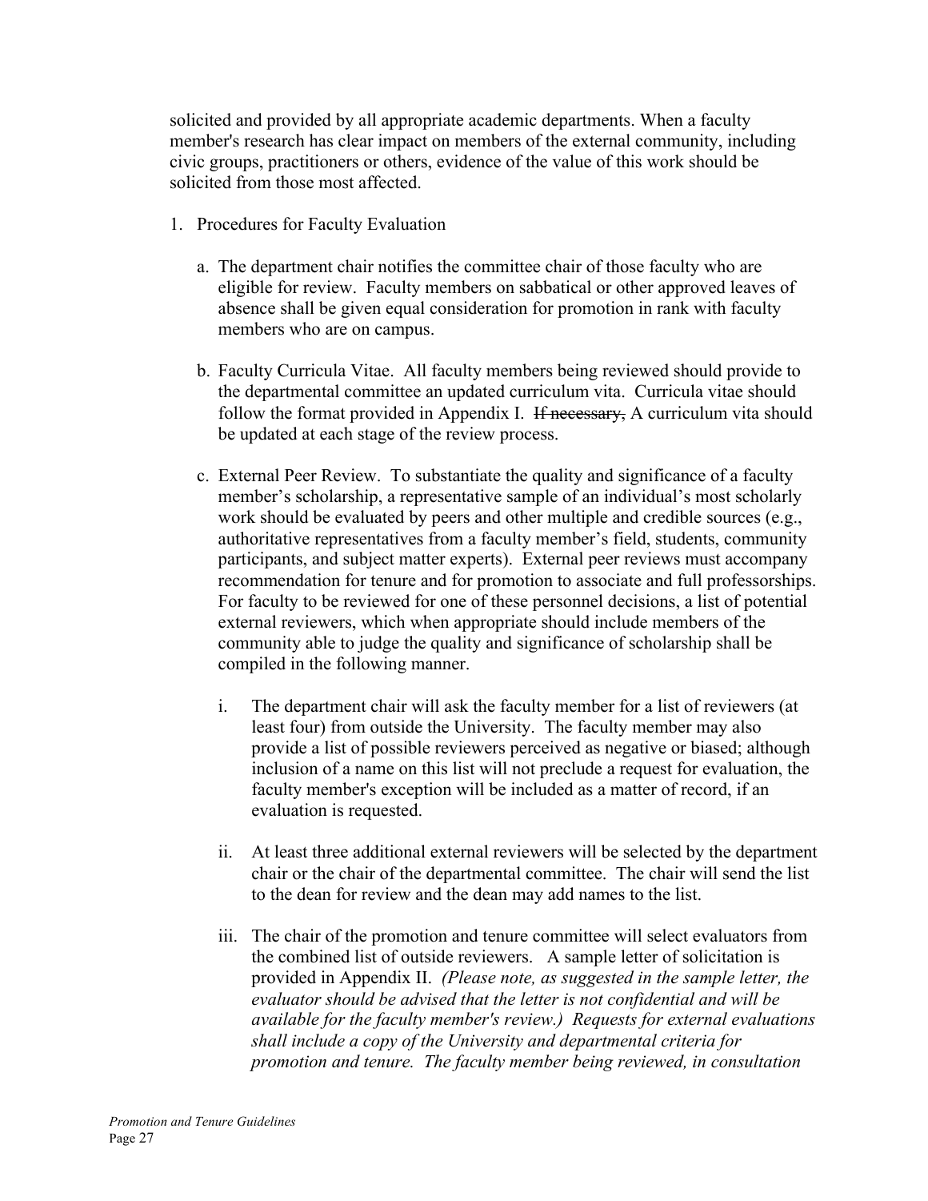solicited and provided by all appropriate academic departments. When a faculty member's research has clear impact on members of the external community, including civic groups, practitioners or others, evidence of the value of this work should be solicited from those most affected.

1. Procedures for Faculty Evaluation

   a. The department chair notifies the committee chair of those faculty who are eligible for review. Faculty members on sabbatical or other approved leaves of absence shall be given equal consideration for promotion in rank with faculty members who are on campus.

   b. Faculty Curricula Vitae. All faculty members being reviewed should provide to the departmental committee an updated curriculum vita. Curricula vitae should follow the format provided in Appendix I. ~~If necessary,~~ A curriculum vita should be updated at each stage of the review process.

   c. External Peer Review. To substantiate the quality and significance of a faculty member's scholarship, a representative sample of an individual's most scholarly work should be evaluated by peers and other multiple and credible sources (e.g., authoritative representatives from a faculty member's field, students, community participants, and subject matter experts). External peer reviews must accompany recommendation for tenure and for promotion to associate and full professorships. For faculty to be reviewed for one of these personnel decisions, a list of potential external reviewers, which when appropriate should include members of the community able to judge the quality and significance of scholarship shall be compiled in the following manner.

      i. The department chair will ask the faculty member for a list of reviewers (at least four) from outside the University. The faculty member may also provide a list of possible reviewers perceived as negative or biased; although inclusion of a name on this list will not preclude a request for evaluation, the faculty member's exception will be included as a matter of record, if an evaluation is requested.

      ii. At least three additional external reviewers will be selected by the department chair or the chair of the departmental committee. The chair will send the list to the dean for review and the dean may add names to the list.

      iii. The chair of the promotion and tenure committee will select evaluators from the combined list of outside reviewers. A sample letter of solicitation is provided in Appendix II. *(Please note, as suggested in the sample letter, the evaluator should be advised that the letter is not confidential and will be available for the faculty member's review.) Requests for external evaluations shall include a copy of the University and departmental criteria for promotion and tenure. The faculty member being reviewed, in consultation*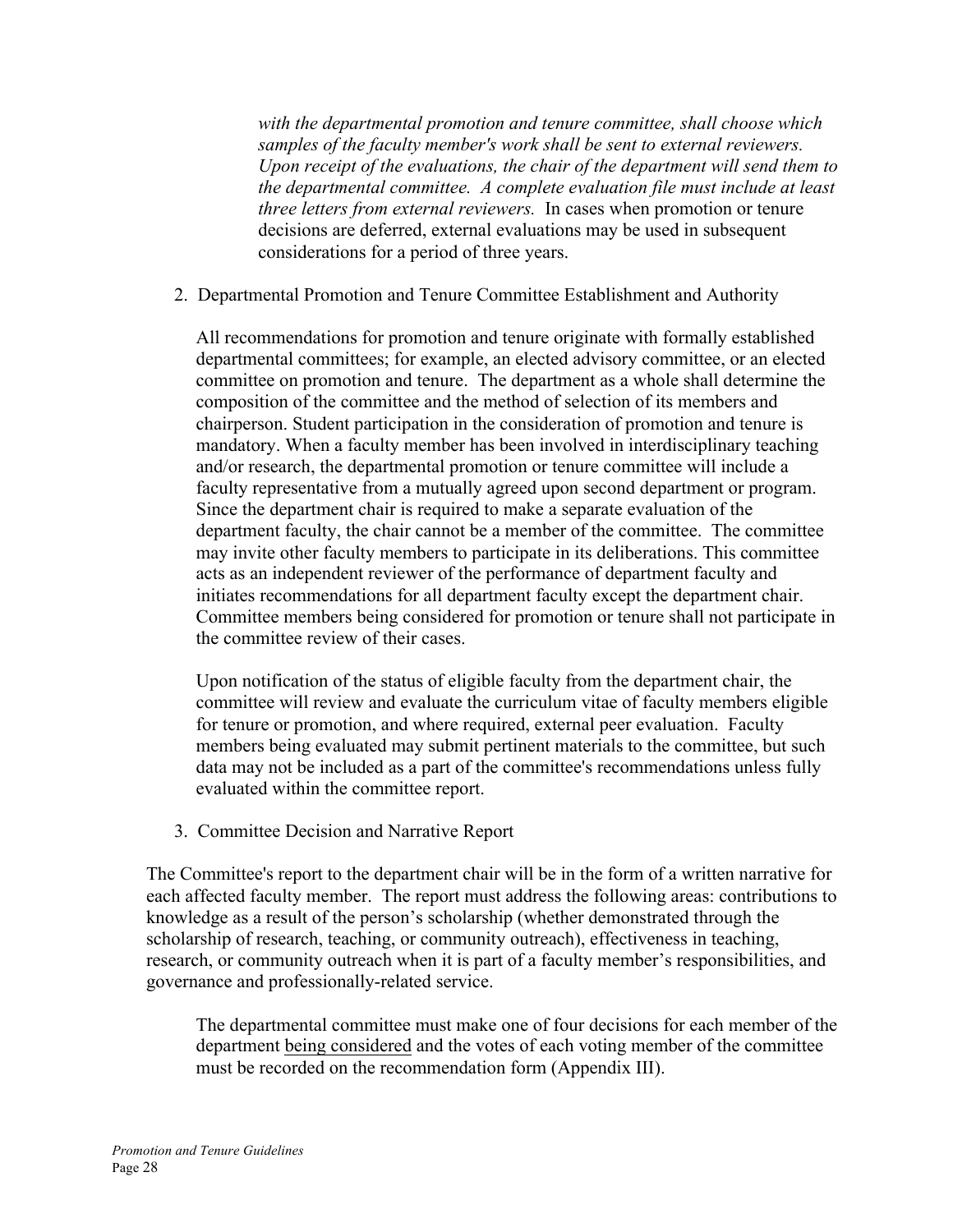*with the departmental promotion and tenure committee, shall choose which samples of the faculty member's work shall be sent to external reviewers. Upon receipt of the evaluations, the chair of the department will send them to the departmental committee. A complete evaluation file must include at least three letters from external reviewers.* In cases when promotion or tenure decisions are deferred, external evaluations may be used in subsequent considerations for a period of three years.

2. Departmental Promotion and Tenure Committee Establishment and Authority

All recommendations for promotion and tenure originate with formally established departmental committees; for example, an elected advisory committee, or an elected committee on promotion and tenure. The department as a whole shall determine the composition of the committee and the method of selection of its members and chairperson. Student participation in the consideration of promotion and tenure is mandatory. When a faculty member has been involved in interdisciplinary teaching and/or research, the departmental promotion or tenure committee will include a faculty representative from a mutually agreed upon second department or program. Since the department chair is required to make a separate evaluation of the department faculty, the chair cannot be a member of the committee. The committee may invite other faculty members to participate in its deliberations. This committee acts as an independent reviewer of the performance of department faculty and initiates recommendations for all department faculty except the department chair. Committee members being considered for promotion or tenure shall not participate in the committee review of their cases.

Upon notification of the status of eligible faculty from the department chair, the committee will review and evaluate the curriculum vitae of faculty members eligible for tenure or promotion, and where required, external peer evaluation. Faculty members being evaluated may submit pertinent materials to the committee, but such data may not be included as a part of the committee's recommendations unless fully evaluated within the committee report.

3. Committee Decision and Narrative Report

The Committee's report to the department chair will be in the form of a written narrative for each affected faculty member. The report must address the following areas: contributions to knowledge as a result of the person's scholarship (whether demonstrated through the scholarship of research, teaching, or community outreach), effectiveness in teaching, research, or community outreach when it is part of a faculty member's responsibilities, and governance and professionally-related service.

The departmental committee must make one of four decisions for each member of the department <u>being considered</u> and the votes of each voting member of the committee must be recorded on the recommendation form (Appendix III).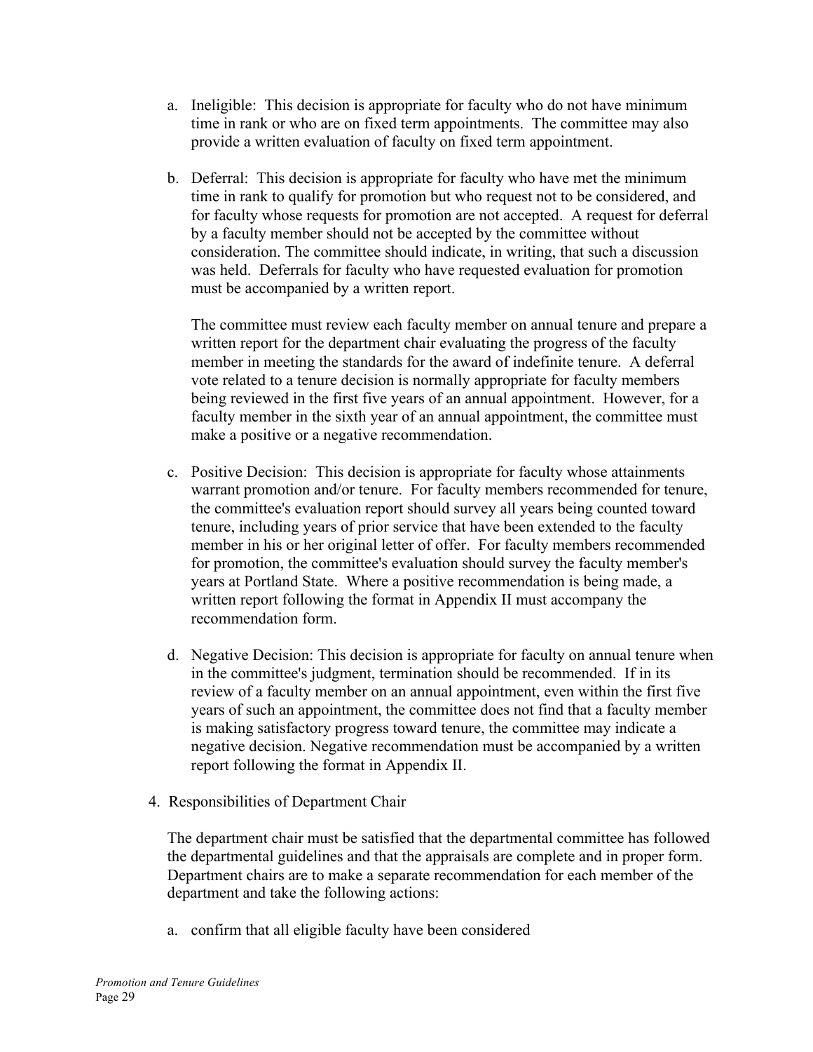a. Ineligible: This decision is appropriate for faculty who do not have minimum time in rank or who are on fixed term appointments. The committee may also provide a written evaluation of faculty on fixed term appointment.

b. Deferral: This decision is appropriate for faculty who have met the minimum time in rank to qualify for promotion but who request not to be considered, and for faculty whose requests for promotion are not accepted. A request for deferral by a faculty member should not be accepted by the committee without consideration. The committee should indicate, in writing, that such a discussion was held. Deferrals for faculty who have requested evaluation for promotion must be accompanied by a written report.

   The committee must review each faculty member on annual tenure and prepare a written report for the department chair evaluating the progress of the faculty member in meeting the standards for the award of indefinite tenure. A deferral vote related to a tenure decision is normally appropriate for faculty members being reviewed in the first five years of an annual appointment. However, for a faculty member in the sixth year of an annual appointment, the committee must make a positive or a negative recommendation.

c. Positive Decision: This decision is appropriate for faculty whose attainments warrant promotion and/or tenure. For faculty members recommended for tenure, the committee's evaluation report should survey all years being counted toward tenure, including years of prior service that have been extended to the faculty member in his or her original letter of offer. For faculty members recommended for promotion, the committee's evaluation should survey the faculty member's years at Portland State. Where a positive recommendation is being made, a written report following the format in Appendix II must accompany the recommendation form.

d. Negative Decision: This decision is appropriate for faculty on annual tenure when in the committee's judgment, termination should be recommended. If in its review of a faculty member on an annual appointment, even within the first five years of such an appointment, the committee does not find that a faculty member is making satisfactory progress toward tenure, the committee may indicate a negative decision. Negative recommendation must be accompanied by a written report following the format in Appendix II.

4. Responsibilities of Department Chair

   The department chair must be satisfied that the departmental committee has followed the departmental guidelines and that the appraisals are complete and in proper form. Department chairs are to make a separate recommendation for each member of the department and take the following actions:

   a. confirm that all eligible faculty have been considered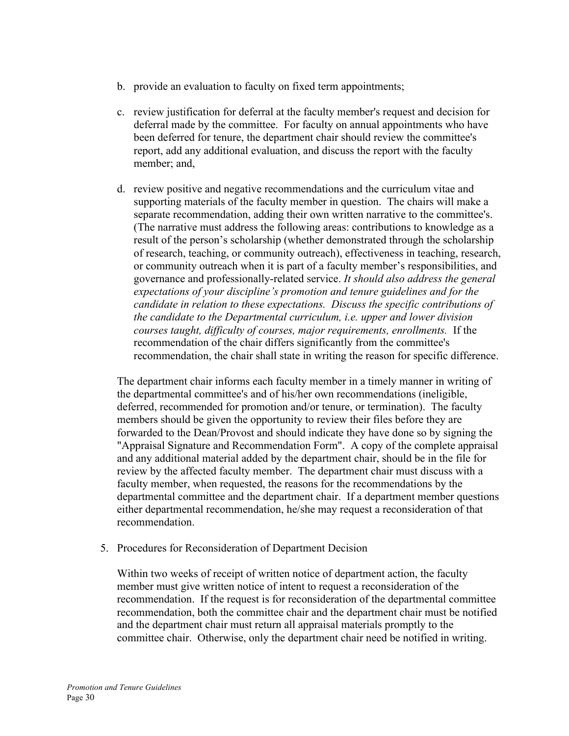b. provide an evaluation to faculty on fixed term appointments;

c. review justification for deferral at the faculty member's request and decision for deferral made by the committee. For faculty on annual appointments who have been deferred for tenure, the department chair should review the committee's report, add any additional evaluation, and discuss the report with the faculty member; and,

d. review positive and negative recommendations and the curriculum vitae and supporting materials of the faculty member in question. The chairs will make a separate recommendation, adding their own written narrative to the committee's. (The narrative must address the following areas: contributions to knowledge as a result of the person's scholarship (whether demonstrated through the scholarship of research, teaching, or community outreach), effectiveness in teaching, research, or community outreach when it is part of a faculty member's responsibilities, and governance and professionally-related service. *It should also address the general expectations of your discipline's promotion and tenure guidelines and for the candidate in relation to these expectations. Discuss the specific contributions of the candidate to the Departmental curriculum, i.e. upper and lower division courses taught, difficulty of courses, major requirements, enrollments.* If the recommendation of the chair differs significantly from the committee's recommendation, the chair shall state in writing the reason for specific difference.

The department chair informs each faculty member in a timely manner in writing of the departmental committee's and of his/her own recommendations (ineligible, deferred, recommended for promotion and/or tenure, or termination). The faculty members should be given the opportunity to review their files before they are forwarded to the Dean/Provost and should indicate they have done so by signing the "Appraisal Signature and Recommendation Form". A copy of the complete appraisal and any additional material added by the department chair, should be in the file for review by the affected faculty member. The department chair must discuss with a faculty member, when requested, the reasons for the recommendations by the departmental committee and the department chair. If a department member questions either departmental recommendation, he/she may request a reconsideration of that recommendation.

5. Procedures for Reconsideration of Department Decision

Within two weeks of receipt of written notice of department action, the faculty member must give written notice of intent to request a reconsideration of the recommendation. If the request is for reconsideration of the departmental committee recommendation, both the committee chair and the department chair must be notified and the department chair must return all appraisal materials promptly to the committee chair. Otherwise, only the department chair need be notified in writing.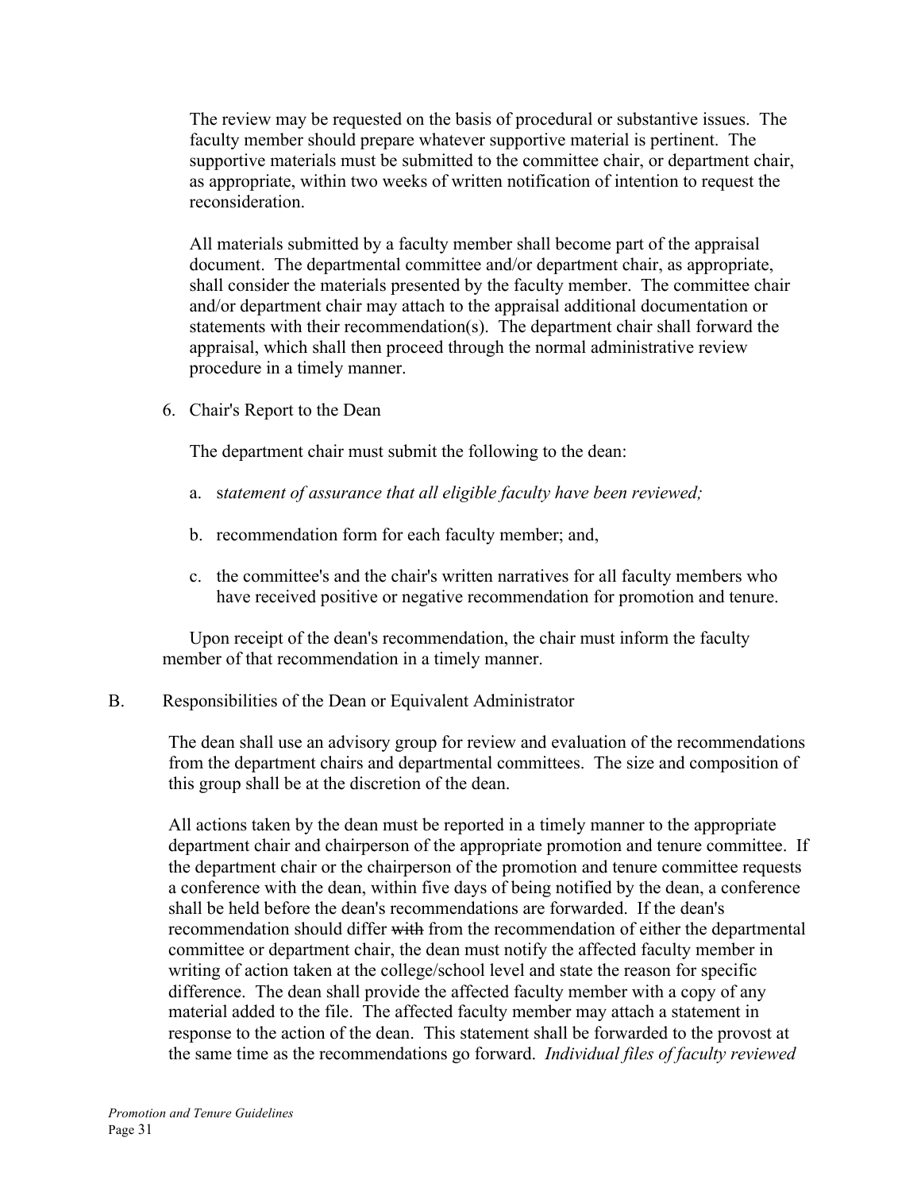The review may be requested on the basis of procedural or substantive issues. The faculty member should prepare whatever supportive material is pertinent. The supportive materials must be submitted to the committee chair, or department chair, as appropriate, within two weeks of written notification of intention to request the reconsideration.

All materials submitted by a faculty member shall become part of the appraisal document. The departmental committee and/or department chair, as appropriate, shall consider the materials presented by the faculty member. The committee chair and/or department chair may attach to the appraisal additional documentation or statements with their recommendation(s). The department chair shall forward the appraisal, which shall then proceed through the normal administrative review procedure in a timely manner.

6. Chair's Report to the Dean

   The department chair must submit the following to the dean:

   a. s*tatement of assurance that all eligible faculty have been reviewed;*

   b. recommendation form for each faculty member; and,

   c. the committee's and the chair's written narratives for all faculty members who have received positive or negative recommendation for promotion and tenure.

   Upon receipt of the dean's recommendation, the chair must inform the faculty member of that recommendation in a timely manner.

B. Responsibilities of the Dean or Equivalent Administrator

The dean shall use an advisory group for review and evaluation of the recommendations from the department chairs and departmental committees. The size and composition of this group shall be at the discretion of the dean.

All actions taken by the dean must be reported in a timely manner to the appropriate department chair and chairperson of the appropriate promotion and tenure committee. If the department chair or the chairperson of the promotion and tenure committee requests a conference with the dean, within five days of being notified by the dean, a conference shall be held before the dean's recommendations are forwarded. If the dean's recommendation should differ ~~with~~ from the recommendation of either the departmental committee or department chair, the dean must notify the affected faculty member in writing of action taken at the college/school level and state the reason for specific difference. The dean shall provide the affected faculty member with a copy of any material added to the file. The affected faculty member may attach a statement in response to the action of the dean. This statement shall be forwarded to the provost at the same time as the recommendations go forward. *Individual files of faculty reviewed*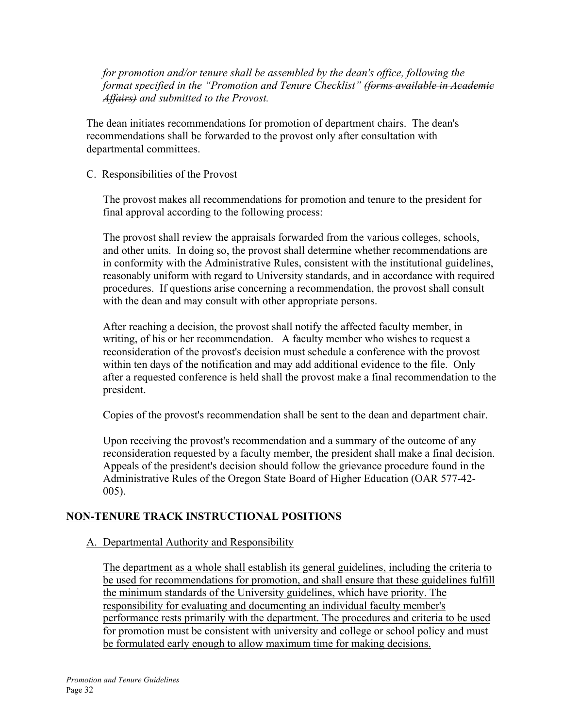*for promotion and/or tenure shall be assembled by the dean's office, following the format specified in the "Promotion and Tenure Checklist" ~~(forms available in Academic Affairs)~~ and submitted to the Provost.*

The dean initiates recommendations for promotion of department chairs. The dean's recommendations shall be forwarded to the provost only after consultation with departmental committees.

C. Responsibilities of the Provost

The provost makes all recommendations for promotion and tenure to the president for final approval according to the following process:

The provost shall review the appraisals forwarded from the various colleges, schools, and other units. In doing so, the provost shall determine whether recommendations are in conformity with the Administrative Rules, consistent with the institutional guidelines, reasonably uniform with regard to University standards, and in accordance with required procedures. If questions arise concerning a recommendation, the provost shall consult with the dean and may consult with other appropriate persons.

After reaching a decision, the provost shall notify the affected faculty member, in writing, of his or her recommendation. A faculty member who wishes to request a reconsideration of the provost's decision must schedule a conference with the provost within ten days of the notification and may add additional evidence to the file. Only after a requested conference is held shall the provost make a final recommendation to the president.

Copies of the provost's recommendation shall be sent to the dean and department chair.

Upon receiving the provost's recommendation and a summary of the outcome of any reconsideration requested by a faculty member, the president shall make a final decision. Appeals of the president's decision should follow the grievance procedure found in the Administrative Rules of the Oregon State Board of Higher Education (OAR 577-42-005).

## <u>NON-TENURE TRACK INSTRUCTIONAL POSITIONS</u>

<u>A. Departmental Authority and Responsibility</u>

<u>The department as a whole shall establish its general guidelines, including the criteria to be used for recommendations for promotion, and shall ensure that these guidelines fulfill the minimum standards of the University guidelines, which have priority. The responsibility for evaluating and documenting an individual faculty member's performance rests primarily with the department. The procedures and criteria to be used for promotion must be consistent with university and college or school policy and must be formulated early enough to allow maximum time for making decisions.</u>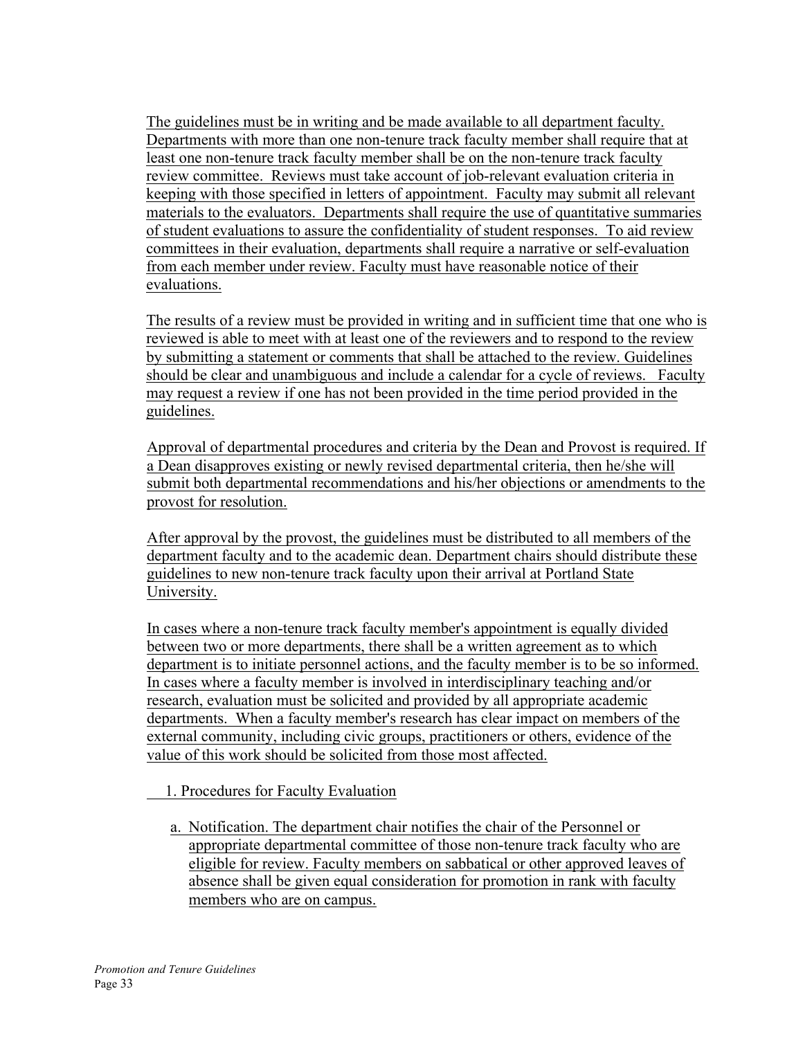The guidelines must be in writing and be made available to all department faculty. Departments with more than one non-tenure track faculty member shall require that at least one non-tenure track faculty member shall be on the non-tenure track faculty review committee. Reviews must take account of job-relevant evaluation criteria in keeping with those specified in letters of appointment. Faculty may submit all relevant materials to the evaluators. Departments shall require the use of quantitative summaries of student evaluations to assure the confidentiality of student responses. To aid review committees in their evaluation, departments shall require a narrative or self-evaluation from each member under review. Faculty must have reasonable notice of their evaluations.

The results of a review must be provided in writing and in sufficient time that one who is reviewed is able to meet with at least one of the reviewers and to respond to the review by submitting a statement or comments that shall be attached to the review. Guidelines should be clear and unambiguous and include a calendar for a cycle of reviews. Faculty may request a review if one has not been provided in the time period provided in the guidelines.

Approval of departmental procedures and criteria by the Dean and Provost is required. If a Dean disapproves existing or newly revised departmental criteria, then he/she will submit both departmental recommendations and his/her objections or amendments to the provost for resolution.

After approval by the provost, the guidelines must be distributed to all members of the department faculty and to the academic dean. Department chairs should distribute these guidelines to new non-tenure track faculty upon their arrival at Portland State University.

In cases where a non-tenure track faculty member's appointment is equally divided between two or more departments, there shall be a written agreement as to which department is to initiate personnel actions, and the faculty member is to be so informed. In cases where a faculty member is involved in interdisciplinary teaching and/or research, evaluation must be solicited and provided by all appropriate academic departments. When a faculty member's research has clear impact on members of the external community, including civic groups, practitioners or others, evidence of the value of this work should be solicited from those most affected.

1. Procedures for Faculty Evaluation

   a. Notification. The department chair notifies the chair of the Personnel or appropriate departmental committee of those non-tenure track faculty who are eligible for review. Faculty members on sabbatical or other approved leaves of absence shall be given equal consideration for promotion in rank with faculty members who are on campus.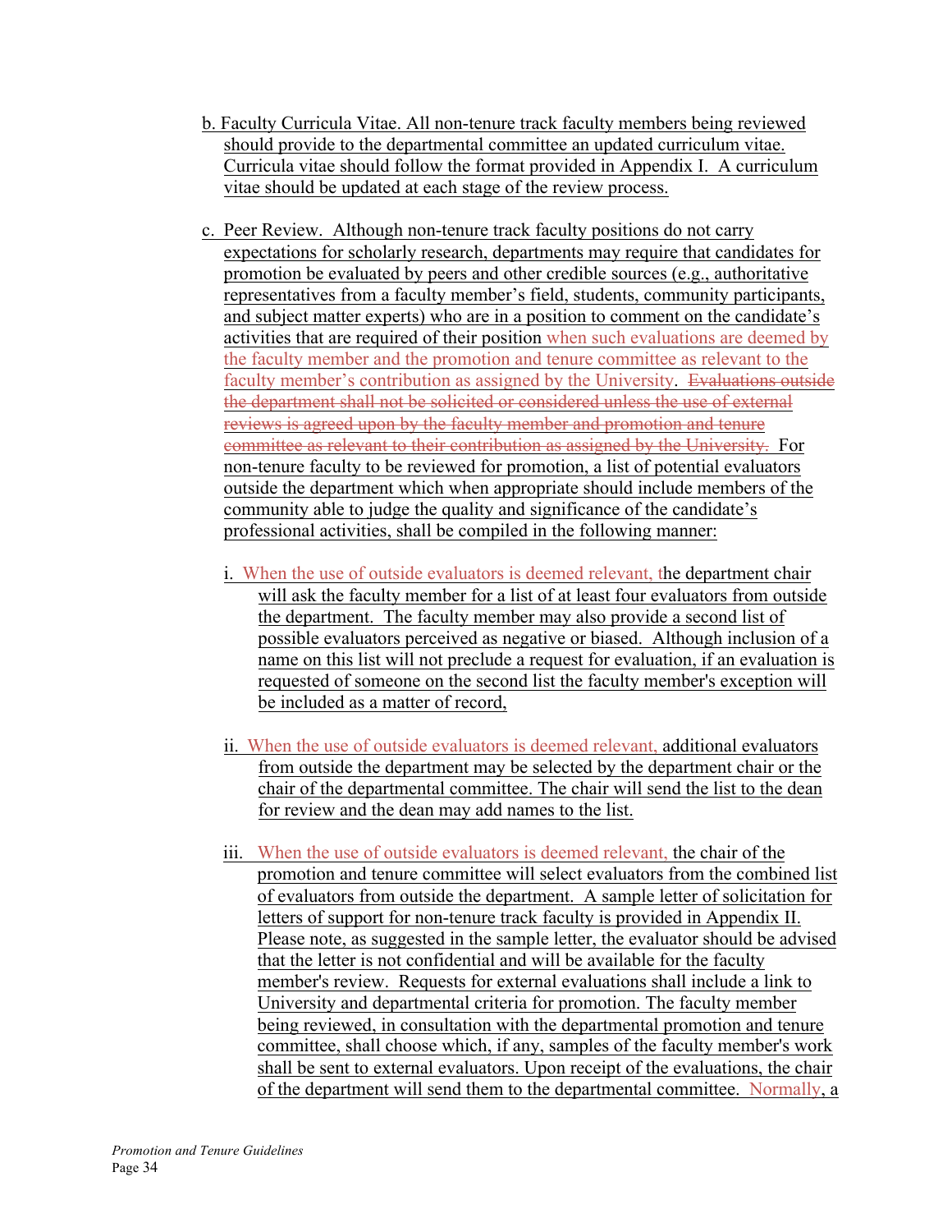b. Faculty Curricula Vitae. All non-tenure track faculty members being reviewed should provide to the departmental committee an updated curriculum vitae. Curricula vitae should follow the format provided in Appendix I. A curriculum vitae should be updated at each stage of the review process.

c. Peer Review. Although non-tenure track faculty positions do not carry expectations for scholarly research, departments may require that candidates for promotion be evaluated by peers and other credible sources (e.g., authoritative representatives from a faculty member's field, students, community participants, and subject matter experts) who are in a position to comment on the candidate's activities that are required of their position when such evaluations are deemed by the faculty member and the promotion and tenure committee as relevant to the faculty member's contribution as assigned by the University. ~~Evaluations outside the department shall not be solicited or considered unless the use of external reviews is agreed upon by the faculty member and promotion and tenure committee as relevant to their contribution as assigned by the University.~~ For non-tenure faculty to be reviewed for promotion, a list of potential evaluators outside the department which when appropriate should include members of the community able to judge the quality and significance of the candidate's professional activities, shall be compiled in the following manner:

   i. When the use of outside evaluators is deemed relevant, the department chair will ask the faculty member for a list of at least four evaluators from outside the department. The faculty member may also provide a second list of possible evaluators perceived as negative or biased. Although inclusion of a name on this list will not preclude a request for evaluation, if an evaluation is requested of someone on the second list the faculty member's exception will be included as a matter of record,

   ii. When the use of outside evaluators is deemed relevant, additional evaluators from outside the department may be selected by the department chair or the chair of the departmental committee. The chair will send the list to the dean for review and the dean may add names to the list.

   iii. When the use of outside evaluators is deemed relevant, the chair of the promotion and tenure committee will select evaluators from the combined list of evaluators from outside the department. A sample letter of solicitation for letters of support for non-tenure track faculty is provided in Appendix II. Please note, as suggested in the sample letter, the evaluator should be advised that the letter is not confidential and will be available for the faculty member's review. Requests for external evaluations shall include a link to University and departmental criteria for promotion. The faculty member being reviewed, in consultation with the departmental promotion and tenure committee, shall choose which, if any, samples of the faculty member's work shall be sent to external evaluators. Upon receipt of the evaluations, the chair of the department will send them to the departmental committee. Normally, a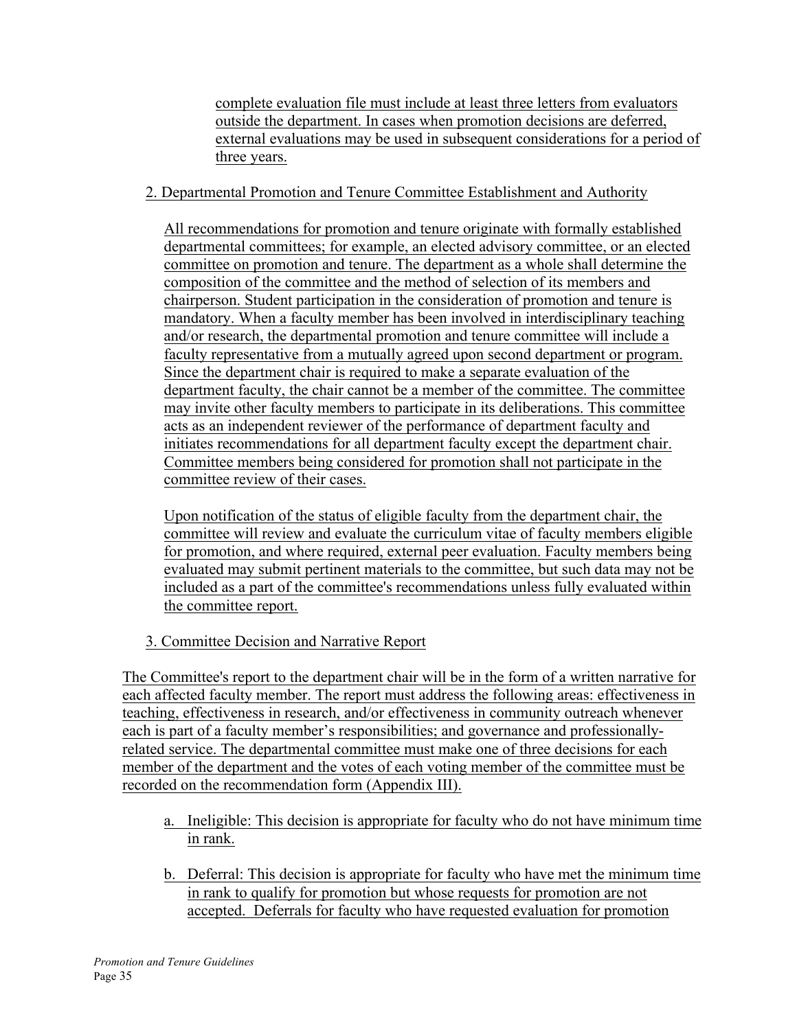complete evaluation file must include at least three letters from evaluators outside the department. In cases when promotion decisions are deferred, external evaluations may be used in subsequent considerations for a period of three years.

2. Departmental Promotion and Tenure Committee Establishment and Authority

All recommendations for promotion and tenure originate with formally established departmental committees; for example, an elected advisory committee, or an elected committee on promotion and tenure. The department as a whole shall determine the composition of the committee and the method of selection of its members and chairperson. Student participation in the consideration of promotion and tenure is mandatory. When a faculty member has been involved in interdisciplinary teaching and/or research, the departmental promotion and tenure committee will include a faculty representative from a mutually agreed upon second department or program. Since the department chair is required to make a separate evaluation of the department faculty, the chair cannot be a member of the committee. The committee may invite other faculty members to participate in its deliberations. This committee acts as an independent reviewer of the performance of department faculty and initiates recommendations for all department faculty except the department chair. Committee members being considered for promotion shall not participate in the committee review of their cases.

Upon notification of the status of eligible faculty from the department chair, the committee will review and evaluate the curriculum vitae of faculty members eligible for promotion, and where required, external peer evaluation. Faculty members being evaluated may submit pertinent materials to the committee, but such data may not be included as a part of the committee's recommendations unless fully evaluated within the committee report.

3. Committee Decision and Narrative Report

The Committee's report to the department chair will be in the form of a written narrative for each affected faculty member. The report must address the following areas: effectiveness in teaching, effectiveness in research, and/or effectiveness in community outreach whenever each is part of a faculty member's responsibilities; and governance and professionally-related service. The departmental committee must make one of three decisions for each member of the department and the votes of each voting member of the committee must be recorded on the recommendation form (Appendix III).

a. Ineligible: This decision is appropriate for faculty who do not have minimum time in rank.

b. Deferral: This decision is appropriate for faculty who have met the minimum time in rank to qualify for promotion but whose requests for promotion are not accepted. Deferrals for faculty who have requested evaluation for promotion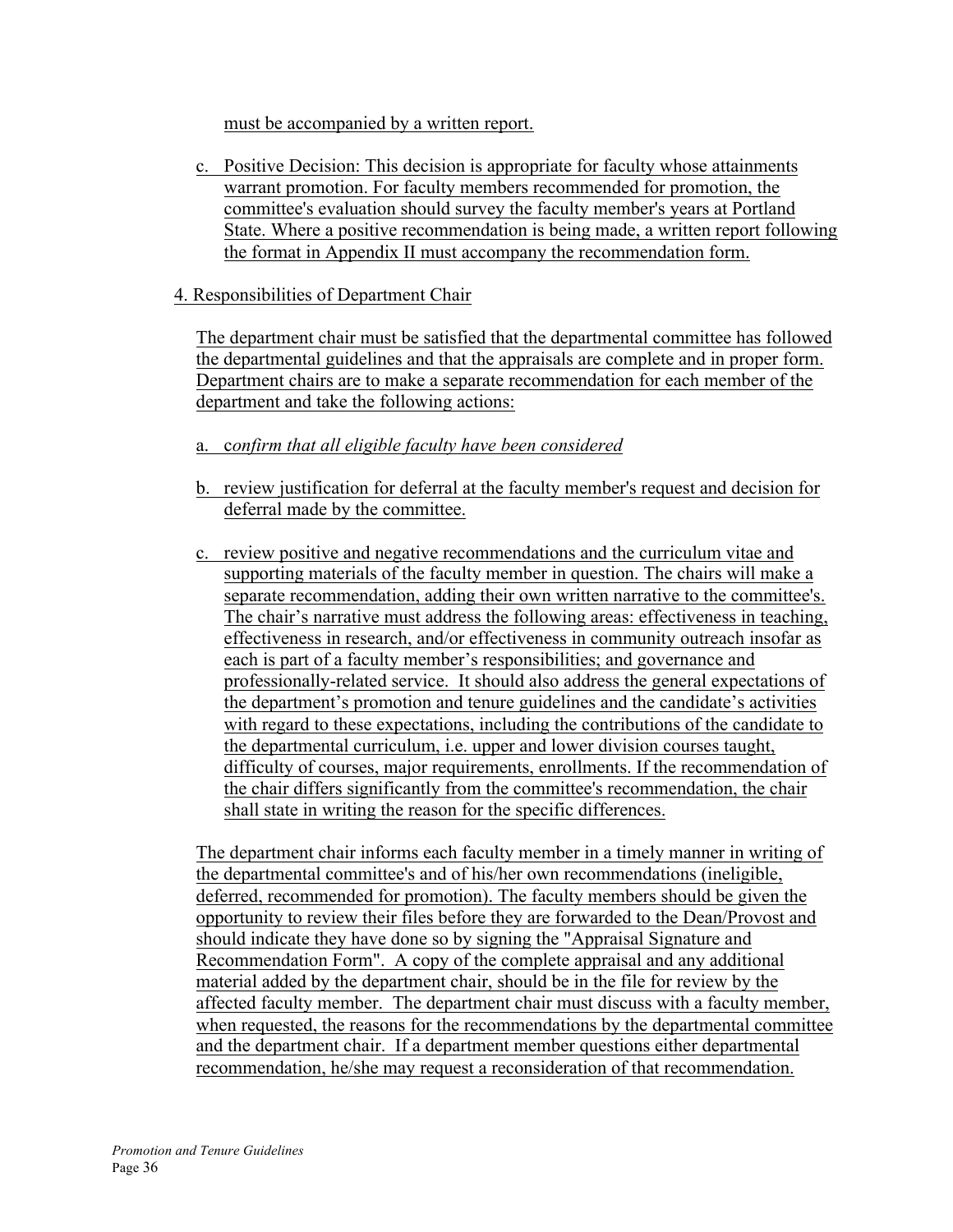must be accompanied by a written report.

c. Positive Decision: This decision is appropriate for faculty whose attainments warrant promotion. For faculty members recommended for promotion, the committee's evaluation should survey the faculty member's years at Portland State. Where a positive recommendation is being made, a written report following the format in Appendix II must accompany the recommendation form.

4. Responsibilities of Department Chair

The department chair must be satisfied that the departmental committee has followed the departmental guidelines and that the appraisals are complete and in proper form. Department chairs are to make a separate recommendation for each member of the department and take the following actions:

a. c*onfirm that all eligible faculty have been considered*

b. review justification for deferral at the faculty member's request and decision for deferral made by the committee.

c. review positive and negative recommendations and the curriculum vitae and supporting materials of the faculty member in question. The chairs will make a separate recommendation, adding their own written narrative to the committee's. The chair's narrative must address the following areas: effectiveness in teaching, effectiveness in research, and/or effectiveness in community outreach insofar as each is part of a faculty member's responsibilities; and governance and professionally-related service. It should also address the general expectations of the department's promotion and tenure guidelines and the candidate's activities with regard to these expectations, including the contributions of the candidate to the departmental curriculum, i.e. upper and lower division courses taught, difficulty of courses, major requirements, enrollments. If the recommendation of the chair differs significantly from the committee's recommendation, the chair shall state in writing the reason for the specific differences.

The department chair informs each faculty member in a timely manner in writing of the departmental committee's and of his/her own recommendations (ineligible, deferred, recommended for promotion). The faculty members should be given the opportunity to review their files before they are forwarded to the Dean/Provost and should indicate they have done so by signing the "Appraisal Signature and Recommendation Form". A copy of the complete appraisal and any additional material added by the department chair, should be in the file for review by the affected faculty member. The department chair must discuss with a faculty member, when requested, the reasons for the recommendations by the departmental committee and the department chair. If a department member questions either departmental recommendation, he/she may request a reconsideration of that recommendation.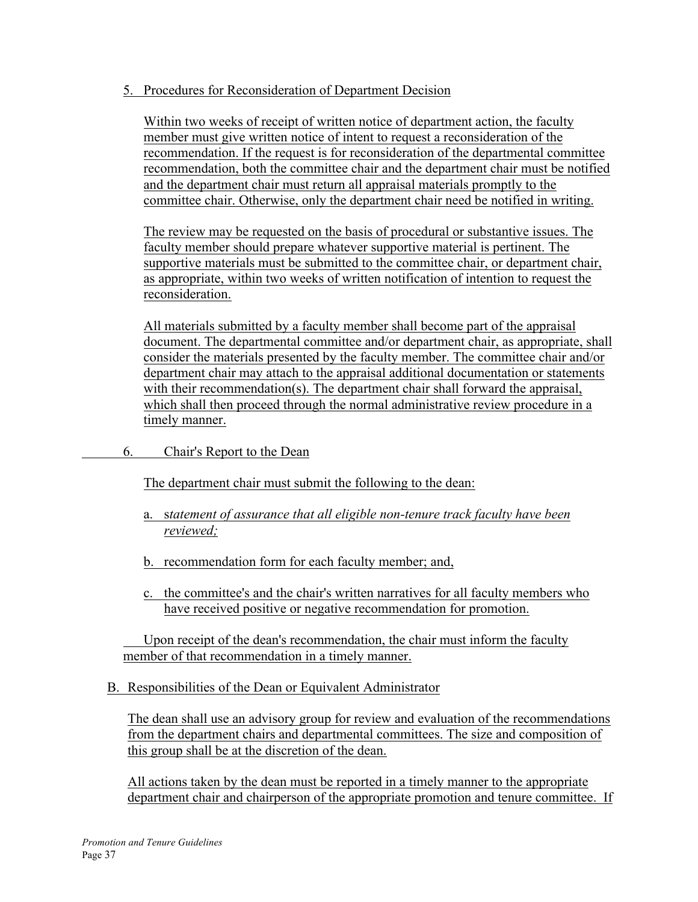5. Procedures for Reconsideration of Department Decision

Within two weeks of receipt of written notice of department action, the faculty member must give written notice of intent to request a reconsideration of the recommendation. If the request is for reconsideration of the departmental committee recommendation, both the committee chair and the department chair must be notified and the department chair must return all appraisal materials promptly to the committee chair. Otherwise, only the department chair need be notified in writing.

The review may be requested on the basis of procedural or substantive issues. The faculty member should prepare whatever supportive material is pertinent. The supportive materials must be submitted to the committee chair, or department chair, as appropriate, within two weeks of written notification of intention to request the reconsideration.

All materials submitted by a faculty member shall become part of the appraisal document. The departmental committee and/or department chair, as appropriate, shall consider the materials presented by the faculty member. The committee chair and/or department chair may attach to the appraisal additional documentation or statements with their recommendation(s). The department chair shall forward the appraisal, which shall then proceed through the normal administrative review procedure in a timely manner.

6. Chair's Report to the Dean

The department chair must submit the following to the dean:

a. *statement of assurance that all eligible non-tenure track faculty have been reviewed;*

b. recommendation form for each faculty member; and,

c. the committee's and the chair's written narratives for all faculty members who have received positive or negative recommendation for promotion.

Upon receipt of the dean's recommendation, the chair must inform the faculty member of that recommendation in a timely manner.

B. Responsibilities of the Dean or Equivalent Administrator

The dean shall use an advisory group for review and evaluation of the recommendations from the department chairs and departmental committees. The size and composition of this group shall be at the discretion of the dean.

All actions taken by the dean must be reported in a timely manner to the appropriate department chair and chairperson of the appropriate promotion and tenure committee. If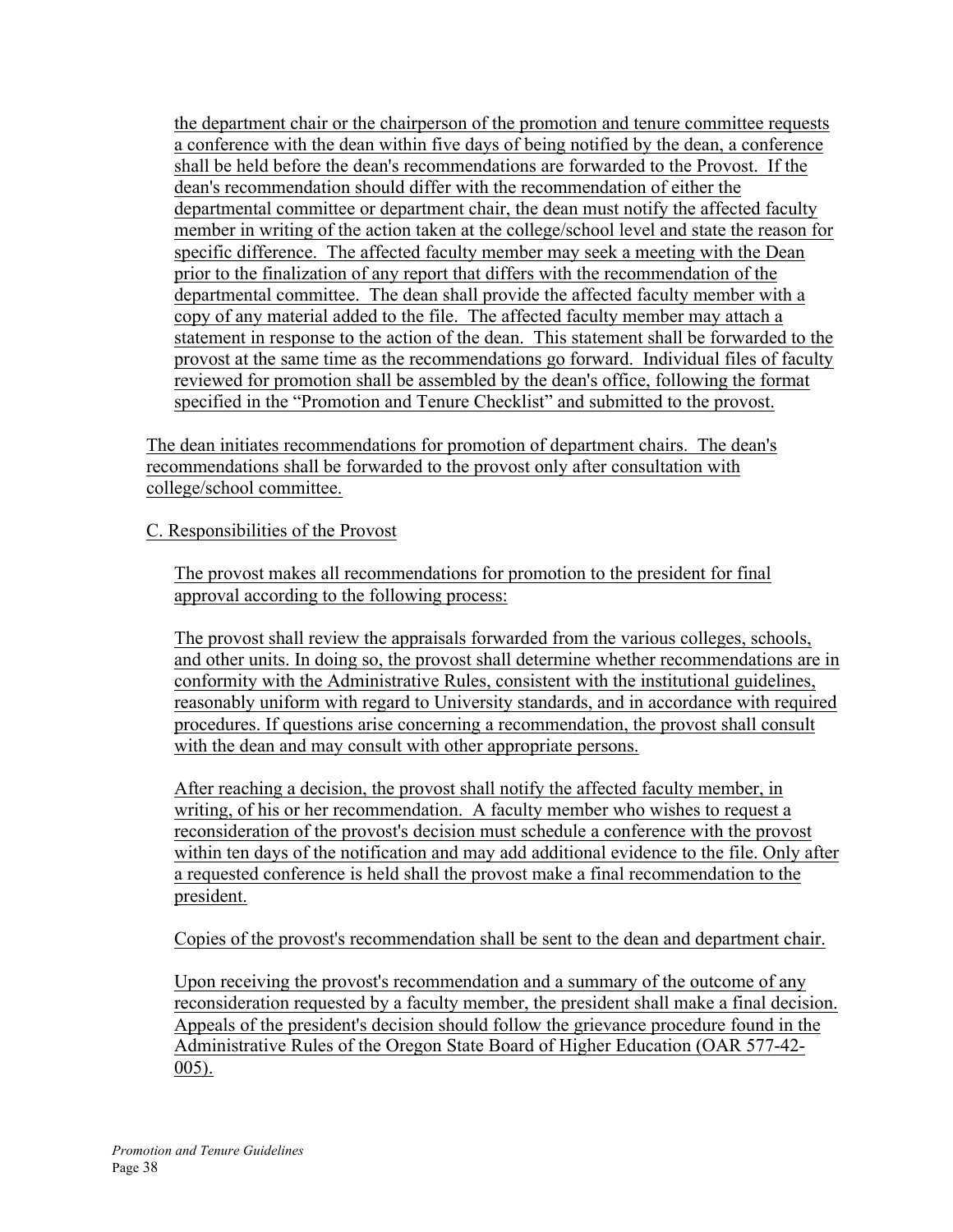the department chair or the chairperson of the promotion and tenure committee requests a conference with the dean within five days of being notified by the dean, a conference shall be held before the dean's recommendations are forwarded to the Provost. If the dean's recommendation should differ with the recommendation of either the departmental committee or department chair, the dean must notify the affected faculty member in writing of the action taken at the college/school level and state the reason for specific difference. The affected faculty member may seek a meeting with the Dean prior to the finalization of any report that differs with the recommendation of the departmental committee. The dean shall provide the affected faculty member with a copy of any material added to the file. The affected faculty member may attach a statement in response to the action of the dean. This statement shall be forwarded to the provost at the same time as the recommendations go forward. Individual files of faculty reviewed for promotion shall be assembled by the dean's office, following the format specified in the "Promotion and Tenure Checklist" and submitted to the provost.

The dean initiates recommendations for promotion of department chairs. The dean's recommendations shall be forwarded to the provost only after consultation with college/school committee.

C. Responsibilities of the Provost

The provost makes all recommendations for promotion to the president for final approval according to the following process:

The provost shall review the appraisals forwarded from the various colleges, schools, and other units. In doing so, the provost shall determine whether recommendations are in conformity with the Administrative Rules, consistent with the institutional guidelines, reasonably uniform with regard to University standards, and in accordance with required procedures. If questions arise concerning a recommendation, the provost shall consult with the dean and may consult with other appropriate persons.

After reaching a decision, the provost shall notify the affected faculty member, in writing, of his or her recommendation. A faculty member who wishes to request a reconsideration of the provost's decision must schedule a conference with the provost within ten days of the notification and may add additional evidence to the file. Only after a requested conference is held shall the provost make a final recommendation to the president.

Copies of the provost's recommendation shall be sent to the dean and department chair.

Upon receiving the provost's recommendation and a summary of the outcome of any reconsideration requested by a faculty member, the president shall make a final decision. Appeals of the president's decision should follow the grievance procedure found in the Administrative Rules of the Oregon State Board of Higher Education (OAR 577-42-005).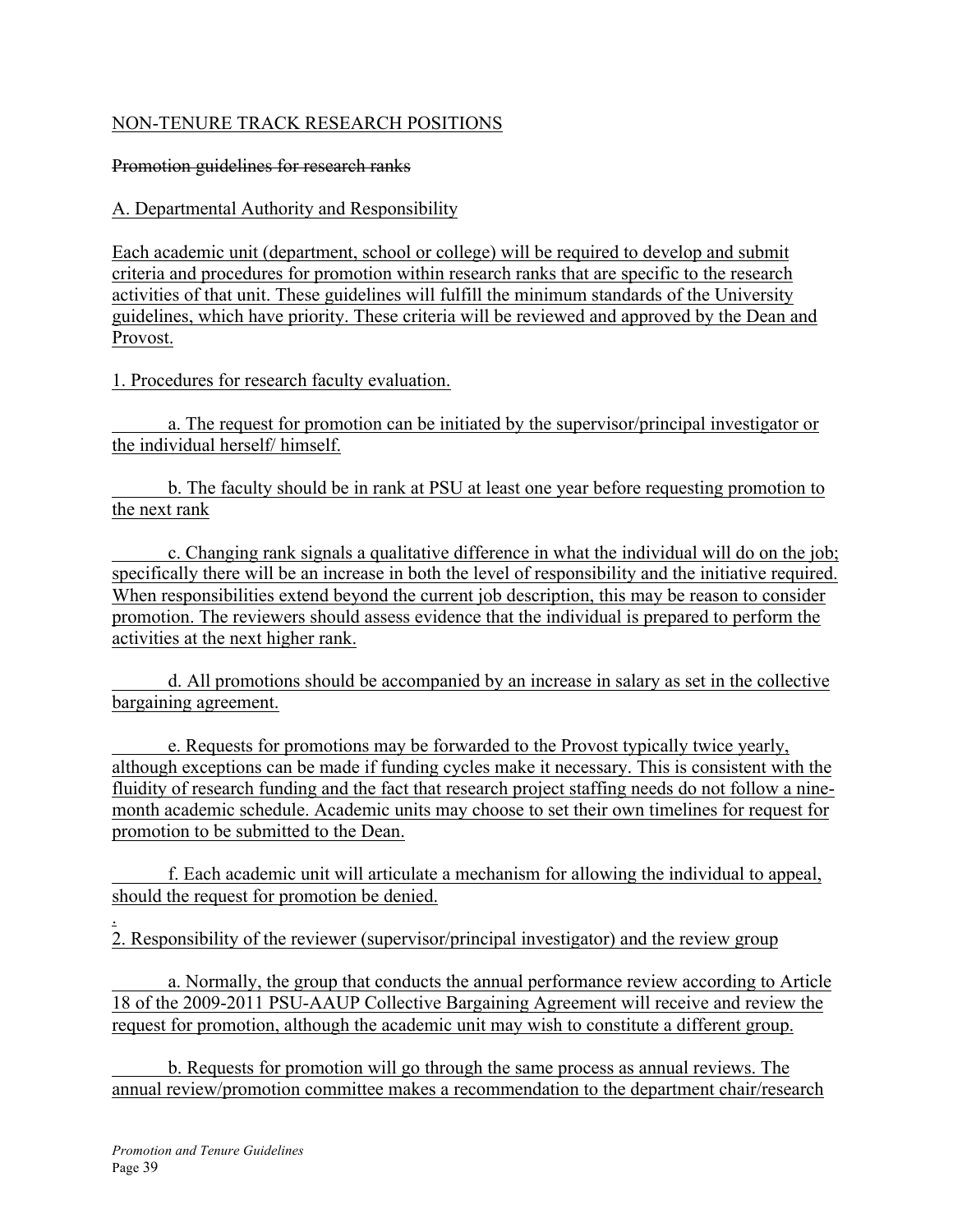NON-TENURE TRACK RESEARCH POSITIONS

~~Promotion guidelines for research ranks~~

A. Departmental Authority and Responsibility

Each academic unit (department, school or college) will be required to develop and submit criteria and procedures for promotion within research ranks that are specific to the research activities of that unit. These guidelines will fulfill the minimum standards of the University guidelines, which have priority. These criteria will be reviewed and approved by the Dean and Provost.

1. Procedures for research faculty evaluation.

a. The request for promotion can be initiated by the supervisor/principal investigator or the individual herself/ himself.

b. The faculty should be in rank at PSU at least one year before requesting promotion to the next rank

c. Changing rank signals a qualitative difference in what the individual will do on the job; specifically there will be an increase in both the level of responsibility and the initiative required. When responsibilities extend beyond the current job description, this may be reason to consider promotion. The reviewers should assess evidence that the individual is prepared to perform the activities at the next higher rank.

d. All promotions should be accompanied by an increase in salary as set in the collective bargaining agreement.

e. Requests for promotions may be forwarded to the Provost typically twice yearly, although exceptions can be made if funding cycles make it necessary. This is consistent with the fluidity of research funding and the fact that research project staffing needs do not follow a nine-month academic schedule. Academic units may choose to set their own timelines for request for promotion to be submitted to the Dean.

f. Each academic unit will articulate a mechanism for allowing the individual to appeal, should the request for promotion be denied.

.
2. Responsibility of the reviewer (supervisor/principal investigator) and the review group

a. Normally, the group that conducts the annual performance review according to Article 18 of the 2009-2011 PSU-AAUP Collective Bargaining Agreement will receive and review the request for promotion, although the academic unit may wish to constitute a different group.

b. Requests for promotion will go through the same process as annual reviews. The annual review/promotion committee makes a recommendation to the department chair/research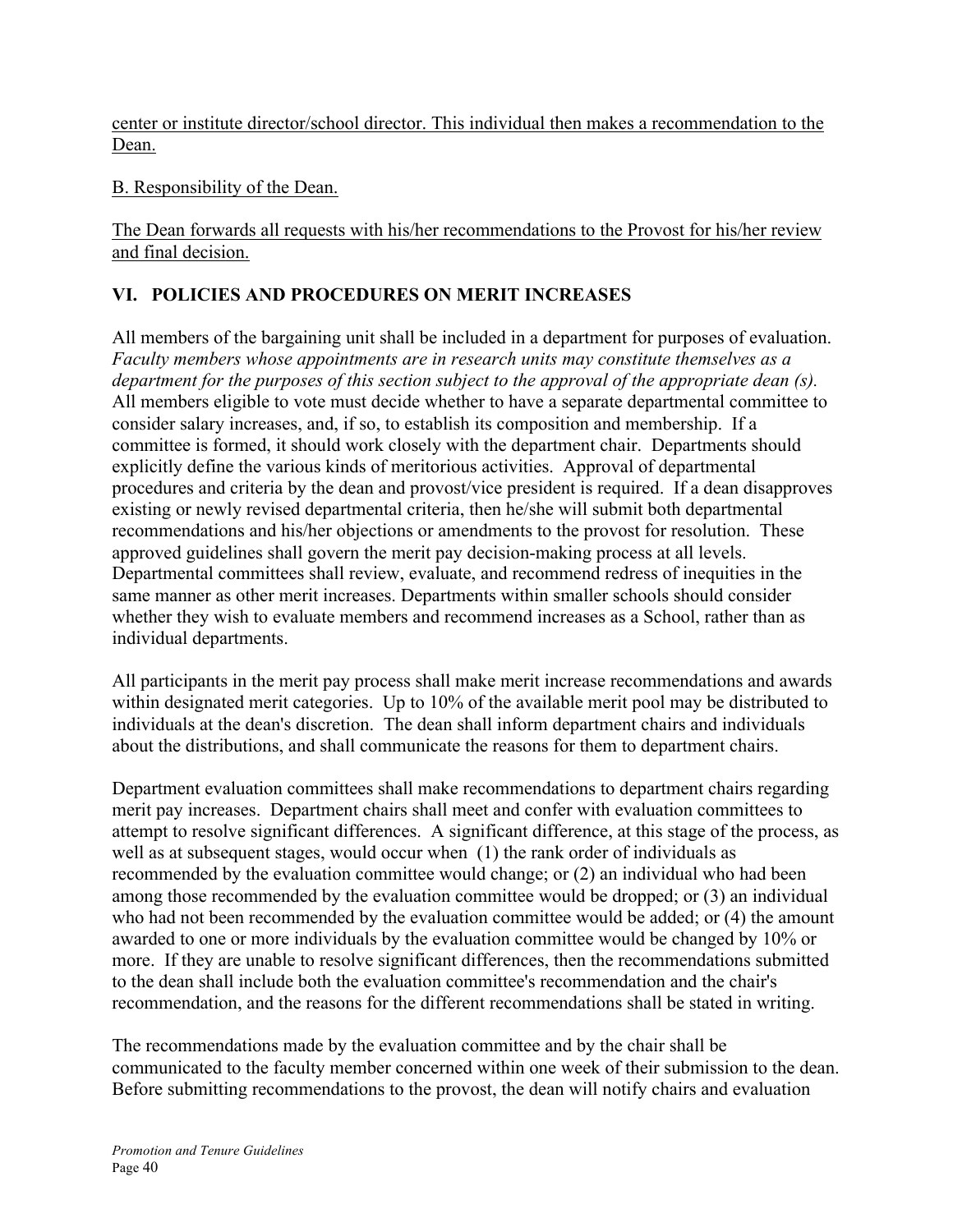<u>center or institute director/school director. This individual then makes a recommendation to the Dean.</u>

<u>B. Responsibility of the Dean.</u>

<u>The Dean forwards all requests with his/her recommendations to the Provost for his/her review and final decision.</u>

## VI. POLICIES AND PROCEDURES ON MERIT INCREASES

All members of the bargaining unit shall be included in a department for purposes of evaluation. *Faculty members whose appointments are in research units may constitute themselves as a department for the purposes of this section subject to the approval of the appropriate dean (s).* All members eligible to vote must decide whether to have a separate departmental committee to consider salary increases, and, if so, to establish its composition and membership. If a committee is formed, it should work closely with the department chair. Departments should explicitly define the various kinds of meritorious activities. Approval of departmental procedures and criteria by the dean and provost/vice president is required. If a dean disapproves existing or newly revised departmental criteria, then he/she will submit both departmental recommendations and his/her objections or amendments to the provost for resolution. These approved guidelines shall govern the merit pay decision-making process at all levels. Departmental committees shall review, evaluate, and recommend redress of inequities in the same manner as other merit increases. Departments within smaller schools should consider whether they wish to evaluate members and recommend increases as a School, rather than as individual departments.

All participants in the merit pay process shall make merit increase recommendations and awards within designated merit categories. Up to 10% of the available merit pool may be distributed to individuals at the dean's discretion. The dean shall inform department chairs and individuals about the distributions, and shall communicate the reasons for them to department chairs.

Department evaluation committees shall make recommendations to department chairs regarding merit pay increases. Department chairs shall meet and confer with evaluation committees to attempt to resolve significant differences. A significant difference, at this stage of the process, as well as at subsequent stages, would occur when (1) the rank order of individuals as recommended by the evaluation committee would change; or (2) an individual who had been among those recommended by the evaluation committee would be dropped; or (3) an individual who had not been recommended by the evaluation committee would be added; or (4) the amount awarded to one or more individuals by the evaluation committee would be changed by 10% or more. If they are unable to resolve significant differences, then the recommendations submitted to the dean shall include both the evaluation committee's recommendation and the chair's recommendation, and the reasons for the different recommendations shall be stated in writing.

The recommendations made by the evaluation committee and by the chair shall be communicated to the faculty member concerned within one week of their submission to the dean. Before submitting recommendations to the provost, the dean will notify chairs and evaluation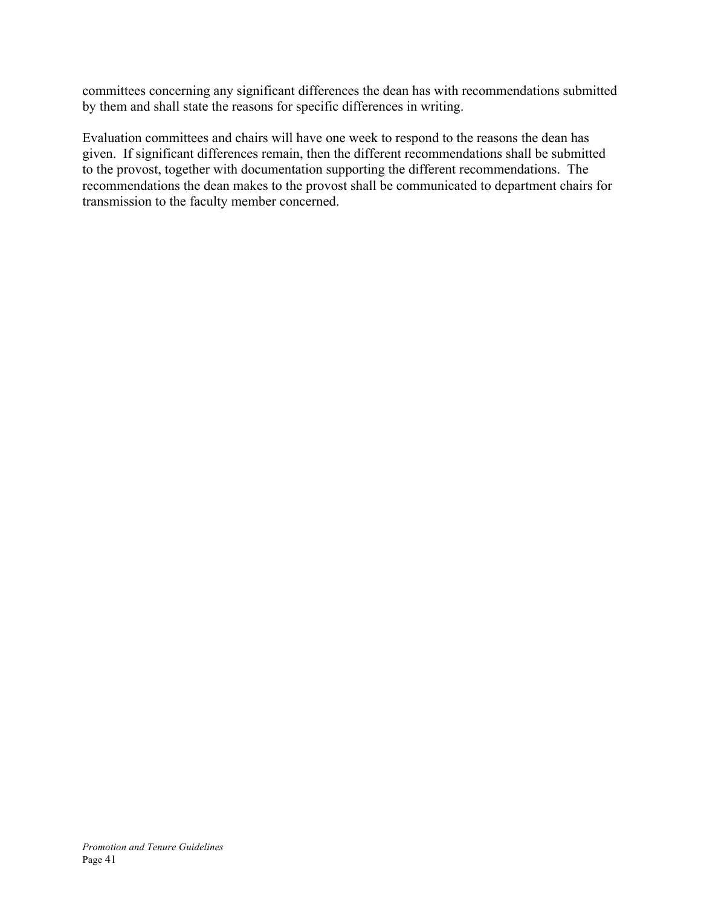committees concerning any significant differences the dean has with recommendations submitted by them and shall state the reasons for specific differences in writing.

Evaluation committees and chairs will have one week to respond to the reasons the dean has given. If significant differences remain, then the different recommendations shall be submitted to the provost, together with documentation supporting the different recommendations. The recommendations the dean makes to the provost shall be communicated to department chairs for transmission to the faculty member concerned.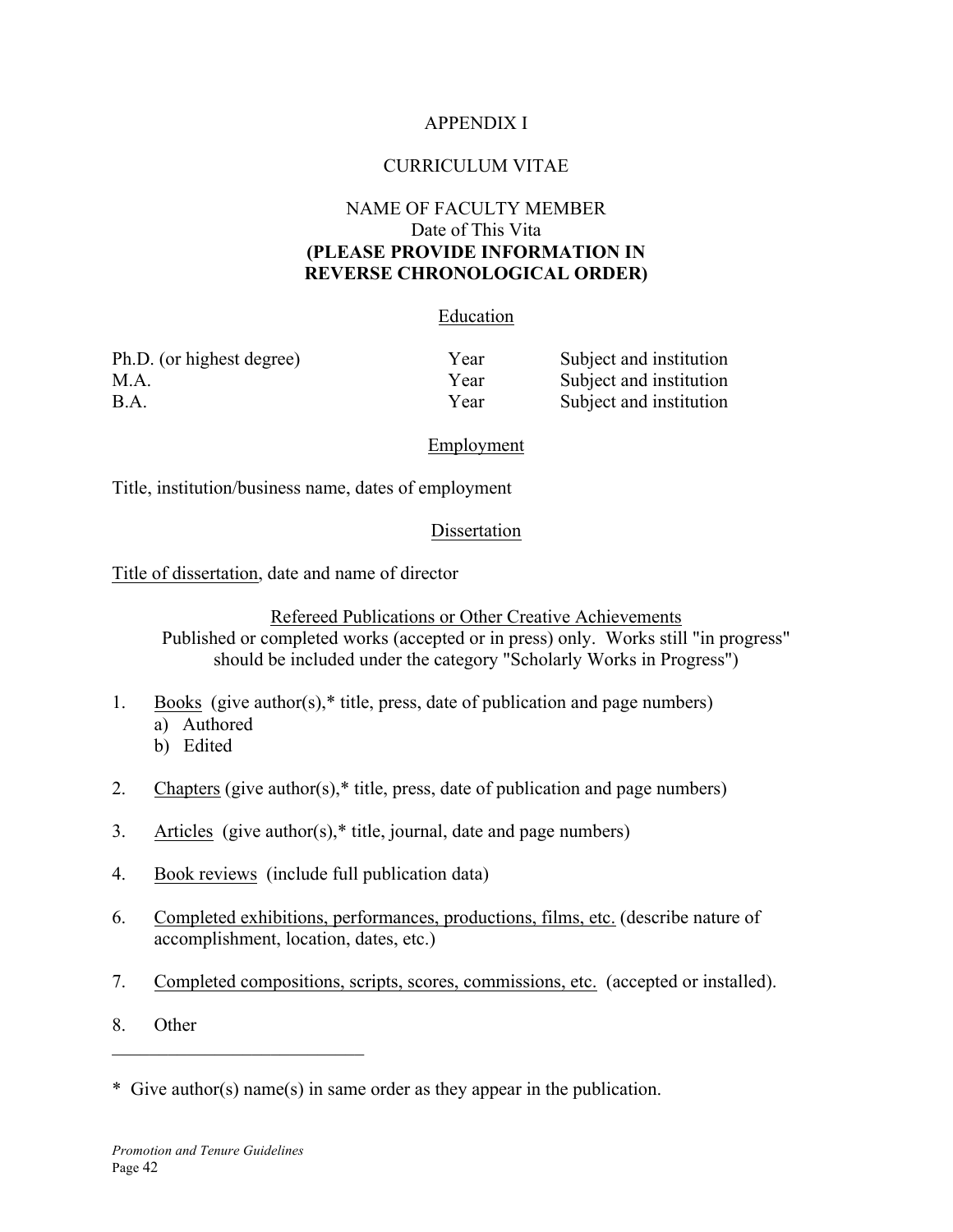# APPENDIX I

## CURRICULUM VITAE

NAME OF FACULTY MEMBER
Date of This Vita
**(PLEASE PROVIDE INFORMATION IN REVERSE CHRONOLOGICAL ORDER)**

### Education

| | | |
|---|---|---|
| Ph.D. (or highest degree) | Year | Subject and institution |
| M.A. | Year | Subject and institution |
| B.A. | Year | Subject and institution |

### Employment

Title, institution/business name, dates of employment

### Dissertation

Title of dissertation, date and name of director

### Refereed Publications or Other Creative Achievements

Published or completed works (accepted or in press) only. Works still "in progress" should be included under the category "Scholarly Works in Progress")

1. Books (give author(s),* title, press, date of publication and page numbers)
   a) Authored
   b) Edited

2. Chapters (give author(s),* title, press, date of publication and page numbers)

3. Articles (give author(s),* title, journal, date and page numbers)

4. Book reviews (include full publication data)

6. Completed exhibitions, performances, productions, films, etc. (describe nature of accomplishment, location, dates, etc.)

7. Completed compositions, scripts, scores, commissions, etc. (accepted or installed).

8. Other

---

\* Give author(s) name(s) in same order as they appear in the publication.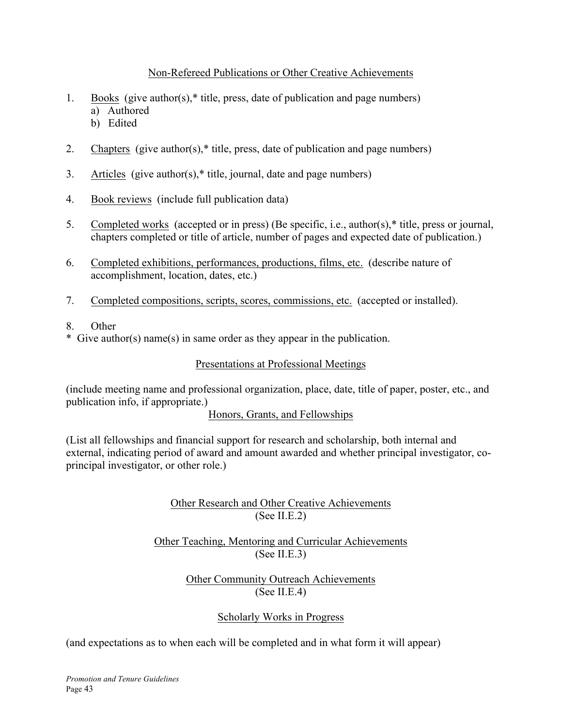## Non-Refereed Publications or Other Creative Achievements

1. Books (give author(s),* title, press, date of publication and page numbers)
   a) Authored
   b) Edited

2. Chapters (give author(s),* title, press, date of publication and page numbers)

3. Articles (give author(s),* title, journal, date and page numbers)

4. Book reviews (include full publication data)

5. Completed works (accepted or in press) (Be specific, i.e., author(s),* title, press or journal, chapters completed or title of article, number of pages and expected date of publication.)

6. Completed exhibitions, performances, productions, films, etc. (describe nature of accomplishment, location, dates, etc.)

7. Completed compositions, scripts, scores, commissions, etc. (accepted or installed).

8. Other

\* Give author(s) name(s) in same order as they appear in the publication.

## Presentations at Professional Meetings

(include meeting name and professional organization, place, date, title of paper, poster, etc., and publication info, if appropriate.)

## Honors, Grants, and Fellowships

(List all fellowships and financial support for research and scholarship, both internal and external, indicating period of award and amount awarded and whether principal investigator, co-principal investigator, or other role.)

## Other Research and Other Creative Achievements
(See II.E.2)

## Other Teaching, Mentoring and Curricular Achievements
(See II.E.3)

## Other Community Outreach Achievements
(See II.E.4)

## Scholarly Works in Progress

(and expectations as to when each will be completed and in what form it will appear)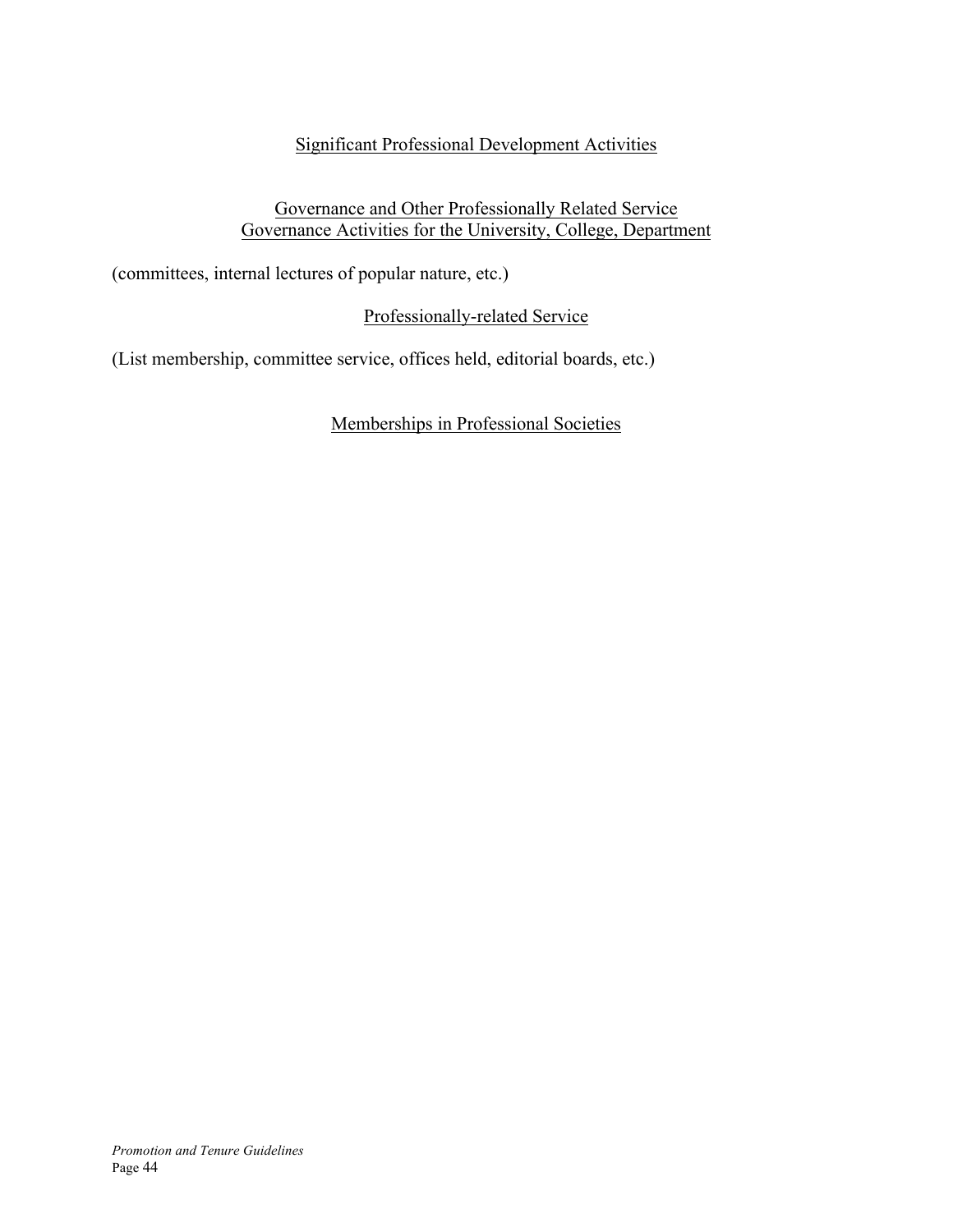## Significant Professional Development Activities

## Governance and Other Professionally Related Service
## Governance Activities for the University, College, Department

(committees, internal lectures of popular nature, etc.)

## Professionally-related Service

(List membership, committee service, offices held, editorial boards, etc.)

## Memberships in Professional Societies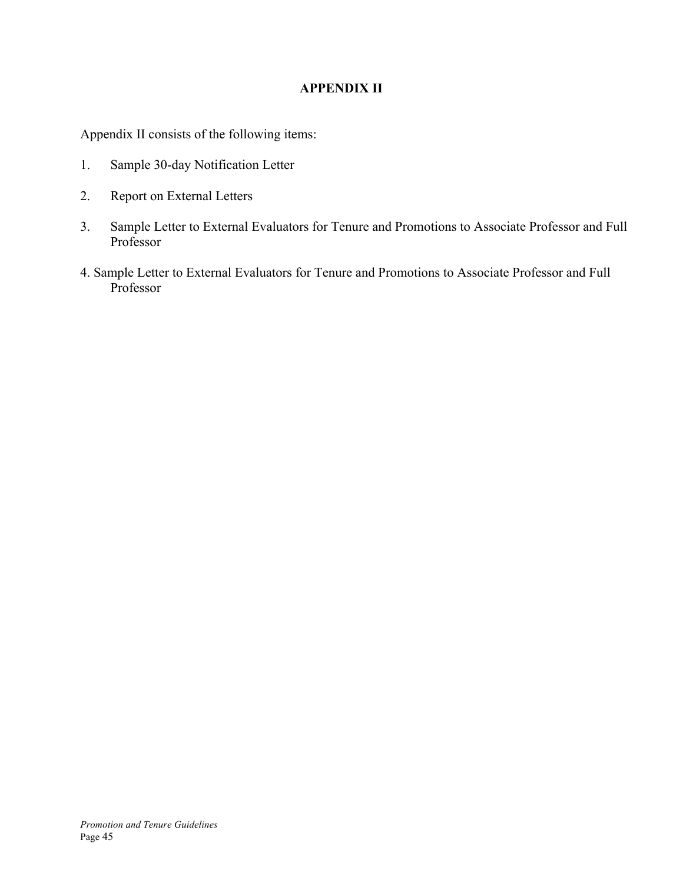# APPENDIX II

Appendix II consists of the following items:

1. Sample 30-day Notification Letter

2. Report on External Letters

3. Sample Letter to External Evaluators for Tenure and Promotions to Associate Professor and Full Professor

4. Sample Letter to External Evaluators for Tenure and Promotions to Associate Professor and Full Professor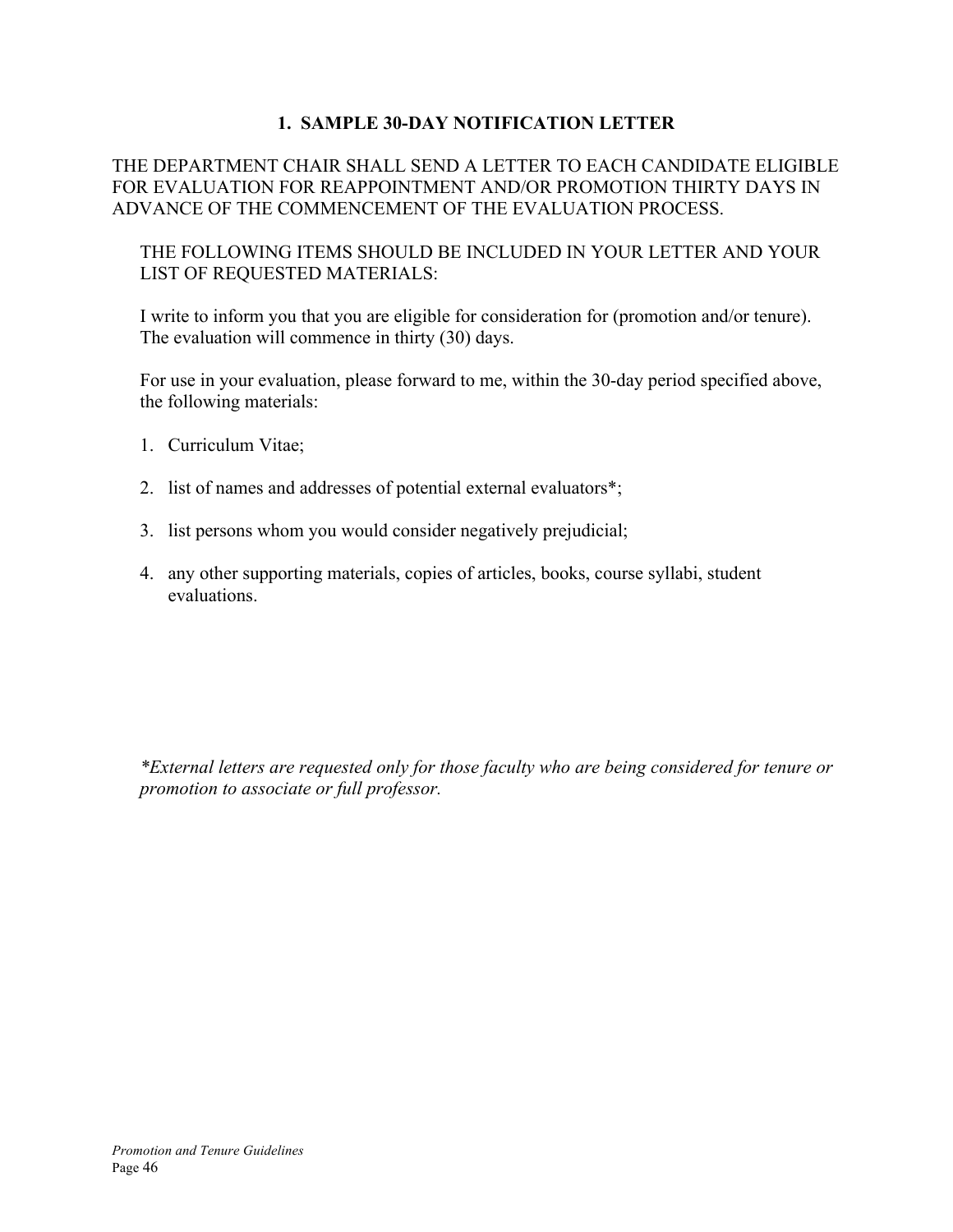## 1. SAMPLE 30-DAY NOTIFICATION LETTER

THE DEPARTMENT CHAIR SHALL SEND A LETTER TO EACH CANDIDATE ELIGIBLE FOR EVALUATION FOR REAPPOINTMENT AND/OR PROMOTION THIRTY DAYS IN ADVANCE OF THE COMMENCEMENT OF THE EVALUATION PROCESS.

THE FOLLOWING ITEMS SHOULD BE INCLUDED IN YOUR LETTER AND YOUR LIST OF REQUESTED MATERIALS:

I write to inform you that you are eligible for consideration for (promotion and/or tenure). The evaluation will commence in thirty (30) days.

For use in your evaluation, please forward to me, within the 30-day period specified above, the following materials:

1. Curriculum Vitae;

2. list of names and addresses of potential external evaluators*;

3. list persons whom you would consider negatively prejudicial;

4. any other supporting materials, copies of articles, books, course syllabi, student evaluations.

*\*External letters are requested only for those faculty who are being considered for tenure or promotion to associate or full professor.*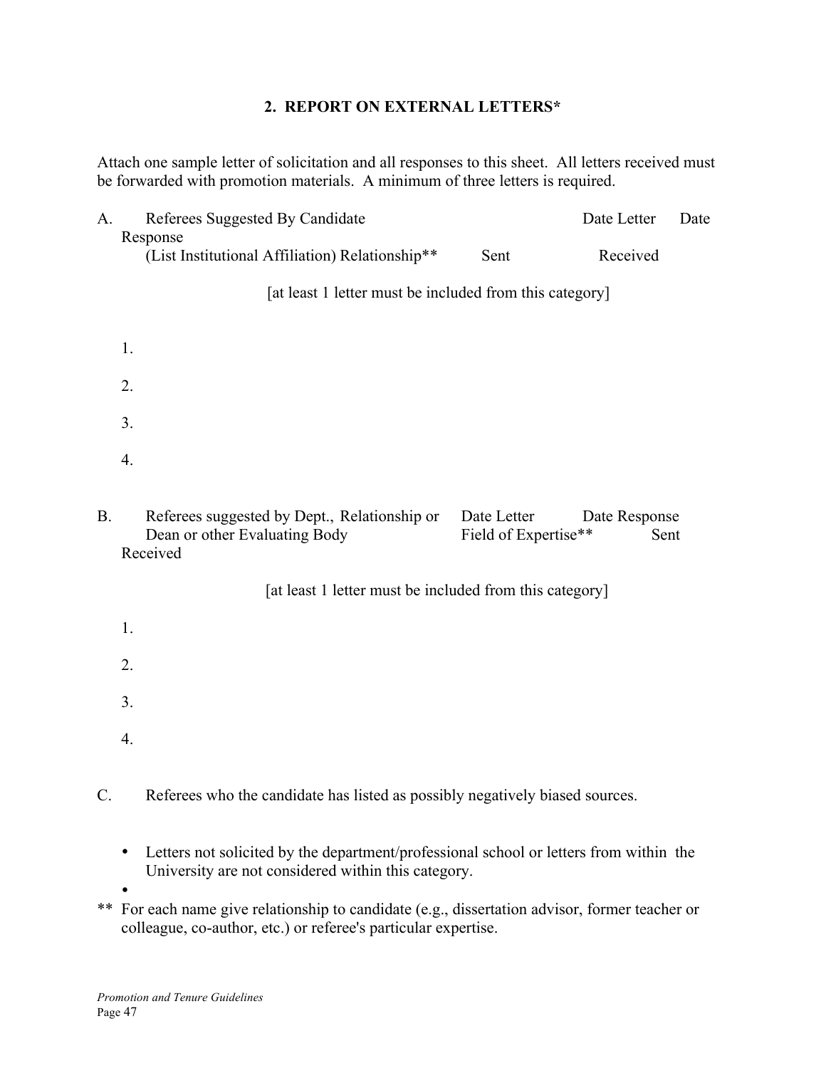## 2. REPORT ON EXTERNAL LETTERS*

Attach one sample letter of solicitation and all responses to this sheet. All letters received must be forwarded with promotion materials. A minimum of three letters is required.

A. Referees Suggested By Candidate (List Institutional Affiliation) Relationship** — Date Letter Sent — Date Response Received

[at least 1 letter must be included from this category]

1.

2.

3.

4.

B. Referees suggested by Dept., Dean or other Evaluating Body — Relationship or Field of Expertise** — Date Letter Sent — Date Response Received

[at least 1 letter must be included from this category]

1.

2.

3.

4.

C. Referees who the candidate has listed as possibly negatively biased sources.

- Letters not solicited by the department/professional school or letters from within the University are not considered within this category.
- 

** For each name give relationship to candidate (e.g., dissertation advisor, former teacher or colleague, co-author, etc.) or referee's particular expertise.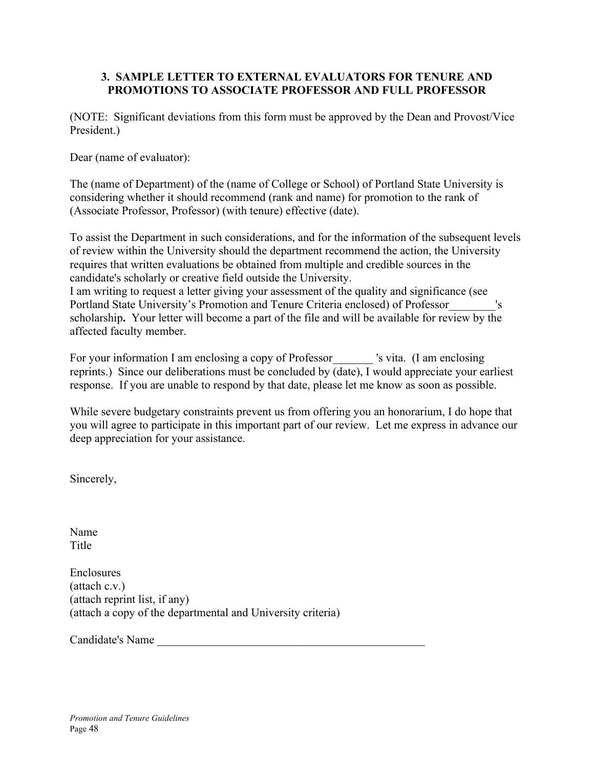### 3. SAMPLE LETTER TO EXTERNAL EVALUATORS FOR TENURE AND PROMOTIONS TO ASSOCIATE PROFESSOR AND FULL PROFESSOR

(NOTE: Significant deviations from this form must be approved by the Dean and Provost/Vice President.)

Dear (name of evaluator):

The (name of Department) of the (name of College or School) of Portland State University is considering whether it should recommend (rank and name) for promotion to the rank of (Associate Professor, Professor) (with tenure) effective (date).

To assist the Department in such considerations, and for the information of the subsequent levels of review within the University should the department recommend the action, the University requires that written evaluations be obtained from multiple and credible sources in the candidate's scholarly or creative field outside the University.
I am writing to request a letter giving your assessment of the quality and significance (see Portland State University's Promotion and Tenure Criteria enclosed) of Professor________'s scholarship**.** Your letter will become a part of the file and will be available for review by the affected faculty member.

For your information I am enclosing a copy of Professor_______ 's vita. (I am enclosing reprints.) Since our deliberations must be concluded by (date), I would appreciate your earliest response. If you are unable to respond by that date, please let me know as soon as possible.

While severe budgetary constraints prevent us from offering you an honorarium, I do hope that you will agree to participate in this important part of our review. Let me express in advance our deep appreciation for your assistance.

Sincerely,

Name
Title

Enclosures
(attach c.v.)
(attach reprint list, if any)
(attach a copy of the departmental and University criteria)

Candidate's Name ________________________________________________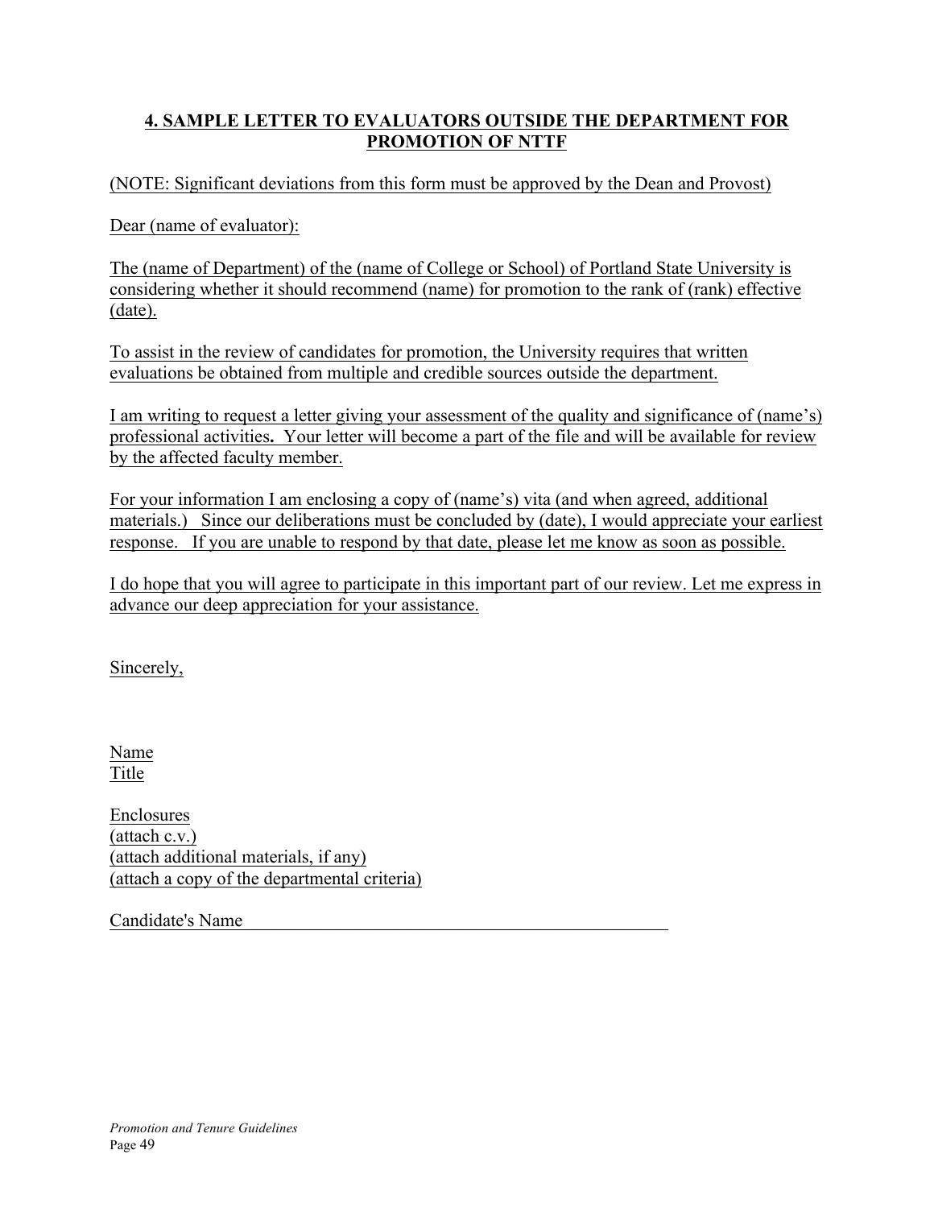## 4. SAMPLE LETTER TO EVALUATORS OUTSIDE THE DEPARTMENT FOR PROMOTION OF NTTF

(NOTE: Significant deviations from this form must be approved by the Dean and Provost)

Dear (name of evaluator):

The (name of Department) of the (name of College or School) of Portland State University is considering whether it should recommend (name) for promotion to the rank of (rank) effective (date).

To assist in the review of candidates for promotion, the University requires that written evaluations be obtained from multiple and credible sources outside the department.

I am writing to request a letter giving your assessment of the quality and significance of (name's) professional activities**.** Your letter will become a part of the file and will be available for review by the affected faculty member.

For your information I am enclosing a copy of (name's) vita (and when agreed, additional materials.) Since our deliberations must be concluded by (date), I would appreciate your earliest response. If you are unable to respond by that date, please let me know as soon as possible.

I do hope that you will agree to participate in this important part of our review. Let me express in advance our deep appreciation for your assistance.

Sincerely,

Name
Title

Enclosures
(attach c.v.)
(attach additional materials, if any)
(attach a copy of the departmental criteria)

Candidate's Name \_\_\_\_\_\_\_\_\_\_\_\_\_\_\_\_\_\_\_\_\_\_\_\_\_\_\_\_\_\_\_\_\_\_\_\_\_\_\_\_\_\_\_\_\_\_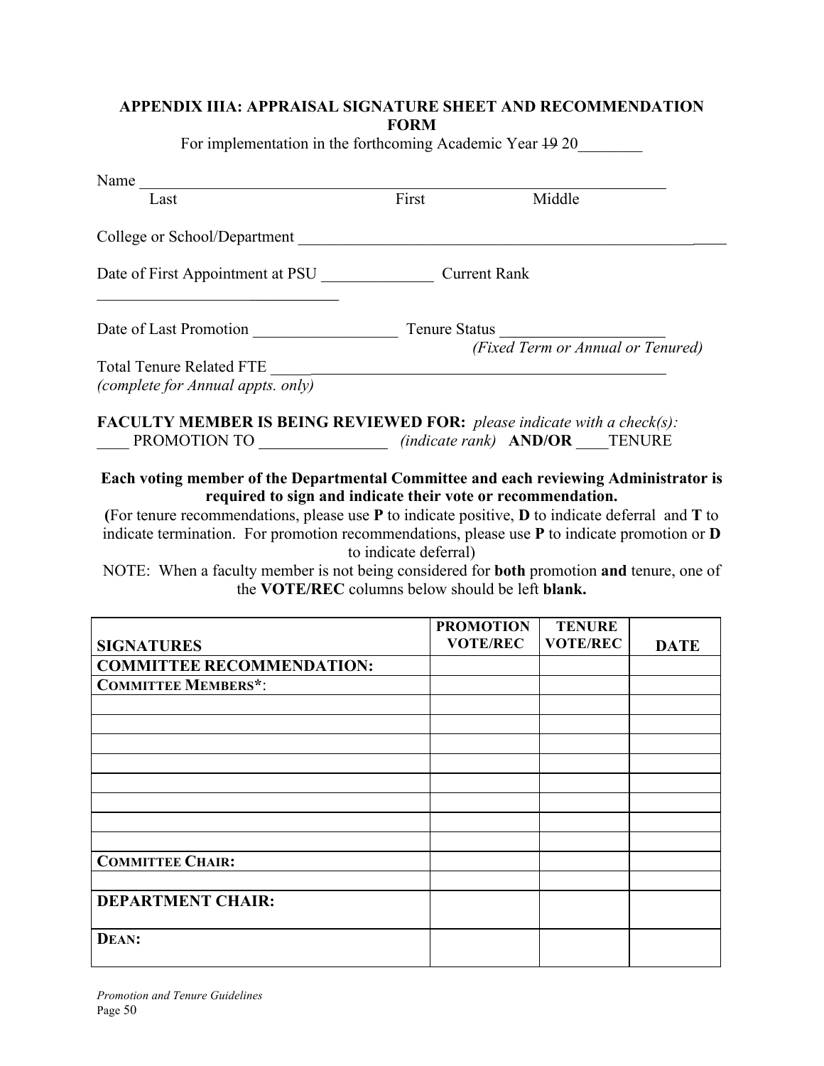## APPENDIX IIIA: APPRAISAL SIGNATURE SHEET AND RECOMMENDATION FORM

For implementation in the forthcoming Academic Year ~~19~~ 20________

Name ___________________________________________________________________
Last                                        First                              Middle

College or School/Department ____________________________________________________

Date of First Appointment at PSU ______________ Current Rank ______________________________

Date of Last Promotion __________________ Tenure Status ____________________
*(Fixed Term or Annual or Tenured)*

Total Tenure Related FTE _______________________________________________________
*(complete for Annual appts. only)*

**FACULTY MEMBER IS BEING REVIEWED FOR:** *please indicate with a check(s):*
____ PROMOTION TO ________________ *(indicate rank)* **AND/OR** ____TENURE

**Each voting member of the Departmental Committee and each reviewing Administrator is required to sign and indicate their vote or recommendation.**

**(**For tenure recommendations, please use **P** to indicate positive, **D** to indicate deferral and **T** to indicate termination. For promotion recommendations, please use **P** to indicate promotion or **D** to indicate deferral)

NOTE: When a faculty member is not being considered for **both** promotion **and** tenure, one of the **VOTE/REC** columns below should be left **blank.**

| SIGNATURES | PROMOTION VOTE/REC | TENURE VOTE/REC | DATE |
|---|---|---|---|
| **COMMITTEE RECOMMENDATION:** | | | |
| **COMMITTEE MEMBERS\*:** | | | |
| | | | |
| | | | |
| | | | |
| | | | |
| | | | |
| | | | |
| | | | |
| | | | |
| **COMMITTEE CHAIR:** | | | |
| | | | |
| **DEPARTMENT CHAIR:** | | | |
| **DEAN:** | | | |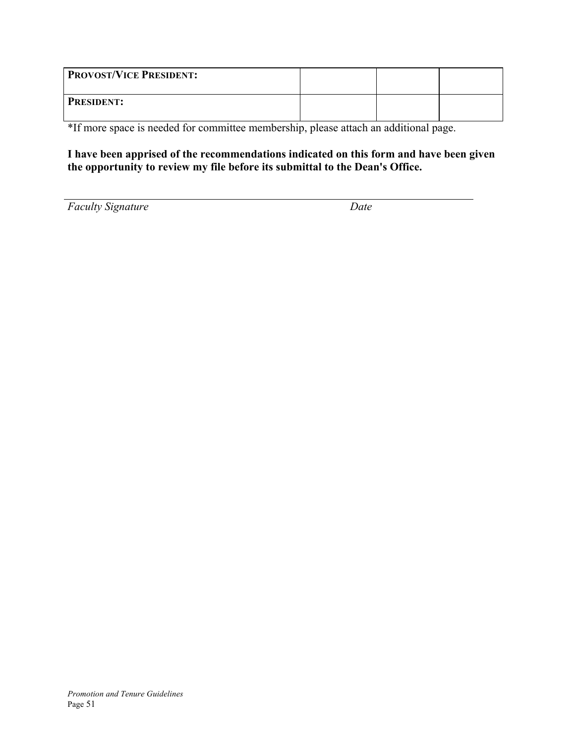| **PROVOST/VICE PRESIDENT:** | | | |
| --- | --- | --- | --- |
| **PRESIDENT:** | | | |

*If more space is needed for committee membership, please attach an additional page.

**I have been apprised of the recommendations indicated on this form and have been given the opportunity to review my file before its submittal to the Dean's Office.**

_______________________________________________________________

*Faculty Signature* *Date*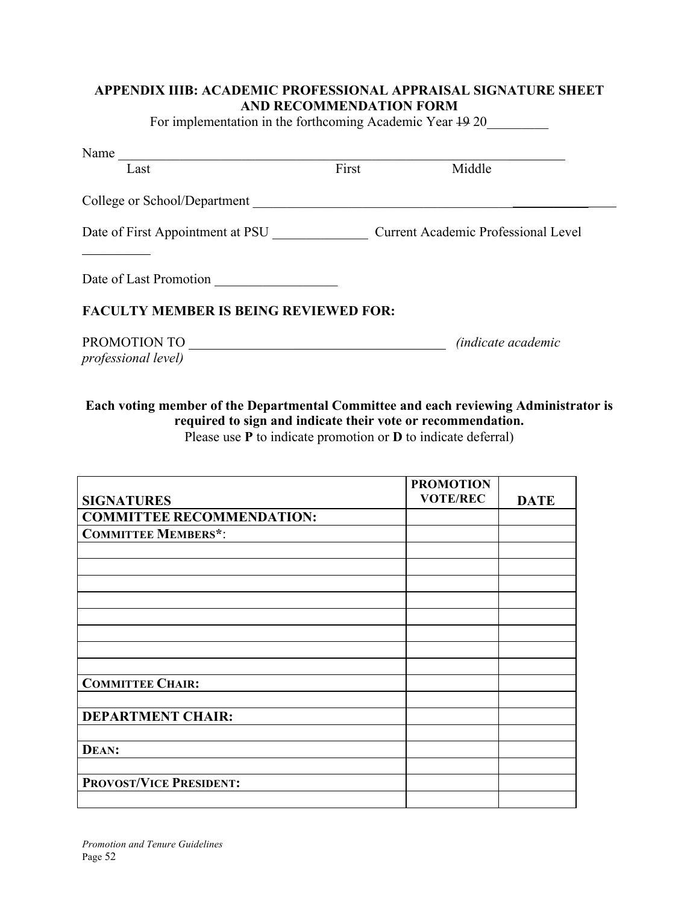## APPENDIX IIIB: ACADEMIC PROFESSIONAL APPRAISAL SIGNATURE SHEET AND RECOMMENDATION FORM

For implementation in the forthcoming Academic Year ~~19~~ 20_________

Name ___________________________________________________________________
Last First Middle

College or School/Department ________________________________________________

Date of First Appointment at PSU ______________ Current Academic Professional Level __________

Date of Last Promotion __________________

**FACULTY MEMBER IS BEING REVIEWED FOR:**

PROMOTION TO ______________________________________ *(indicate academic professional level)*

**Each voting member of the Departmental Committee and each reviewing Administrator is required to sign and indicate their vote or recommendation.**
Please use **P** to indicate promotion or **D** to indicate deferral)

| SIGNATURES | PROMOTION VOTE/REC | DATE |
|---|---|---|
| **COMMITTEE RECOMMENDATION:** | | |
| **COMMITTEE MEMBERS*:** | | |
| | | |
| | | |
| | | |
| | | |
| | | |
| | | |
| | | |
| | | |
| **COMMITTEE CHAIR:** | | |
| | | |
| **DEPARTMENT CHAIR:** | | |
| | | |
| **DEAN:** | | |
| | | |
| **PROVOST/VICE PRESIDENT:** | | |
| | | |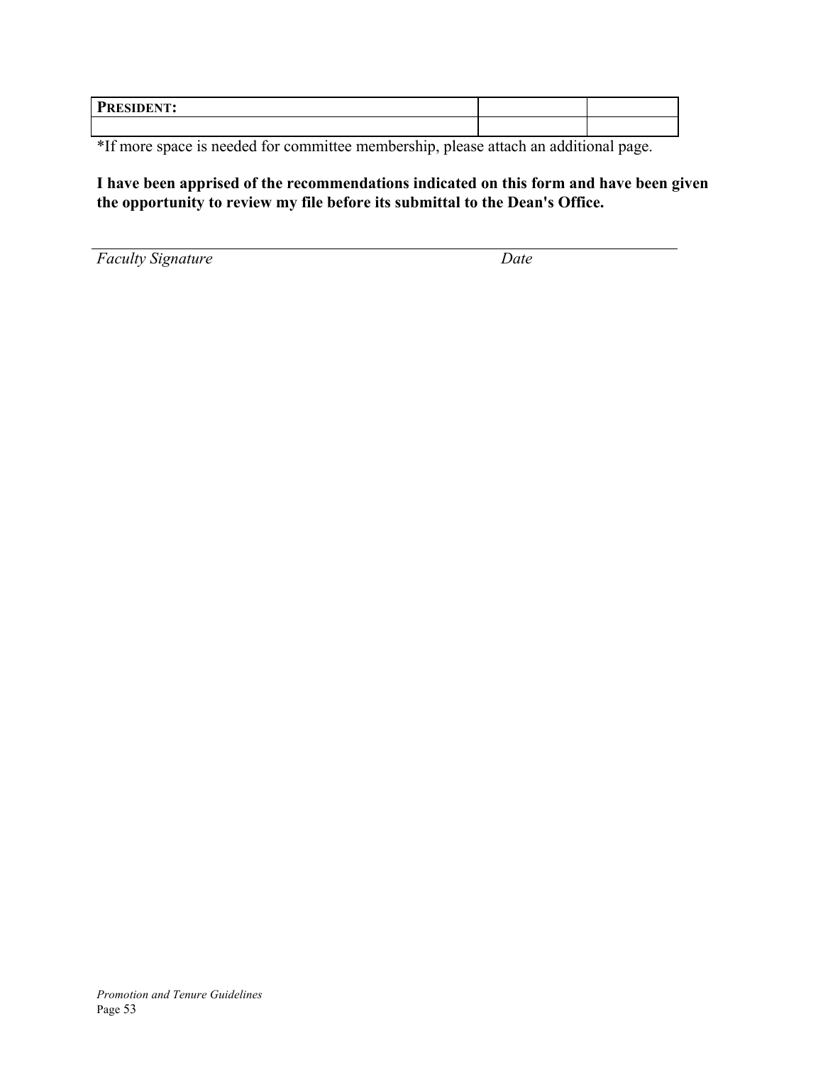| **PRESIDENT:** | | |
|---|---|---|
| | | |

*If more space is needed for committee membership, please attach an additional page.

**I have been apprised of the recommendations indicated on this form and have been given the opportunity to review my file before its submittal to the Dean's Office.**

*Faculty Signature* *Date*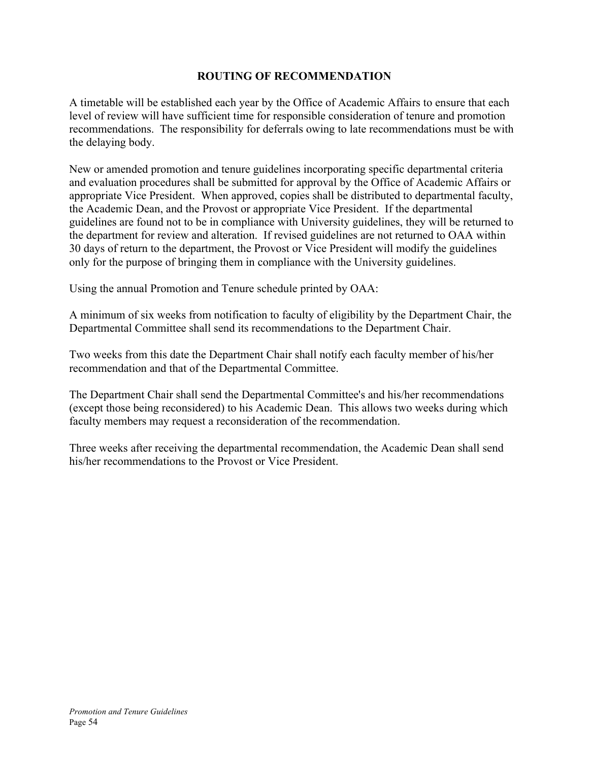## ROUTING OF RECOMMENDATION

A timetable will be established each year by the Office of Academic Affairs to ensure that each level of review will have sufficient time for responsible consideration of tenure and promotion recommendations. The responsibility for deferrals owing to late recommendations must be with the delaying body.

New or amended promotion and tenure guidelines incorporating specific departmental criteria and evaluation procedures shall be submitted for approval by the Office of Academic Affairs or appropriate Vice President. When approved, copies shall be distributed to departmental faculty, the Academic Dean, and the Provost or appropriate Vice President. If the departmental guidelines are found not to be in compliance with University guidelines, they will be returned to the department for review and alteration. If revised guidelines are not returned to OAA within 30 days of return to the department, the Provost or Vice President will modify the guidelines only for the purpose of bringing them in compliance with the University guidelines.

Using the annual Promotion and Tenure schedule printed by OAA:

A minimum of six weeks from notification to faculty of eligibility by the Department Chair, the Departmental Committee shall send its recommendations to the Department Chair.

Two weeks from this date the Department Chair shall notify each faculty member of his/her recommendation and that of the Departmental Committee.

The Department Chair shall send the Departmental Committee's and his/her recommendations (except those being reconsidered) to his Academic Dean. This allows two weeks during which faculty members may request a reconsideration of the recommendation.

Three weeks after receiving the departmental recommendation, the Academic Dean shall send his/her recommendations to the Provost or Vice President.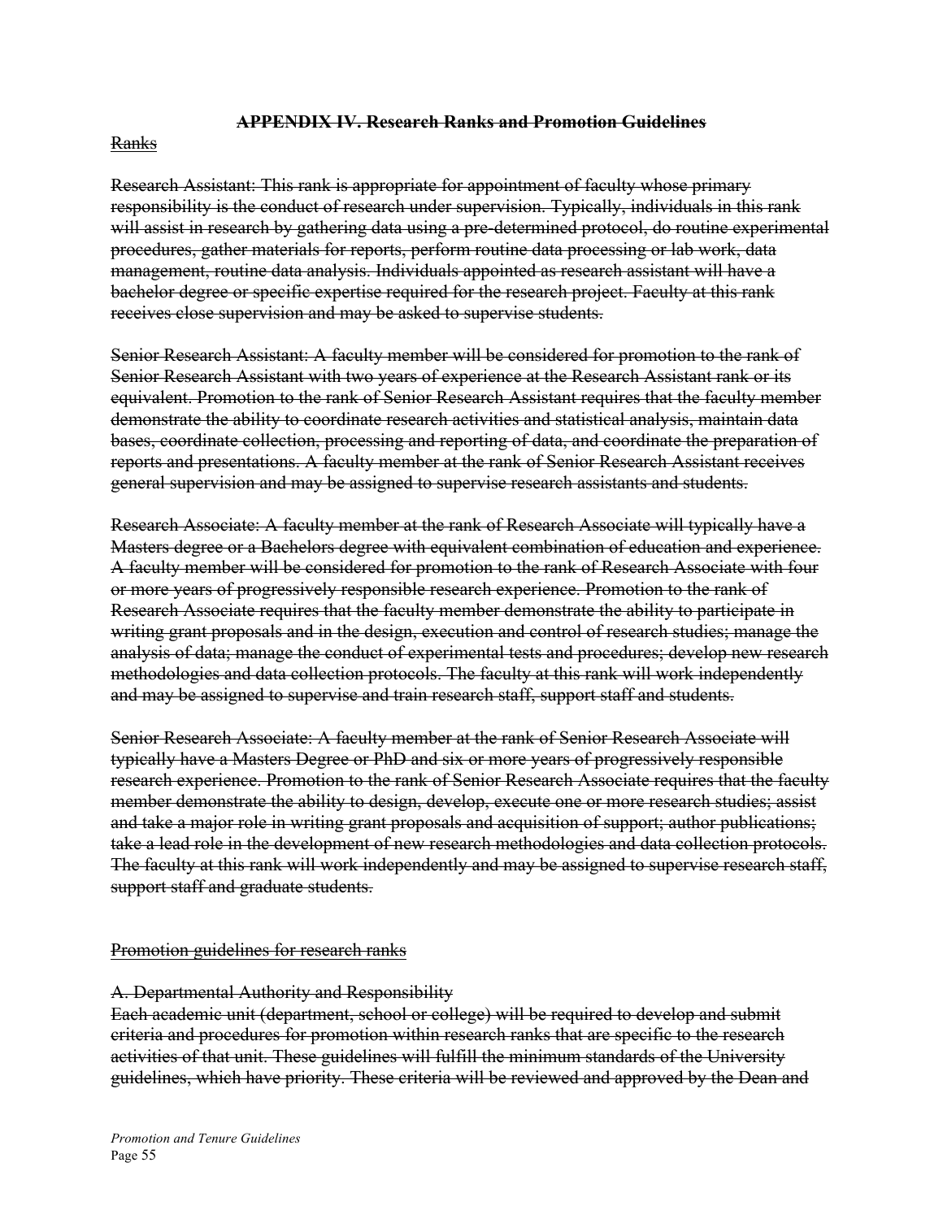## ~~APPENDIX IV. Research Ranks and Promotion Guidelines~~

~~Ranks~~

~~Research Assistant: This rank is appropriate for appointment of faculty whose primary responsibility is the conduct of research under supervision. Typically, individuals in this rank will assist in research by gathering data using a pre-determined protocol, do routine experimental procedures, gather materials for reports, perform routine data processing or lab work, data management, routine data analysis. Individuals appointed as research assistant will have a bachelor degree or specific expertise required for the research project. Faculty at this rank receives close supervision and may be asked to supervise students.~~

~~Senior Research Assistant: A faculty member will be considered for promotion to the rank of Senior Research Assistant with two years of experience at the Research Assistant rank or its equivalent. Promotion to the rank of Senior Research Assistant requires that the faculty member demonstrate the ability to coordinate research activities and statistical analysis, maintain data bases, coordinate collection, processing and reporting of data, and coordinate the preparation of reports and presentations. A faculty member at the rank of Senior Research Assistant receives general supervision and may be assigned to supervise research assistants and students.~~

~~Research Associate: A faculty member at the rank of Research Associate will typically have a Masters degree or a Bachelors degree with equivalent combination of education and experience. A faculty member will be considered for promotion to the rank of Research Associate with four or more years of progressively responsible research experience. Promotion to the rank of Research Associate requires that the faculty member demonstrate the ability to participate in writing grant proposals and in the design, execution and control of research studies; manage the analysis of data; manage the conduct of experimental tests and procedures; develop new research methodologies and data collection protocols. The faculty at this rank will work independently and may be assigned to supervise and train research staff, support staff and students.~~

~~Senior Research Associate: A faculty member at the rank of Senior Research Associate will typically have a Masters Degree or PhD and six or more years of progressively responsible research experience. Promotion to the rank of Senior Research Associate requires that the faculty member demonstrate the ability to design, develop, execute one or more research studies; assist and take a major role in writing grant proposals and acquisition of support; author publications; take a lead role in the development of new research methodologies and data collection protocols. The faculty at this rank will work independently and may be assigned to supervise research staff, support staff and graduate students.~~

~~Promotion guidelines for research ranks~~

~~A. Departmental Authority and Responsibility~~
~~Each academic unit (department, school or college) will be required to develop and submit criteria and procedures for promotion within research ranks that are specific to the research activities of that unit. These guidelines will fulfill the minimum standards of the University guidelines, which have priority. These criteria will be reviewed and approved by the Dean and~~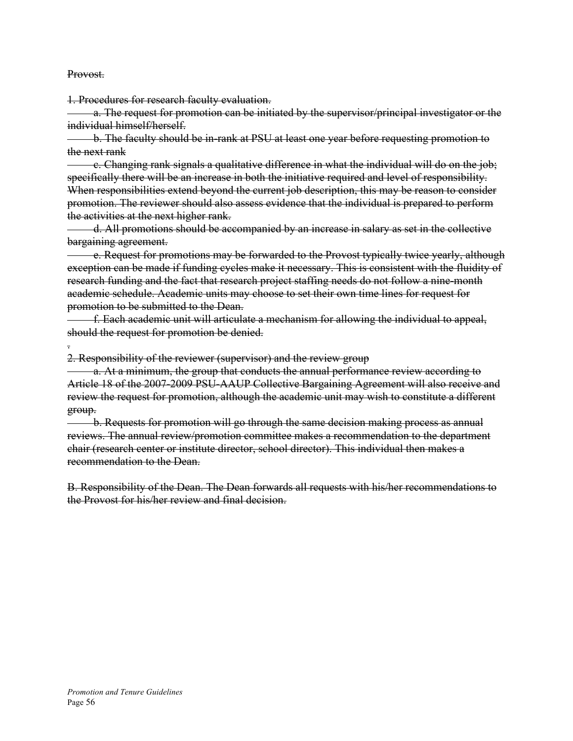~~Provost.~~

~~1. Procedures for research faculty evaluation.~~

~~a. The request for promotion can be initiated by the supervisor/principal investigator or the individual himself/herself.~~

~~b. The faculty should be in-rank at PSU at least one year before requesting promotion to the next rank~~

~~c. Changing rank signals a qualitative difference in what the individual will do on the job; specifically there will be an increase in both the initiative required and level of responsibility. When responsibilities extend beyond the current job description, this may be reason to consider promotion. The reviewer should also assess evidence that the individual is prepared to perform the activities at the next higher rank.~~

~~d. All promotions should be accompanied by an increase in salary as set in the collective bargaining agreement.~~

~~e. Request for promotions may be forwarded to the Provost typically twice yearly, although exception can be made if funding cycles make it necessary. This is consistent with the fluidity of research funding and the fact that research project staffing needs do not follow a nine-month academic schedule. Academic units may choose to set their own time lines for request for promotion to be submitted to the Dean.~~

~~f. Each academic unit will articulate a mechanism for allowing the individual to appeal, should the request for promotion be denied.~~

~~.~~

~~2. Responsibility of the reviewer (supervisor) and the review group~~

~~a. At a minimum, the group that conducts the annual performance review according to Article 18 of the 2007-2009 PSU-AAUP Collective Bargaining Agreement will also receive and review the request for promotion, although the academic unit may wish to constitute a different group.~~

~~b. Requests for promotion will go through the same decision making process as annual reviews. The annual review/promotion committee makes a recommendation to the department chair (research center or institute director, school director). This individual then makes a recommendation to the Dean.~~

~~B. Responsibility of the Dean. The Dean forwards all requests with his/her recommendations to the Provost for his/her review and final decision.~~